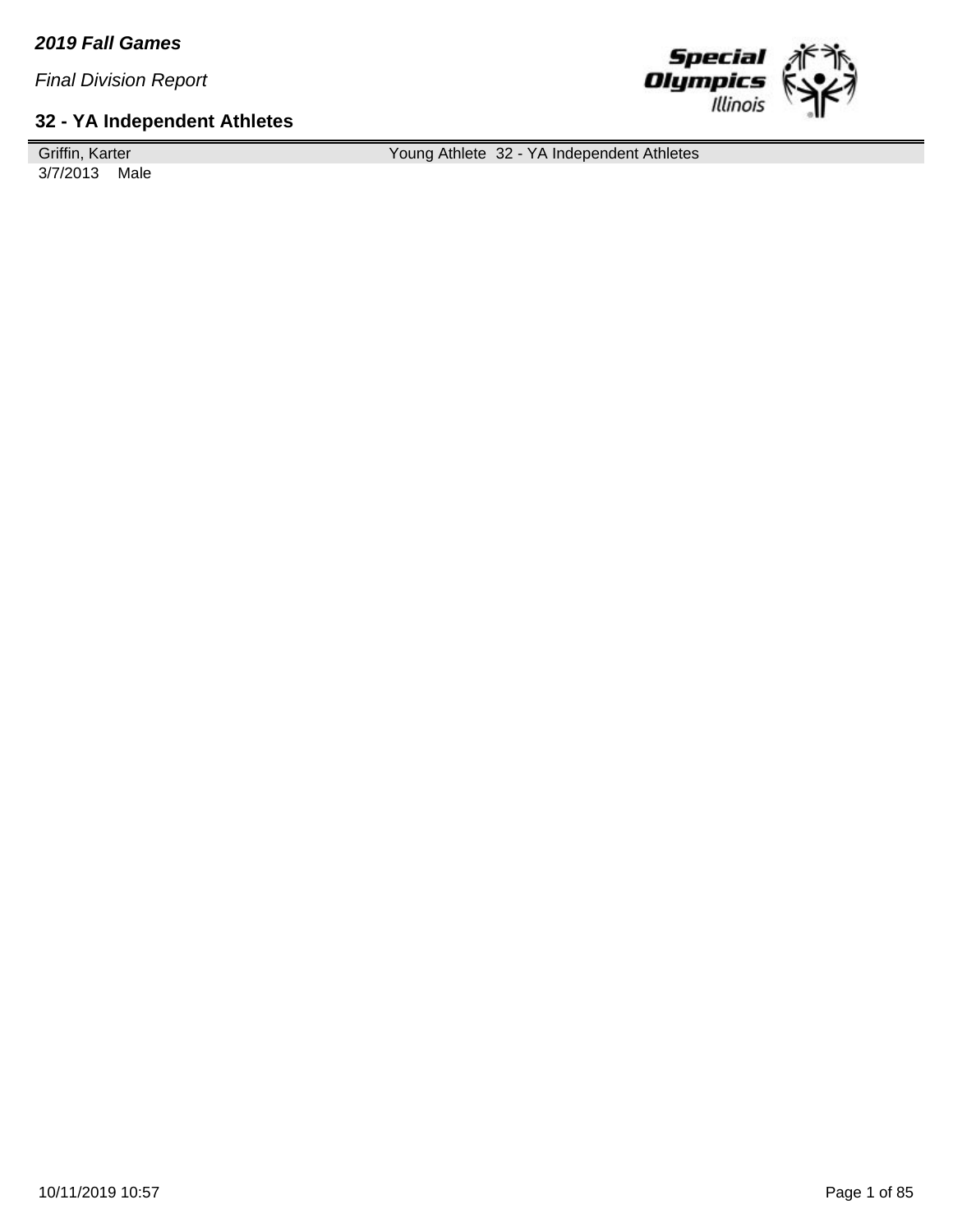***2019 Fall Games***

*Final Division Report*

**32 - YA Independent Athletes**

| Griffin, Karter | Young Athlete 32 - YA Independent Athletes |
|---|---|
| 3/7/2013 Male | |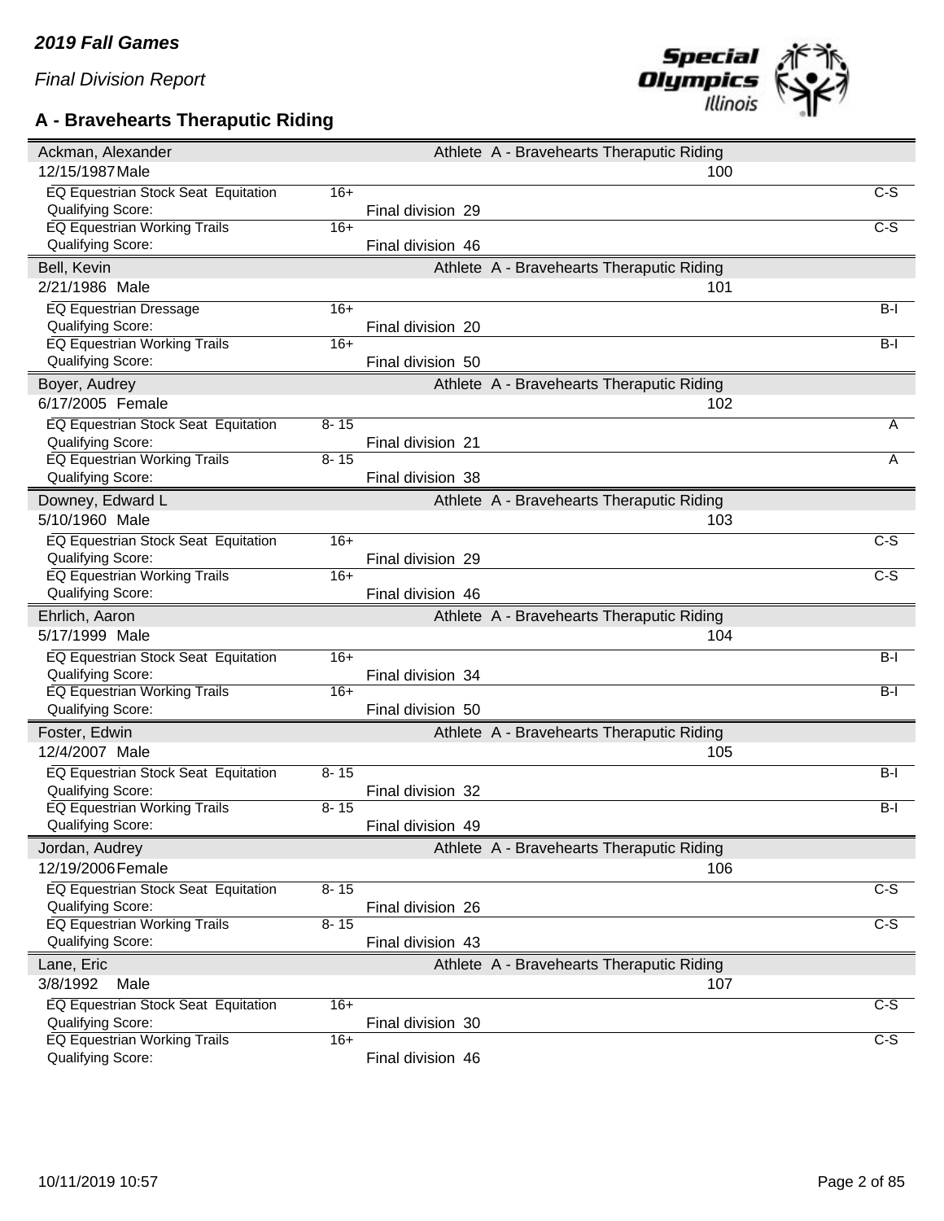*2019 Fall Games*

*Final Division Report*

## A - Bravehearts Theraputic Riding

| Name | | | Role / Delegation | |
|---|---|---|---|---|
| **Ackman, Alexander** | | | Athlete A - Bravehearts Theraputic Riding | |
| 12/15/1987 Male | | | 100 | |
| EQ Equestrian Stock Seat Equitation | 16+ | | | C-S |
| Qualifying Score: | | Final division 29 | | |
| EQ Equestrian Working Trails | 16+ | | | C-S |
| Qualifying Score: | | Final division 46 | | |
| **Bell, Kevin** | | | Athlete A - Bravehearts Theraputic Riding | |
| 2/21/1986 Male | | | 101 | |
| EQ Equestrian Dressage | 16+ | | | B-I |
| Qualifying Score: | | Final division 20 | | |
| EQ Equestrian Working Trails | 16+ | | | B-I |
| Qualifying Score: | | Final division 50 | | |
| **Boyer, Audrey** | | | Athlete A - Bravehearts Theraputic Riding | |
| 6/17/2005 Female | | | 102 | |
| EQ Equestrian Stock Seat Equitation | 8- 15 | | | A |
| Qualifying Score: | | Final division 21 | | |
| EQ Equestrian Working Trails | 8- 15 | | | A |
| Qualifying Score: | | Final division 38 | | |
| **Downey, Edward L** | | | Athlete A - Bravehearts Theraputic Riding | |
| 5/10/1960 Male | | | 103 | |
| EQ Equestrian Stock Seat Equitation | 16+ | | | C-S |
| Qualifying Score: | | Final division 29 | | |
| EQ Equestrian Working Trails | 16+ | | | C-S |
| Qualifying Score: | | Final division 46 | | |
| **Ehrlich, Aaron** | | | Athlete A - Bravehearts Theraputic Riding | |
| 5/17/1999 Male | | | 104 | |
| EQ Equestrian Stock Seat Equitation | 16+ | | | B-I |
| Qualifying Score: | | Final division 34 | | |
| EQ Equestrian Working Trails | 16+ | | | B-I |
| Qualifying Score: | | Final division 50 | | |
| **Foster, Edwin** | | | Athlete A - Bravehearts Theraputic Riding | |
| 12/4/2007 Male | | | 105 | |
| EQ Equestrian Stock Seat Equitation | 8- 15 | | | B-I |
| Qualifying Score: | | Final division 32 | | |
| EQ Equestrian Working Trails | 8- 15 | | | B-I |
| Qualifying Score: | | Final division 49 | | |
| **Jordan, Audrey** | | | Athlete A - Bravehearts Theraputic Riding | |
| 12/19/2006 Female | | | 106 | |
| EQ Equestrian Stock Seat Equitation | 8- 15 | | | C-S |
| Qualifying Score: | | Final division 26 | | |
| EQ Equestrian Working Trails | 8- 15 | | | C-S |
| Qualifying Score: | | Final division 43 | | |
| **Lane, Eric** | | | Athlete A - Bravehearts Theraputic Riding | |
| 3/8/1992 Male | | | 107 | |
| EQ Equestrian Stock Seat Equitation | 16+ | | | C-S |
| Qualifying Score: | | Final division 30 | | |
| EQ Equestrian Working Trails | 16+ | | | C-S |
| Qualifying Score: | | Final division 46 | | |

10/11/2019 10:57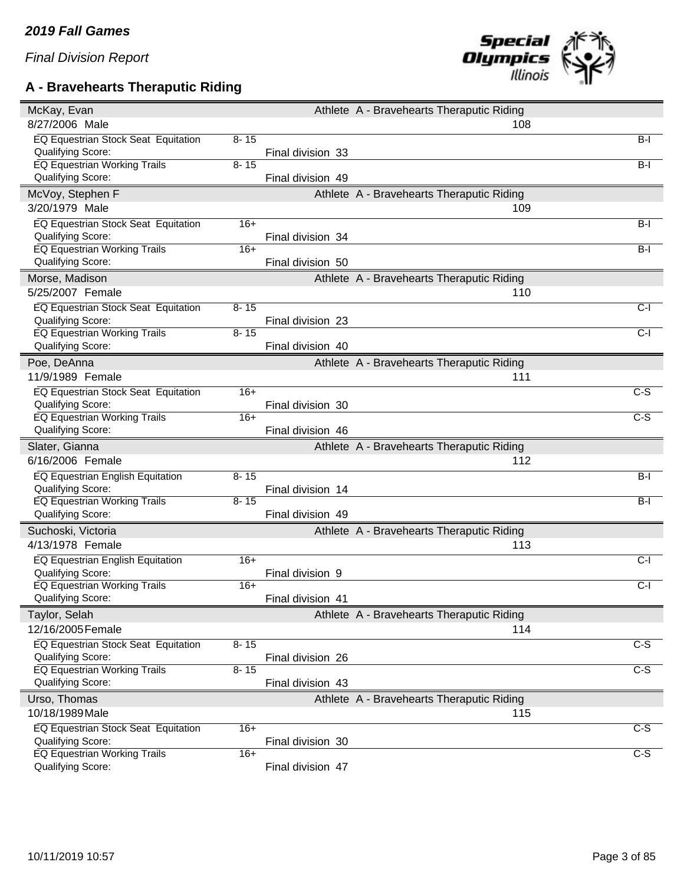*2019 Fall Games*

*Final Division Report*

## A - Bravehearts Theraputic Riding

| | | | | |
|---|---|---|---|---|
| **McKay, Evan** | | | Athlete A - Bravehearts Theraputic Riding | |
| 8/27/2006 Male | | | 108 | |
| EQ Equestrian Stock Seat Equitation | 8- 15 | | | B-I |
| Qualifying Score: | | Final division 33 | | |
| EQ Equestrian Working Trails | 8- 15 | | | B-I |
| Qualifying Score: | | Final division 49 | | |
| **McVoy, Stephen F** | | | Athlete A - Bravehearts Theraputic Riding | |
| 3/20/1979 Male | | | 109 | |
| EQ Equestrian Stock Seat Equitation | 16+ | | | B-I |
| Qualifying Score: | | Final division 34 | | |
| EQ Equestrian Working Trails | 16+ | | | B-I |
| Qualifying Score: | | Final division 50 | | |
| **Morse, Madison** | | | Athlete A - Bravehearts Theraputic Riding | |
| 5/25/2007 Female | | | 110 | |
| EQ Equestrian Stock Seat Equitation | 8- 15 | | | C-I |
| Qualifying Score: | | Final division 23 | | |
| EQ Equestrian Working Trails | 8- 15 | | | C-I |
| Qualifying Score: | | Final division 40 | | |
| **Poe, DeAnna** | | | Athlete A - Bravehearts Theraputic Riding | |
| 11/9/1989 Female | | | 111 | |
| EQ Equestrian Stock Seat Equitation | 16+ | | | C-S |
| Qualifying Score: | | Final division 30 | | |
| EQ Equestrian Working Trails | 16+ | | | C-S |
| Qualifying Score: | | Final division 46 | | |
| **Slater, Gianna** | | | Athlete A - Bravehearts Theraputic Riding | |
| 6/16/2006 Female | | | 112 | |
| EQ Equestrian English Equitation | 8- 15 | | | B-I |
| Qualifying Score: | | Final division 14 | | |
| EQ Equestrian Working Trails | 8- 15 | | | B-I |
| Qualifying Score: | | Final division 49 | | |
| **Suchoski, Victoria** | | | Athlete A - Bravehearts Theraputic Riding | |
| 4/13/1978 Female | | | 113 | |
| EQ Equestrian English Equitation | 16+ | | | C-I |
| Qualifying Score: | | Final division 9 | | |
| EQ Equestrian Working Trails | 16+ | | | C-I |
| Qualifying Score: | | Final division 41 | | |
| **Taylor, Selah** | | | Athlete A - Bravehearts Theraputic Riding | |
| 12/16/2005 Female | | | 114 | |
| EQ Equestrian Stock Seat Equitation | 8- 15 | | | C-S |
| Qualifying Score: | | Final division 26 | | |
| EQ Equestrian Working Trails | 8- 15 | | | C-S |
| Qualifying Score: | | Final division 43 | | |
| **Urso, Thomas** | | | Athlete A - Bravehearts Theraputic Riding | |
| 10/18/1989 Male | | | 115 | |
| EQ Equestrian Stock Seat Equitation | 16+ | | | C-S |
| Qualifying Score: | | Final division 30 | | |
| EQ Equestrian Working Trails | 16+ | | | C-S |
| Qualifying Score: | | Final division 47 | | |

10/11/2019 10:57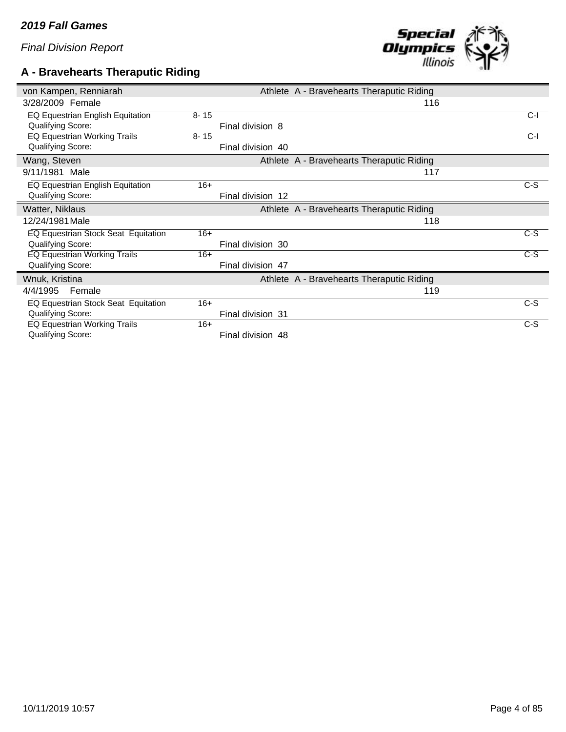*2019 Fall Games*

*Final Division Report*

## A - Bravehearts Theraputic Riding

| von Kampen, Renniarah | | Athlete A - Bravehearts Theraputic Riding | |
|---|---|---|---|
| 3/28/2009 Female | | 116 | |
| EQ Equestrian English Equitation | 8- 15 | | C-I |
| Qualifying Score: | | Final division 8 | |
| EQ Equestrian Working Trails | 8- 15 | | C-I |
| Qualifying Score: | | Final division 40 | |

| Wang, Steven | | Athlete A - Bravehearts Theraputic Riding | |
|---|---|---|---|
| 9/11/1981 Male | | 117 | |
| EQ Equestrian English Equitation | 16+ | | C-S |
| Qualifying Score: | | Final division 12 | |

| Watter, Niklaus | | Athlete A - Bravehearts Theraputic Riding | |
|---|---|---|---|
| 12/24/1981 Male | | 118 | |
| EQ Equestrian Stock Seat Equitation | 16+ | | C-S |
| Qualifying Score: | | Final division 30 | |
| EQ Equestrian Working Trails | 16+ | | C-S |
| Qualifying Score: | | Final division 47 | |

| Wnuk, Kristina | | Athlete A - Bravehearts Theraputic Riding | |
|---|---|---|---|
| 4/4/1995 Female | | 119 | |
| EQ Equestrian Stock Seat Equitation | 16+ | | C-S |
| Qualifying Score: | | Final division 31 | |
| EQ Equestrian Working Trails | 16+ | | C-S |
| Qualifying Score: | | Final division 48 | |

10/11/2019 10:57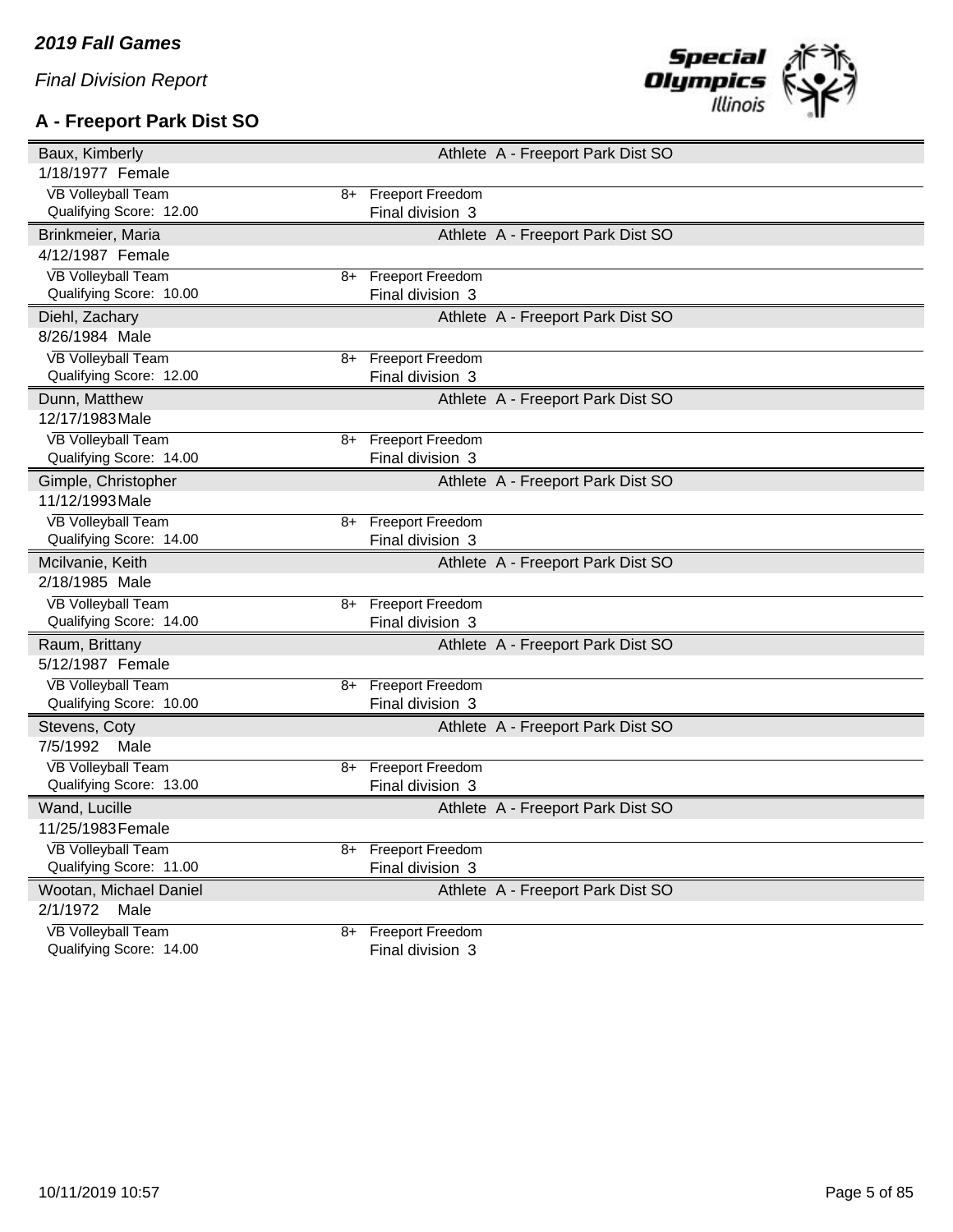*2019 Fall Games*

*Final Division Report*

## A - Freeport Park Dist SO

**Baux, Kimberly** — Athlete A - Freeport Park Dist SO
1/18/1977 Female

| | | |
|---|---|---|
| VB Volleyball Team | 8+ | Freeport Freedom |
| Qualifying Score: 12.00 | | Final division 3 |

**Brinkmeier, Maria** — Athlete A - Freeport Park Dist SO
4/12/1987 Female

| | | |
|---|---|---|
| VB Volleyball Team | 8+ | Freeport Freedom |
| Qualifying Score: 10.00 | | Final division 3 |

**Diehl, Zachary** — Athlete A - Freeport Park Dist SO
8/26/1984 Male

| | | |
|---|---|---|
| VB Volleyball Team | 8+ | Freeport Freedom |
| Qualifying Score: 12.00 | | Final division 3 |

**Dunn, Matthew** — Athlete A - Freeport Park Dist SO
12/17/1983 Male

| | | |
|---|---|---|
| VB Volleyball Team | 8+ | Freeport Freedom |
| Qualifying Score: 14.00 | | Final division 3 |

**Gimple, Christopher** — Athlete A - Freeport Park Dist SO
11/12/1993 Male

| | | |
|---|---|---|
| VB Volleyball Team | 8+ | Freeport Freedom |
| Qualifying Score: 14.00 | | Final division 3 |

**Mcilvanie, Keith** — Athlete A - Freeport Park Dist SO
2/18/1985 Male

| | | |
|---|---|---|
| VB Volleyball Team | 8+ | Freeport Freedom |
| Qualifying Score: 14.00 | | Final division 3 |

**Raum, Brittany** — Athlete A - Freeport Park Dist SO
5/12/1987 Female

| | | |
|---|---|---|
| VB Volleyball Team | 8+ | Freeport Freedom |
| Qualifying Score: 10.00 | | Final division 3 |

**Stevens, Coty** — Athlete A - Freeport Park Dist SO
7/5/1992 Male

| | | |
|---|---|---|
| VB Volleyball Team | 8+ | Freeport Freedom |
| Qualifying Score: 13.00 | | Final division 3 |

**Wand, Lucille** — Athlete A - Freeport Park Dist SO
11/25/1983 Female

| | | |
|---|---|---|
| VB Volleyball Team | 8+ | Freeport Freedom |
| Qualifying Score: 11.00 | | Final division 3 |

**Wootan, Michael Daniel** — Athlete A - Freeport Park Dist SO
2/1/1972 Male

| | | |
|---|---|---|
| VB Volleyball Team | 8+ | Freeport Freedom |
| Qualifying Score: 14.00 | | Final division 3 |

10/11/2019 10:57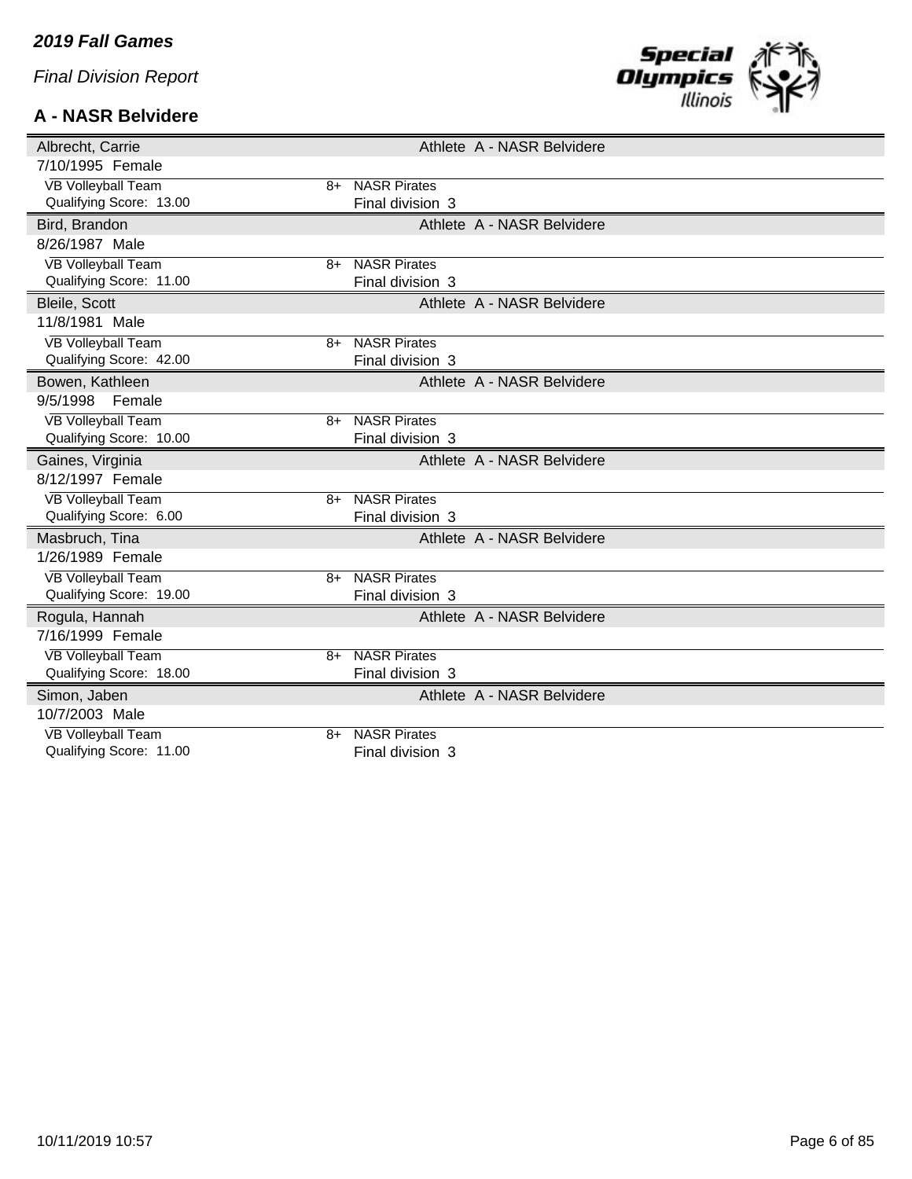*2019 Fall Games*

*Final Division Report*

**A - NASR Belvidere**

| Albrecht, Carrie | | Athlete A - NASR Belvidere |
|---|---|---|
| 7/10/1995 Female | | |
| VB Volleyball Team | 8+ | NASR Pirates |
| Qualifying Score: 13.00 | | Final division 3 |

| Bird, Brandon | | Athlete A - NASR Belvidere |
|---|---|---|
| 8/26/1987 Male | | |
| VB Volleyball Team | 8+ | NASR Pirates |
| Qualifying Score: 11.00 | | Final division 3 |

| Bleile, Scott | | Athlete A - NASR Belvidere |
|---|---|---|
| 11/8/1981 Male | | |
| VB Volleyball Team | 8+ | NASR Pirates |
| Qualifying Score: 42.00 | | Final division 3 |

| Bowen, Kathleen | | Athlete A - NASR Belvidere |
|---|---|---|
| 9/5/1998 Female | | |
| VB Volleyball Team | 8+ | NASR Pirates |
| Qualifying Score: 10.00 | | Final division 3 |

| Gaines, Virginia | | Athlete A - NASR Belvidere |
|---|---|---|
| 8/12/1997 Female | | |
| VB Volleyball Team | 8+ | NASR Pirates |
| Qualifying Score: 6.00 | | Final division 3 |

| Masbruch, Tina | | Athlete A - NASR Belvidere |
|---|---|---|
| 1/26/1989 Female | | |
| VB Volleyball Team | 8+ | NASR Pirates |
| Qualifying Score: 19.00 | | Final division 3 |

| Rogula, Hannah | | Athlete A - NASR Belvidere |
|---|---|---|
| 7/16/1999 Female | | |
| VB Volleyball Team | 8+ | NASR Pirates |
| Qualifying Score: 18.00 | | Final division 3 |

| Simon, Jaben | | Athlete A - NASR Belvidere |
|---|---|---|
| 10/7/2003 Male | | |
| VB Volleyball Team | 8+ | NASR Pirates |
| Qualifying Score: 11.00 | | Final division 3 |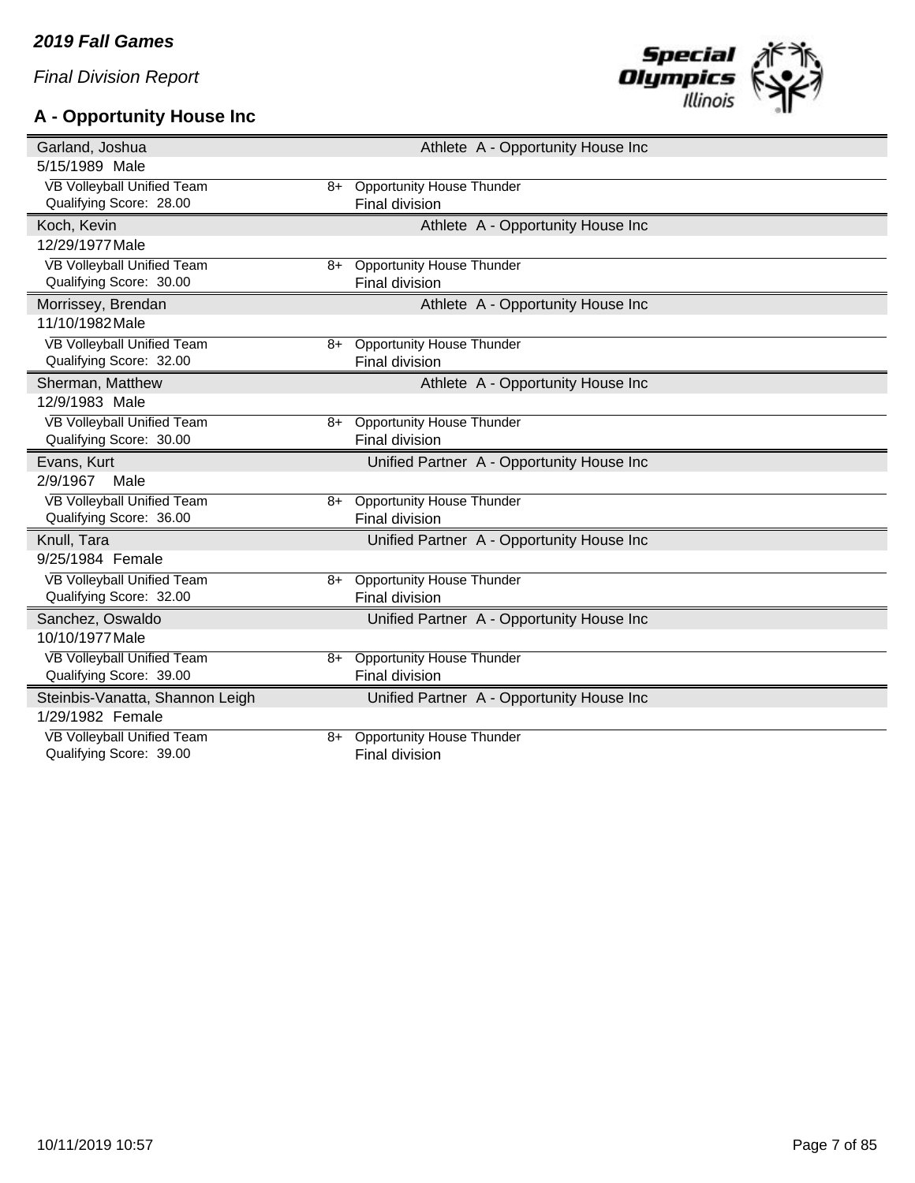## A - Opportunity House Inc

**Garland, Joshua** — Athlete A - Opportunity House Inc
5/15/1989 Male

| VB Volleyball Unified Team | 8+ | Opportunity House Thunder |
|---|---|---|
| Qualifying Score: 28.00 | | Final division |

**Koch, Kevin** — Athlete A - Opportunity House Inc
12/29/1977 Male

| VB Volleyball Unified Team | 8+ | Opportunity House Thunder |
|---|---|---|
| Qualifying Score: 30.00 | | Final division |

**Morrissey, Brendan** — Athlete A - Opportunity House Inc
11/10/1982 Male

| VB Volleyball Unified Team | 8+ | Opportunity House Thunder |
|---|---|---|
| Qualifying Score: 32.00 | | Final division |

**Sherman, Matthew** — Athlete A - Opportunity House Inc
12/9/1983 Male

| VB Volleyball Unified Team | 8+ | Opportunity House Thunder |
|---|---|---|
| Qualifying Score: 30.00 | | Final division |

**Evans, Kurt** — Unified Partner A - Opportunity House Inc
2/9/1967 Male

| VB Volleyball Unified Team | 8+ | Opportunity House Thunder |
|---|---|---|
| Qualifying Score: 36.00 | | Final division |

**Knull, Tara** — Unified Partner A - Opportunity House Inc
9/25/1984 Female

| VB Volleyball Unified Team | 8+ | Opportunity House Thunder |
|---|---|---|
| Qualifying Score: 32.00 | | Final division |

**Sanchez, Oswaldo** — Unified Partner A - Opportunity House Inc
10/10/1977 Male

| VB Volleyball Unified Team | 8+ | Opportunity House Thunder |
|---|---|---|
| Qualifying Score: 39.00 | | Final division |

**Steinbis-Vanatta, Shannon Leigh** — Unified Partner A - Opportunity House Inc
1/29/1982 Female

| VB Volleyball Unified Team | 8+ | Opportunity House Thunder |
|---|---|---|
| Qualifying Score: 39.00 | | Final division |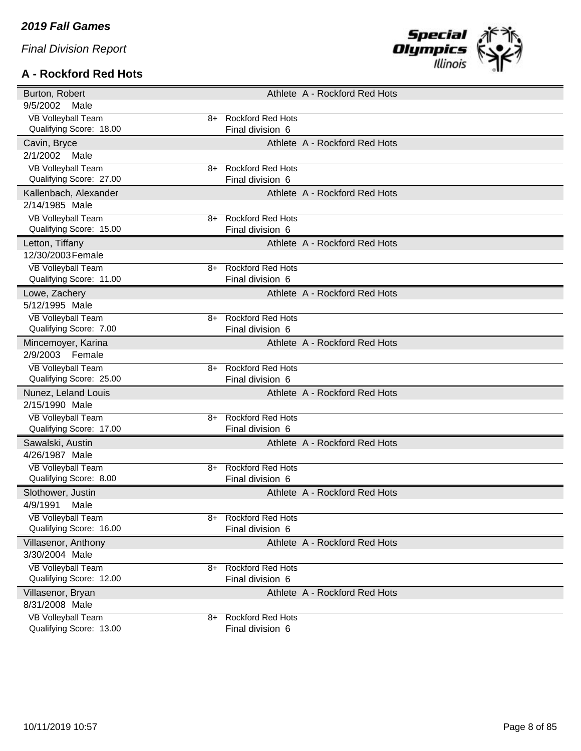*2019 Fall Games*

*Final Division Report*

### A - Rockford Red Hots

| Burton, Robert | | Athlete A - Rockford Red Hots |
|---|---|---|
| 9/5/2002 Male | | |
| VB Volleyball Team | 8+ | Rockford Red Hots |
| Qualifying Score: 18.00 | | Final division 6 |
| **Cavin, Bryce** | | Athlete A - Rockford Red Hots |
| 2/1/2002 Male | | |
| VB Volleyball Team | 8+ | Rockford Red Hots |
| Qualifying Score: 27.00 | | Final division 6 |
| **Kallenbach, Alexander** | | Athlete A - Rockford Red Hots |
| 2/14/1985 Male | | |
| VB Volleyball Team | 8+ | Rockford Red Hots |
| Qualifying Score: 15.00 | | Final division 6 |
| **Letton, Tiffany** | | Athlete A - Rockford Red Hots |
| 12/30/2003 Female | | |
| VB Volleyball Team | 8+ | Rockford Red Hots |
| Qualifying Score: 11.00 | | Final division 6 |
| **Lowe, Zachery** | | Athlete A - Rockford Red Hots |
| 5/12/1995 Male | | |
| VB Volleyball Team | 8+ | Rockford Red Hots |
| Qualifying Score: 7.00 | | Final division 6 |
| **Mincemoyer, Karina** | | Athlete A - Rockford Red Hots |
| 2/9/2003 Female | | |
| VB Volleyball Team | 8+ | Rockford Red Hots |
| Qualifying Score: 25.00 | | Final division 6 |
| **Nunez, Leland Louis** | | Athlete A - Rockford Red Hots |
| 2/15/1990 Male | | |
| VB Volleyball Team | 8+ | Rockford Red Hots |
| Qualifying Score: 17.00 | | Final division 6 |
| **Sawalski, Austin** | | Athlete A - Rockford Red Hots |
| 4/26/1987 Male | | |
| VB Volleyball Team | 8+ | Rockford Red Hots |
| Qualifying Score: 8.00 | | Final division 6 |
| **Slothower, Justin** | | Athlete A - Rockford Red Hots |
| 4/9/1991 Male | | |
| VB Volleyball Team | 8+ | Rockford Red Hots |
| Qualifying Score: 16.00 | | Final division 6 |
| **Villasenor, Anthony** | | Athlete A - Rockford Red Hots |
| 3/30/2004 Male | | |
| VB Volleyball Team | 8+ | Rockford Red Hots |
| Qualifying Score: 12.00 | | Final division 6 |
| **Villasenor, Bryan** | | Athlete A - Rockford Red Hots |
| 8/31/2008 Male | | |
| VB Volleyball Team | 8+ | Rockford Red Hots |
| Qualifying Score: 13.00 | | Final division 6 |

10/11/2019 10:57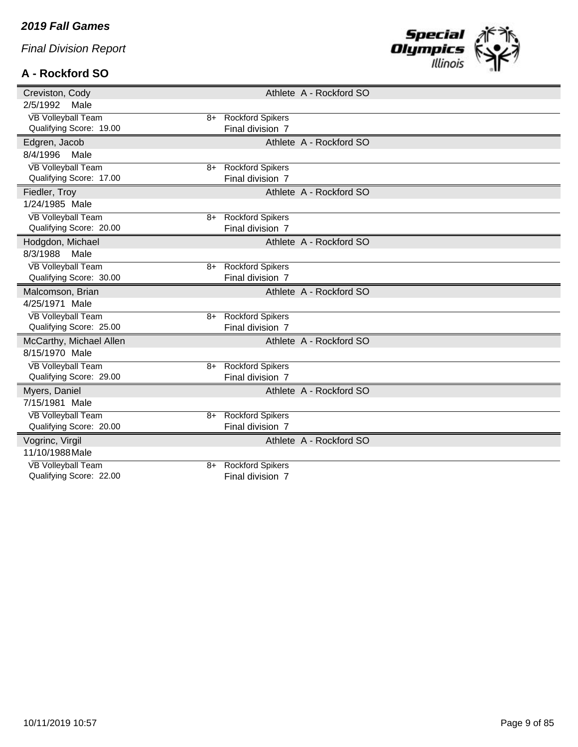*2019 Fall Games*

*Final Division Report*

## A - Rockford SO

| Name | | Athlete | Agency |
|---|---|---|---|
| Creviston, Cody | | Athlete | A - Rockford SO |
| 2/5/1992 Male | | | |
| VB Volleyball Team | 8+ | Rockford Spikers | |
| Qualifying Score: 19.00 | | Final division 7 | |
| Edgren, Jacob | | Athlete | A - Rockford SO |
| 8/4/1996 Male | | | |
| VB Volleyball Team | 8+ | Rockford Spikers | |
| Qualifying Score: 17.00 | | Final division 7 | |
| Fiedler, Troy | | Athlete | A - Rockford SO |
| 1/24/1985 Male | | | |
| VB Volleyball Team | 8+ | Rockford Spikers | |
| Qualifying Score: 20.00 | | Final division 7 | |
| Hodgdon, Michael | | Athlete | A - Rockford SO |
| 8/3/1988 Male | | | |
| VB Volleyball Team | 8+ | Rockford Spikers | |
| Qualifying Score: 30.00 | | Final division 7 | |
| Malcomson, Brian | | Athlete | A - Rockford SO |
| 4/25/1971 Male | | | |
| VB Volleyball Team | 8+ | Rockford Spikers | |
| Qualifying Score: 25.00 | | Final division 7 | |
| McCarthy, Michael Allen | | Athlete | A - Rockford SO |
| 8/15/1970 Male | | | |
| VB Volleyball Team | 8+ | Rockford Spikers | |
| Qualifying Score: 29.00 | | Final division 7 | |
| Myers, Daniel | | Athlete | A - Rockford SO |
| 7/15/1981 Male | | | |
| VB Volleyball Team | 8+ | Rockford Spikers | |
| Qualifying Score: 20.00 | | Final division 7 | |
| Vogrinc, Virgil | | Athlete | A - Rockford SO |
| 11/10/1988 Male | | | |
| VB Volleyball Team | 8+ | Rockford Spikers | |
| Qualifying Score: 22.00 | | Final division 7 | |

10/11/2019 10:57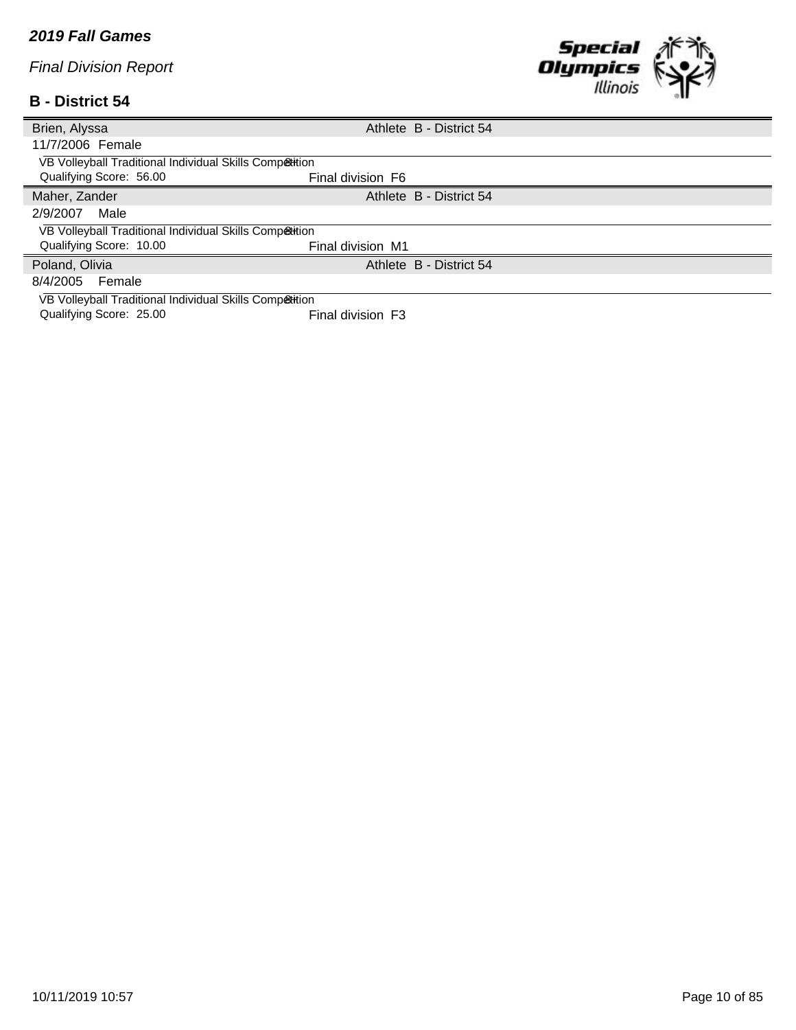*2019 Fall Games*

*Final Division Report*

## B - District 54

| Brien, Alyssa | Athlete B - District 54 |
|---|---|
| 11/7/2006 Female | |
| VB Volleyball Traditional Individual Skills Competition | |
| Qualifying Score: 56.00 | Final division F6 |

| Maher, Zander | Athlete B - District 54 |
|---|---|
| 2/9/2007 Male | |
| VB Volleyball Traditional Individual Skills Competition | |
| Qualifying Score: 10.00 | Final division M1 |

| Poland, Olivia | Athlete B - District 54 |
|---|---|
| 8/4/2005 Female | |
| VB Volleyball Traditional Individual Skills Competition | |
| Qualifying Score: 25.00 | Final division F3 |

10/11/2019 10:57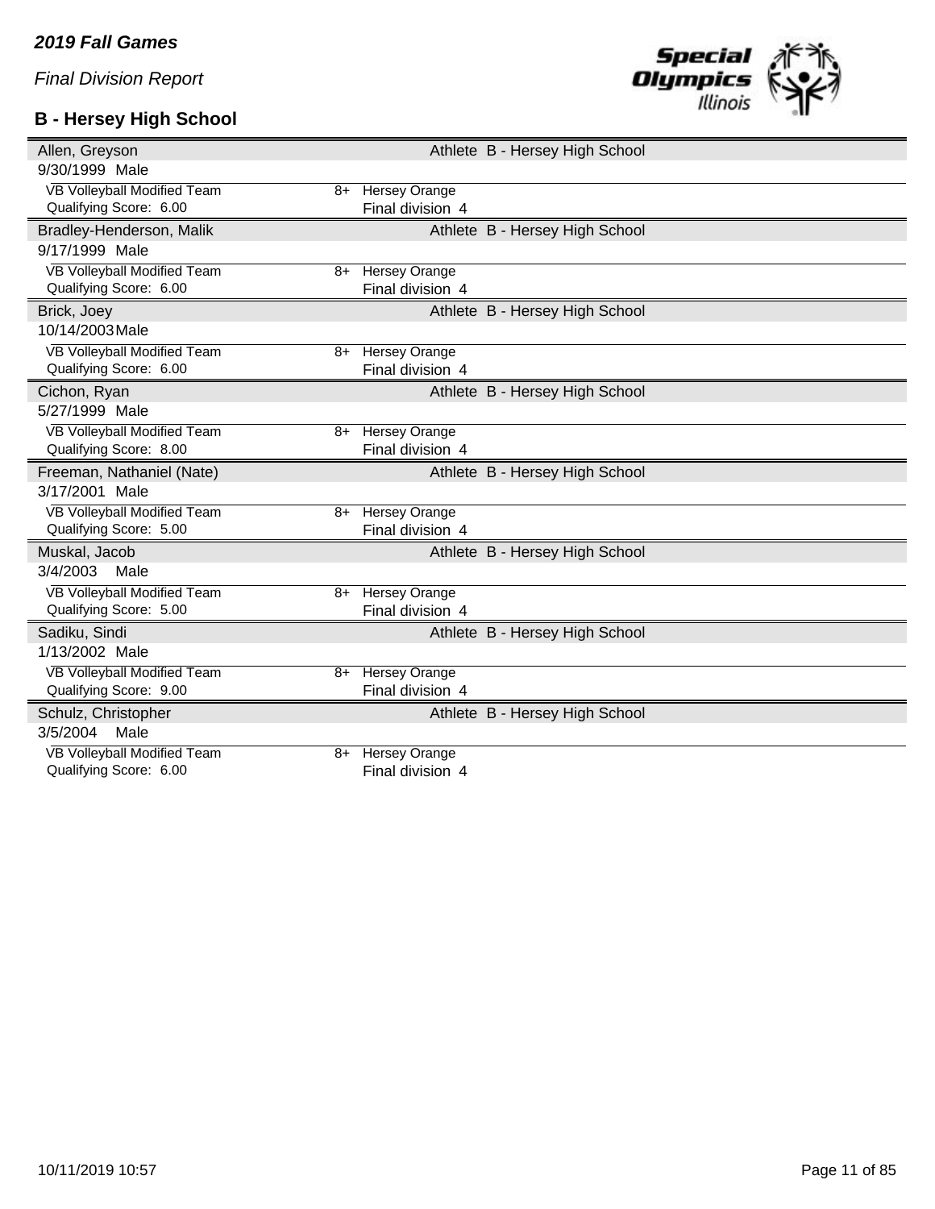*2019 Fall Games*

*Final Division Report*

## B - Hersey High School

| Name | | Role |
|---|---|---|
| Allen, Greyson | | Athlete B - Hersey High School |
| 9/30/1999 Male | | |
| VB Volleyball Modified Team | 8+ | Hersey Orange |
| Qualifying Score: 6.00 | | Final division 4 |
| Bradley-Henderson, Malik | | Athlete B - Hersey High School |
| 9/17/1999 Male | | |
| VB Volleyball Modified Team | 8+ | Hersey Orange |
| Qualifying Score: 6.00 | | Final division 4 |
| Brick, Joey | | Athlete B - Hersey High School |
| 10/14/2003 Male | | |
| VB Volleyball Modified Team | 8+ | Hersey Orange |
| Qualifying Score: 6.00 | | Final division 4 |
| Cichon, Ryan | | Athlete B - Hersey High School |
| 5/27/1999 Male | | |
| VB Volleyball Modified Team | 8+ | Hersey Orange |
| Qualifying Score: 8.00 | | Final division 4 |
| Freeman, Nathaniel (Nate) | | Athlete B - Hersey High School |
| 3/17/2001 Male | | |
| VB Volleyball Modified Team | 8+ | Hersey Orange |
| Qualifying Score: 5.00 | | Final division 4 |
| Muskal, Jacob | | Athlete B - Hersey High School |
| 3/4/2003 Male | | |
| VB Volleyball Modified Team | 8+ | Hersey Orange |
| Qualifying Score: 5.00 | | Final division 4 |
| Sadiku, Sindi | | Athlete B - Hersey High School |
| 1/13/2002 Male | | |
| VB Volleyball Modified Team | 8+ | Hersey Orange |
| Qualifying Score: 9.00 | | Final division 4 |
| Schulz, Christopher | | Athlete B - Hersey High School |
| 3/5/2004 Male | | |
| VB Volleyball Modified Team | 8+ | Hersey Orange |
| Qualifying Score: 6.00 | | Final division 4 |

10/11/2019 10:57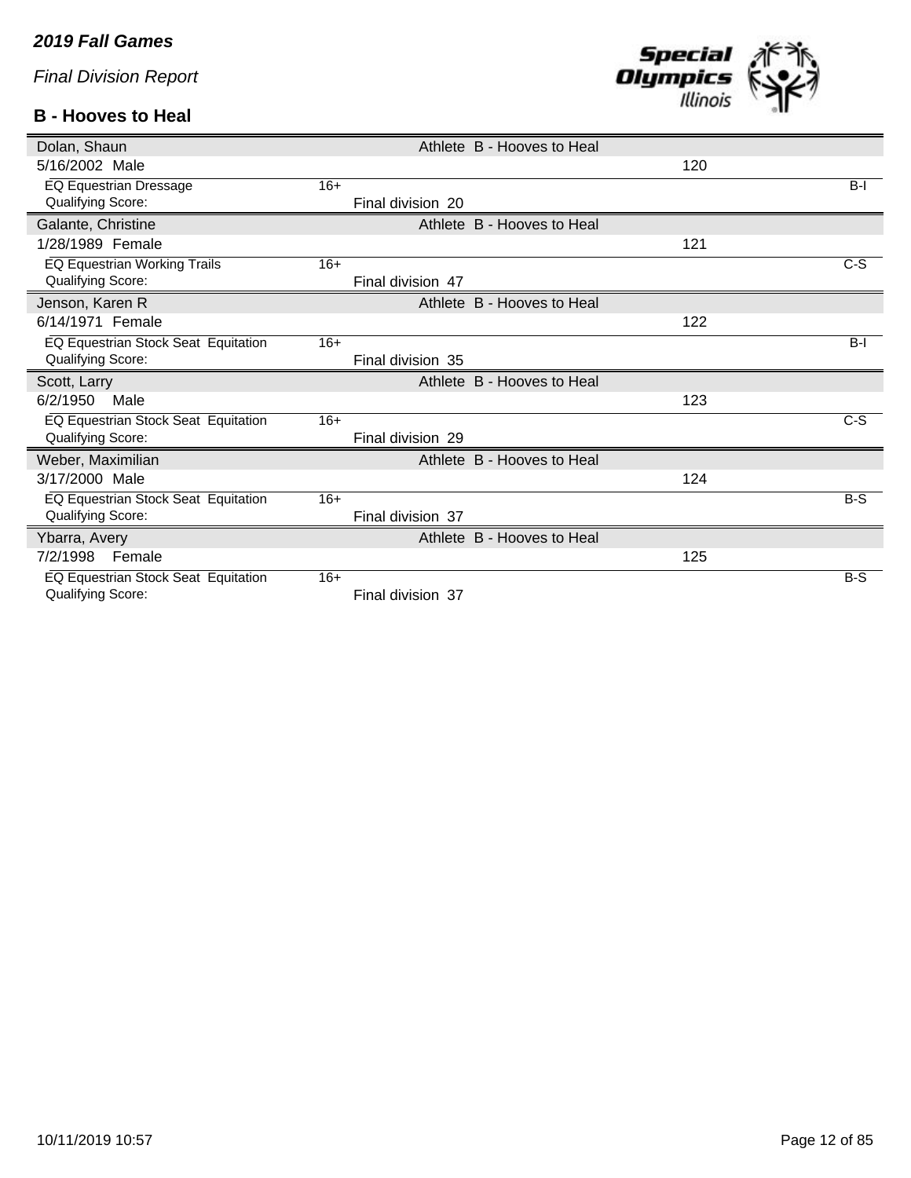*2019 Fall Games*

*Final Division Report*

## B - Hooves to Heal

| Name | | Athlete | Number | Division |
|---|---|---|---|---|
| Dolan, Shaun | | Athlete B - Hooves to Heal | | |
| 5/16/2002 Male | | | 120 | |
| EQ Equestrian Dressage | 16+ | | | B-I |
| Qualifying Score: | | Final division 20 | | |
| Galante, Christine | | Athlete B - Hooves to Heal | | |
| 1/28/1989 Female | | | 121 | |
| EQ Equestrian Working Trails | 16+ | | | C-S |
| Qualifying Score: | | Final division 47 | | |
| Jenson, Karen R | | Athlete B - Hooves to Heal | | |
| 6/14/1971 Female | | | 122 | |
| EQ Equestrian Stock Seat Equitation | 16+ | | | B-I |
| Qualifying Score: | | Final division 35 | | |
| Scott, Larry | | Athlete B - Hooves to Heal | | |
| 6/2/1950 Male | | | 123 | |
| EQ Equestrian Stock Seat Equitation | 16+ | | | C-S |
| Qualifying Score: | | Final division 29 | | |
| Weber, Maximilian | | Athlete B - Hooves to Heal | | |
| 3/17/2000 Male | | | 124 | |
| EQ Equestrian Stock Seat Equitation | 16+ | | | B-S |
| Qualifying Score: | | Final division 37 | | |
| Ybarra, Avery | | Athlete B - Hooves to Heal | | |
| 7/2/1998 Female | | | 125 | |
| EQ Equestrian Stock Seat Equitation | 16+ | | | B-S |
| Qualifying Score: | | Final division 37 | | |

10/11/2019 10:57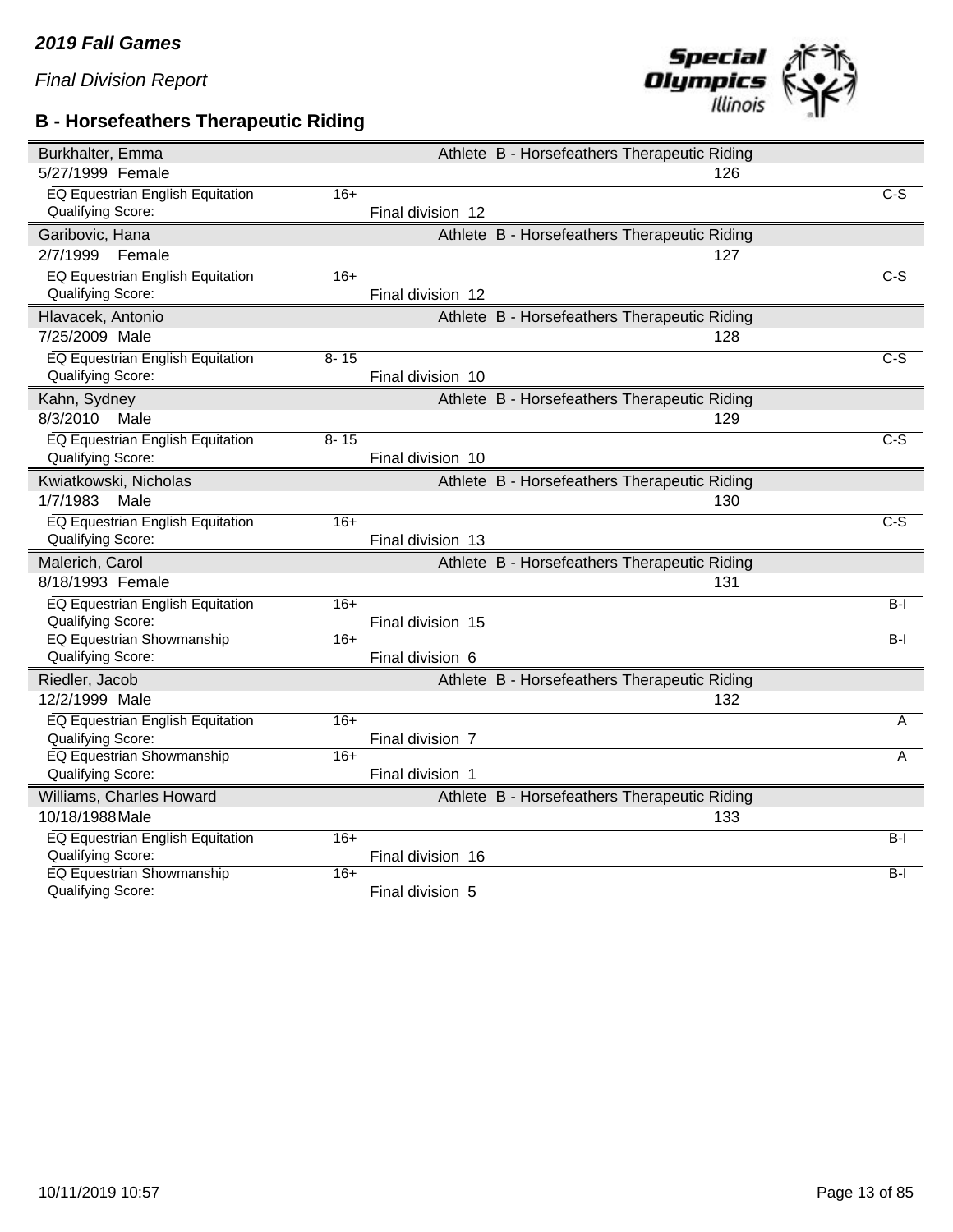*2019 Fall Games*

*Final Division Report*

## B - Horsefeathers Therapeutic Riding

| Name / Event | Age | Division | Details | | Level |
|---|---|---|---|---|---|
| Burkhalter, Emma | | | Athlete B - Horsefeathers Therapeutic Riding | | |
| 5/27/1999 Female | | | | 126 | |
| EQ Equestrian English Equitation | 16+ | | | | C-S |
| Qualifying Score: | | Final division 12 | | | |
| Garibovic, Hana | | | Athlete B - Horsefeathers Therapeutic Riding | | |
| 2/7/1999 Female | | | | 127 | |
| EQ Equestrian English Equitation | 16+ | | | | C-S |
| Qualifying Score: | | Final division 12 | | | |
| Hlavacek, Antonio | | | Athlete B - Horsefeathers Therapeutic Riding | | |
| 7/25/2009 Male | | | | 128 | |
| EQ Equestrian English Equitation | 8- 15 | | | | C-S |
| Qualifying Score: | | Final division 10 | | | |
| Kahn, Sydney | | | Athlete B - Horsefeathers Therapeutic Riding | | |
| 8/3/2010 Male | | | | 129 | |
| EQ Equestrian English Equitation | 8- 15 | | | | C-S |
| Qualifying Score: | | Final division 10 | | | |
| Kwiatkowski, Nicholas | | | Athlete B - Horsefeathers Therapeutic Riding | | |
| 1/7/1983 Male | | | | 130 | |
| EQ Equestrian English Equitation | 16+ | | | | C-S |
| Qualifying Score: | | Final division 13 | | | |
| Malerich, Carol | | | Athlete B - Horsefeathers Therapeutic Riding | | |
| 8/18/1993 Female | | | | 131 | |
| EQ Equestrian English Equitation | 16+ | | | | B-I |
| Qualifying Score: | | Final division 15 | | | |
| EQ Equestrian Showmanship | 16+ | | | | B-I |
| Qualifying Score: | | Final division 6 | | | |
| Riedler, Jacob | | | Athlete B - Horsefeathers Therapeutic Riding | | |
| 12/2/1999 Male | | | | 132 | |
| EQ Equestrian English Equitation | 16+ | | | | A |
| Qualifying Score: | | Final division 7 | | | |
| EQ Equestrian Showmanship | 16+ | | | | A |
| Qualifying Score: | | Final division 1 | | | |
| Williams, Charles Howard | | | Athlete B - Horsefeathers Therapeutic Riding | | |
| 10/18/1988 Male | | | | 133 | |
| EQ Equestrian English Equitation | 16+ | | | | B-I |
| Qualifying Score: | | Final division 16 | | | |
| EQ Equestrian Showmanship | 16+ | | | | B-I |
| Qualifying Score: | | Final division 5 | | | |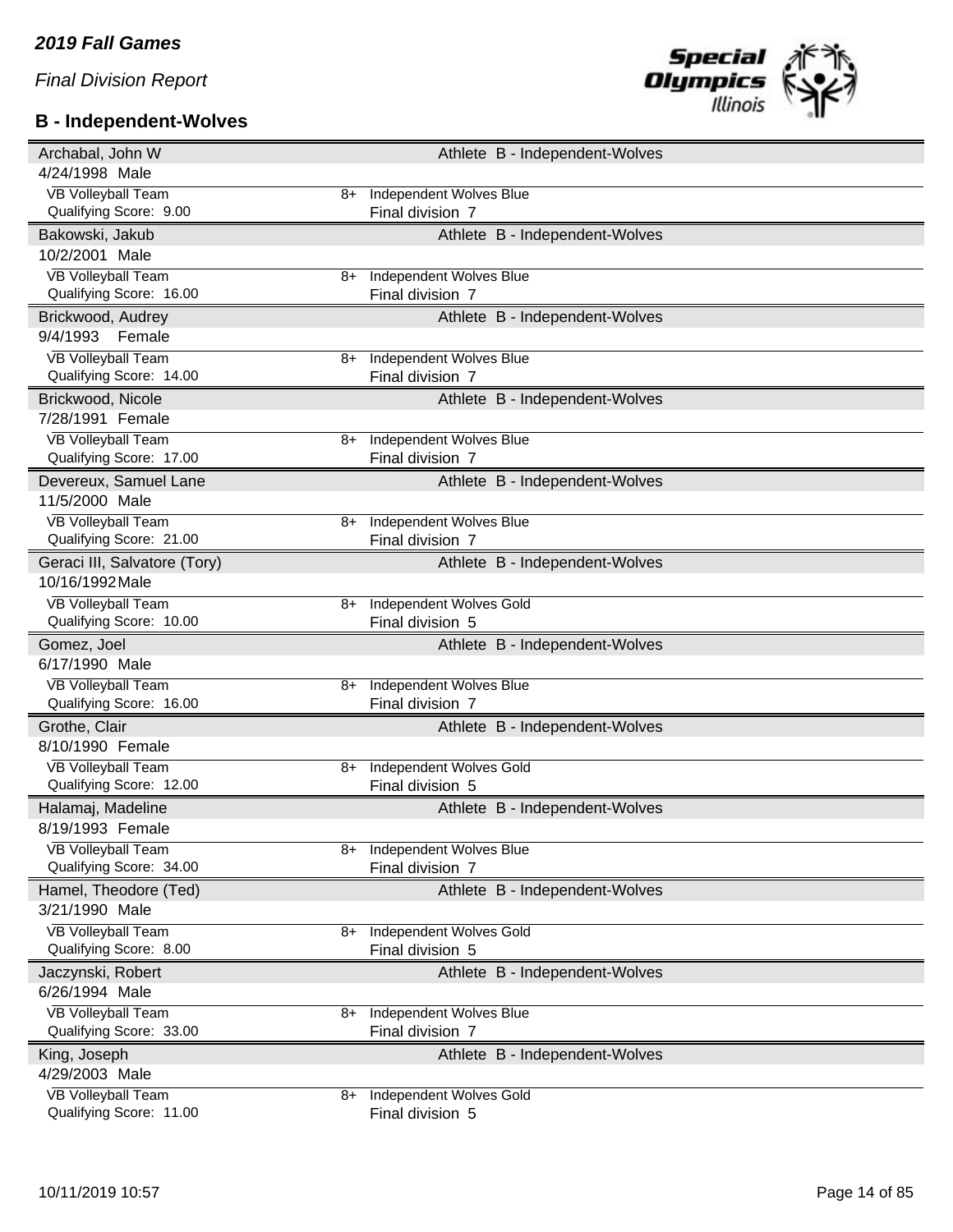*2019 Fall Games*

*Final Division Report*

## B - Independent-Wolves

| Athlete | | | Details |
|---|---|---|---|
| Archabal, John W | 4/24/1998 Male | | Athlete B - Independent-Wolves |
| VB Volleyball Team | Qualifying Score: 9.00 | 8+ | Independent Wolves Blue, Final division 7 |
| Bakowski, Jakub | 10/2/2001 Male | | Athlete B - Independent-Wolves |
| VB Volleyball Team | Qualifying Score: 16.00 | 8+ | Independent Wolves Blue, Final division 7 |
| Brickwood, Audrey | 9/4/1993 Female | | Athlete B - Independent-Wolves |
| VB Volleyball Team | Qualifying Score: 14.00 | 8+ | Independent Wolves Blue, Final division 7 |
| Brickwood, Nicole | 7/28/1991 Female | | Athlete B - Independent-Wolves |
| VB Volleyball Team | Qualifying Score: 17.00 | 8+ | Independent Wolves Blue, Final division 7 |
| Devereux, Samuel Lane | 11/5/2000 Male | | Athlete B - Independent-Wolves |
| VB Volleyball Team | Qualifying Score: 21.00 | 8+ | Independent Wolves Blue, Final division 7 |
| Geraci III, Salvatore (Tory) | 10/16/1992 Male | | Athlete B - Independent-Wolves |
| VB Volleyball Team | Qualifying Score: 10.00 | 8+ | Independent Wolves Gold, Final division 5 |
| Gomez, Joel | 6/17/1990 Male | | Athlete B - Independent-Wolves |
| VB Volleyball Team | Qualifying Score: 16.00 | 8+ | Independent Wolves Blue, Final division 7 |
| Grothe, Clair | 8/10/1990 Female | | Athlete B - Independent-Wolves |
| VB Volleyball Team | Qualifying Score: 12.00 | 8+ | Independent Wolves Gold, Final division 5 |
| Halamaj, Madeline | 8/19/1993 Female | | Athlete B - Independent-Wolves |
| VB Volleyball Team | Qualifying Score: 34.00 | 8+ | Independent Wolves Blue, Final division 7 |
| Hamel, Theodore (Ted) | 3/21/1990 Male | | Athlete B - Independent-Wolves |
| VB Volleyball Team | Qualifying Score: 8.00 | 8+ | Independent Wolves Gold, Final division 5 |
| Jaczynski, Robert | 6/26/1994 Male | | Athlete B - Independent-Wolves |
| VB Volleyball Team | Qualifying Score: 33.00 | 8+ | Independent Wolves Blue, Final division 7 |
| King, Joseph | 4/29/2003 Male | | Athlete B - Independent-Wolves |
| VB Volleyball Team | Qualifying Score: 11.00 | 8+ | Independent Wolves Gold, Final division 5 |

10/11/2019 10:57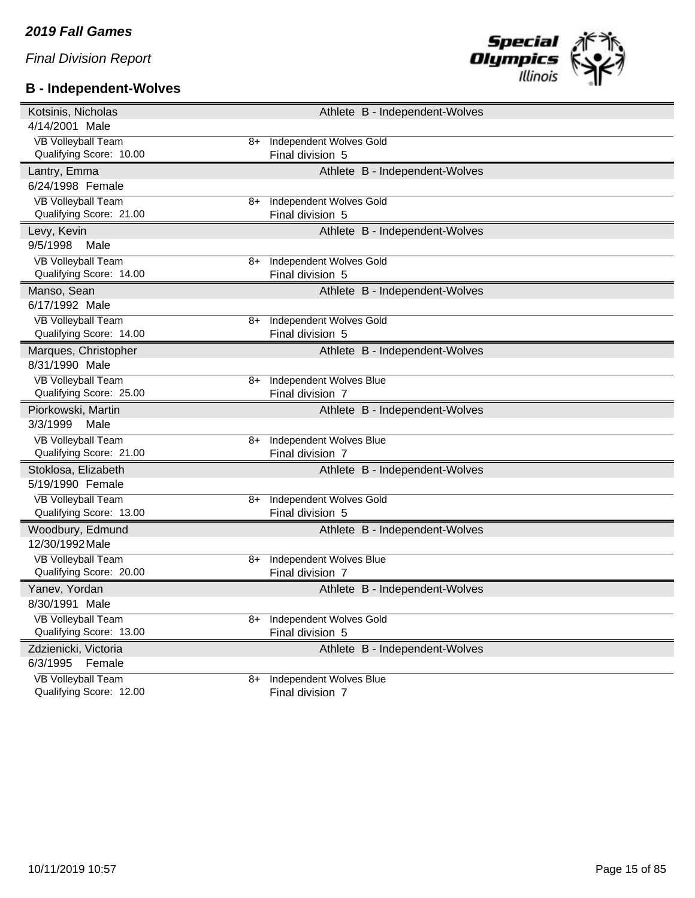*2019 Fall Games*

*Final Division Report*

## B - Independent-Wolves

| Athlete | | | |
|---|---|---|---|
| Kotsinis, Nicholas | | Athlete B - Independent-Wolves | |
| 4/14/2001 Male | | | |
| VB Volleyball Team | 8+ | Independent Wolves Gold | |
| Qualifying Score: 10.00 | | Final division 5 | |
| Lantry, Emma | | Athlete B - Independent-Wolves | |
| 6/24/1998 Female | | | |
| VB Volleyball Team | 8+ | Independent Wolves Gold | |
| Qualifying Score: 21.00 | | Final division 5 | |
| Levy, Kevin | | Athlete B - Independent-Wolves | |
| 9/5/1998 Male | | | |
| VB Volleyball Team | 8+ | Independent Wolves Gold | |
| Qualifying Score: 14.00 | | Final division 5 | |
| Manso, Sean | | Athlete B - Independent-Wolves | |
| 6/17/1992 Male | | | |
| VB Volleyball Team | 8+ | Independent Wolves Gold | |
| Qualifying Score: 14.00 | | Final division 5 | |
| Marques, Christopher | | Athlete B - Independent-Wolves | |
| 8/31/1990 Male | | | |
| VB Volleyball Team | 8+ | Independent Wolves Blue | |
| Qualifying Score: 25.00 | | Final division 7 | |
| Piorkowski, Martin | | Athlete B - Independent-Wolves | |
| 3/3/1999 Male | | | |
| VB Volleyball Team | 8+ | Independent Wolves Blue | |
| Qualifying Score: 21.00 | | Final division 7 | |
| Stoklosa, Elizabeth | | Athlete B - Independent-Wolves | |
| 5/19/1990 Female | | | |
| VB Volleyball Team | 8+ | Independent Wolves Gold | |
| Qualifying Score: 13.00 | | Final division 5 | |
| Woodbury, Edmund | | Athlete B - Independent-Wolves | |
| 12/30/1992 Male | | | |
| VB Volleyball Team | 8+ | Independent Wolves Blue | |
| Qualifying Score: 20.00 | | Final division 7 | |
| Yanev, Yordan | | Athlete B - Independent-Wolves | |
| 8/30/1991 Male | | | |
| VB Volleyball Team | 8+ | Independent Wolves Gold | |
| Qualifying Score: 13.00 | | Final division 5 | |
| Zdzienicki, Victoria | | Athlete B - Independent-Wolves | |
| 6/3/1995 Female | | | |
| VB Volleyball Team | 8+ | Independent Wolves Blue | |
| Qualifying Score: 12.00 | | Final division 7 | |

10/11/2019 10:57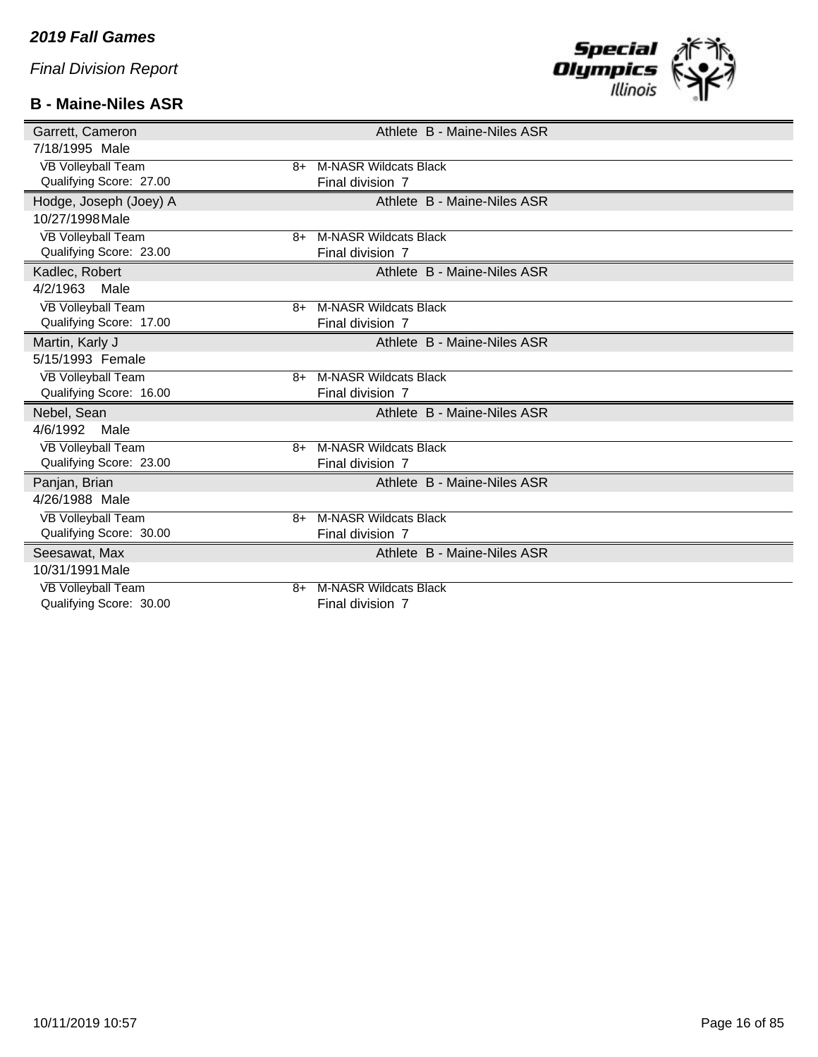*2019 Fall Games*

*Final Division Report*

### B - Maine-Niles ASR

| Athlete | | Details |
|---|---|---|
| Garrett, Cameron | | Athlete B - Maine-Niles ASR |
| 7/18/1995 Male | | |
| VB Volleyball Team | 8+ | M-NASR Wildcats Black |
| Qualifying Score: 27.00 | | Final division 7 |
| Hodge, Joseph (Joey) A | | Athlete B - Maine-Niles ASR |
| 10/27/1998 Male | | |
| VB Volleyball Team | 8+ | M-NASR Wildcats Black |
| Qualifying Score: 23.00 | | Final division 7 |
| Kadlec, Robert | | Athlete B - Maine-Niles ASR |
| 4/2/1963 Male | | |
| VB Volleyball Team | 8+ | M-NASR Wildcats Black |
| Qualifying Score: 17.00 | | Final division 7 |
| Martin, Karly J | | Athlete B - Maine-Niles ASR |
| 5/15/1993 Female | | |
| VB Volleyball Team | 8+ | M-NASR Wildcats Black |
| Qualifying Score: 16.00 | | Final division 7 |
| Nebel, Sean | | Athlete B - Maine-Niles ASR |
| 4/6/1992 Male | | |
| VB Volleyball Team | 8+ | M-NASR Wildcats Black |
| Qualifying Score: 23.00 | | Final division 7 |
| Panjan, Brian | | Athlete B - Maine-Niles ASR |
| 4/26/1988 Male | | |
| VB Volleyball Team | 8+ | M-NASR Wildcats Black |
| Qualifying Score: 30.00 | | Final division 7 |
| Seesawat, Max | | Athlete B - Maine-Niles ASR |
| 10/31/1991 Male | | |
| VB Volleyball Team | 8+ | M-NASR Wildcats Black |
| Qualifying Score: 30.00 | | Final division 7 |

10/11/2019 10:57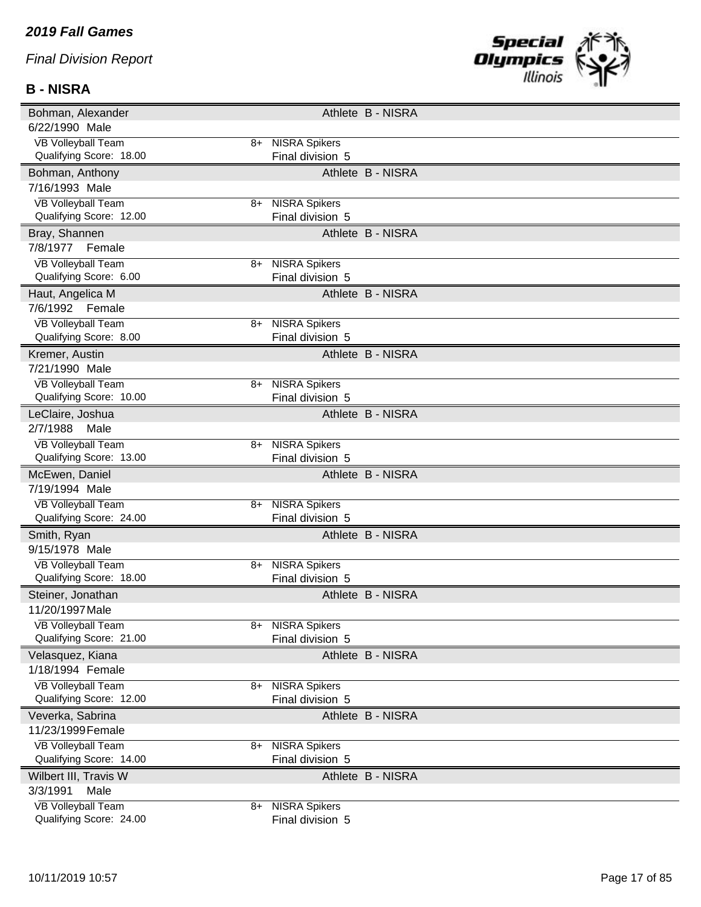*2019 Fall Games*

*Final Division Report*

## B - NISRA

| Name | | Type | Agency |
|---|---|---|---|
| Bohman, Alexander | | Athlete | B - NISRA |
| 6/22/1990 Male | | | |
| VB Volleyball Team | 8+ | NISRA Spikers | |
| Qualifying Score: 18.00 | | Final division 5 | |
| Bohman, Anthony | | Athlete | B - NISRA |
| 7/16/1993 Male | | | |
| VB Volleyball Team | 8+ | NISRA Spikers | |
| Qualifying Score: 12.00 | | Final division 5 | |
| Bray, Shannen | | Athlete | B - NISRA |
| 7/8/1977 Female | | | |
| VB Volleyball Team | 8+ | NISRA Spikers | |
| Qualifying Score: 6.00 | | Final division 5 | |
| Haut, Angelica M | | Athlete | B - NISRA |
| 7/6/1992 Female | | | |
| VB Volleyball Team | 8+ | NISRA Spikers | |
| Qualifying Score: 8.00 | | Final division 5 | |
| Kremer, Austin | | Athlete | B - NISRA |
| 7/21/1990 Male | | | |
| VB Volleyball Team | 8+ | NISRA Spikers | |
| Qualifying Score: 10.00 | | Final division 5 | |
| LeClaire, Joshua | | Athlete | B - NISRA |
| 2/7/1988 Male | | | |
| VB Volleyball Team | 8+ | NISRA Spikers | |
| Qualifying Score: 13.00 | | Final division 5 | |
| McEwen, Daniel | | Athlete | B - NISRA |
| 7/19/1994 Male | | | |
| VB Volleyball Team | 8+ | NISRA Spikers | |
| Qualifying Score: 24.00 | | Final division 5 | |
| Smith, Ryan | | Athlete | B - NISRA |
| 9/15/1978 Male | | | |
| VB Volleyball Team | 8+ | NISRA Spikers | |
| Qualifying Score: 18.00 | | Final division 5 | |
| Steiner, Jonathan | | Athlete | B - NISRA |
| 11/20/1997 Male | | | |
| VB Volleyball Team | 8+ | NISRA Spikers | |
| Qualifying Score: 21.00 | | Final division 5 | |
| Velasquez, Kiana | | Athlete | B - NISRA |
| 1/18/1994 Female | | | |
| VB Volleyball Team | 8+ | NISRA Spikers | |
| Qualifying Score: 12.00 | | Final division 5 | |
| Veverka, Sabrina | | Athlete | B - NISRA |
| 11/23/1999 Female | | | |
| VB Volleyball Team | 8+ | NISRA Spikers | |
| Qualifying Score: 14.00 | | Final division 5 | |
| Wilbert III, Travis W | | Athlete | B - NISRA |
| 3/3/1991 Male | | | |
| VB Volleyball Team | 8+ | NISRA Spikers | |
| Qualifying Score: 24.00 | | Final division 5 | |

10/11/2019 10:57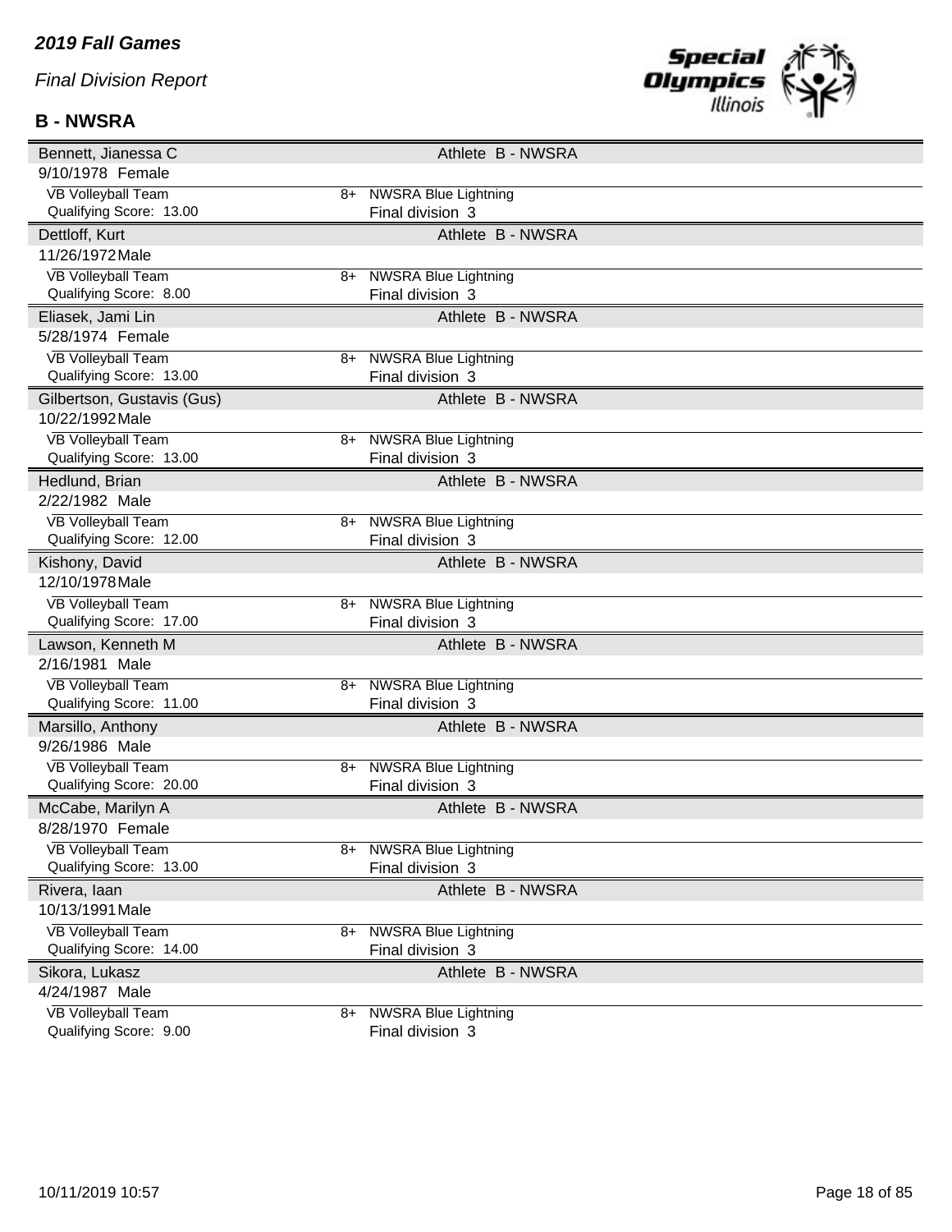*2019 Fall Games*

*Final Division Report*

**B - NWSRA**

| Name | | Team |
|---|---|---|
| Bennett, Jianessa C | | Athlete B - NWSRA |
| 9/10/1978 Female | | |
| VB Volleyball Team | 8+ | NWSRA Blue Lightning |
| Qualifying Score: 13.00 | | Final division 3 |
| Dettloff, Kurt | | Athlete B - NWSRA |
| 11/26/1972 Male | | |
| VB Volleyball Team | 8+ | NWSRA Blue Lightning |
| Qualifying Score: 8.00 | | Final division 3 |
| Eliasek, Jami Lin | | Athlete B - NWSRA |
| 5/28/1974 Female | | |
| VB Volleyball Team | 8+ | NWSRA Blue Lightning |
| Qualifying Score: 13.00 | | Final division 3 |
| Gilbertson, Gustavis (Gus) | | Athlete B - NWSRA |
| 10/22/1992 Male | | |
| VB Volleyball Team | 8+ | NWSRA Blue Lightning |
| Qualifying Score: 13.00 | | Final division 3 |
| Hedlund, Brian | | Athlete B - NWSRA |
| 2/22/1982 Male | | |
| VB Volleyball Team | 8+ | NWSRA Blue Lightning |
| Qualifying Score: 12.00 | | Final division 3 |
| Kishony, David | | Athlete B - NWSRA |
| 12/10/1978 Male | | |
| VB Volleyball Team | 8+ | NWSRA Blue Lightning |
| Qualifying Score: 17.00 | | Final division 3 |
| Lawson, Kenneth M | | Athlete B - NWSRA |
| 2/16/1981 Male | | |
| VB Volleyball Team | 8+ | NWSRA Blue Lightning |
| Qualifying Score: 11.00 | | Final division 3 |
| Marsillo, Anthony | | Athlete B - NWSRA |
| 9/26/1986 Male | | |
| VB Volleyball Team | 8+ | NWSRA Blue Lightning |
| Qualifying Score: 20.00 | | Final division 3 |
| McCabe, Marilyn A | | Athlete B - NWSRA |
| 8/28/1970 Female | | |
| VB Volleyball Team | 8+ | NWSRA Blue Lightning |
| Qualifying Score: 13.00 | | Final division 3 |
| Rivera, Iaan | | Athlete B - NWSRA |
| 10/13/1991 Male | | |
| VB Volleyball Team | 8+ | NWSRA Blue Lightning |
| Qualifying Score: 14.00 | | Final division 3 |
| Sikora, Lukasz | | Athlete B - NWSRA |
| 4/24/1987 Male | | |
| VB Volleyball Team | 8+ | NWSRA Blue Lightning |
| Qualifying Score: 9.00 | | Final division 3 |

10/11/2019 10:57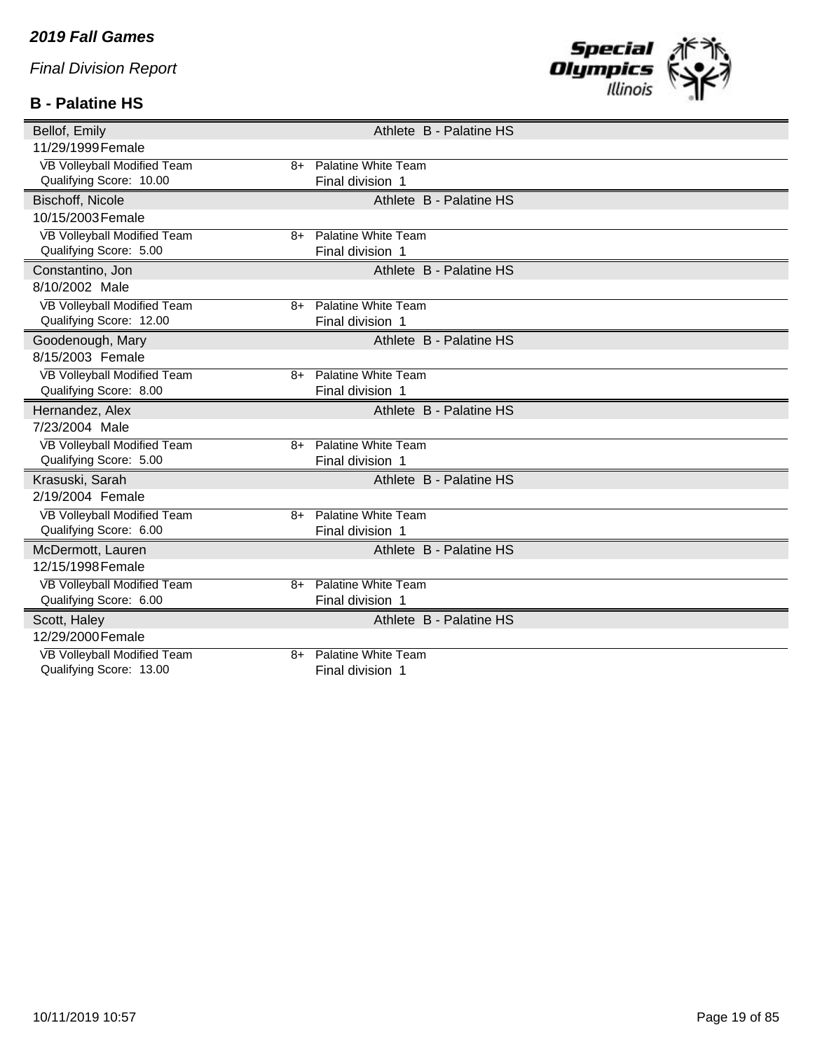***2019 Fall Games***

*Final Division Report*

## B - Palatine HS

| Bellof, Emily | | Athlete B - Palatine HS |
|---|---|---|
| 11/29/1999 Female | | |
| VB Volleyball Modified Team | 8+ | Palatine White Team |
| Qualifying Score: 10.00 | | Final division 1 |
| **Bischoff, Nicole** | | **Athlete B - Palatine HS** |
| 10/15/2003 Female | | |
| VB Volleyball Modified Team | 8+ | Palatine White Team |
| Qualifying Score: 5.00 | | Final division 1 |
| **Constantino, Jon** | | **Athlete B - Palatine HS** |
| 8/10/2002 Male | | |
| VB Volleyball Modified Team | 8+ | Palatine White Team |
| Qualifying Score: 12.00 | | Final division 1 |
| **Goodenough, Mary** | | **Athlete B - Palatine HS** |
| 8/15/2003 Female | | |
| VB Volleyball Modified Team | 8+ | Palatine White Team |
| Qualifying Score: 8.00 | | Final division 1 |
| **Hernandez, Alex** | | **Athlete B - Palatine HS** |
| 7/23/2004 Male | | |
| VB Volleyball Modified Team | 8+ | Palatine White Team |
| Qualifying Score: 5.00 | | Final division 1 |
| **Krasuski, Sarah** | | **Athlete B - Palatine HS** |
| 2/19/2004 Female | | |
| VB Volleyball Modified Team | 8+ | Palatine White Team |
| Qualifying Score: 6.00 | | Final division 1 |
| **McDermott, Lauren** | | **Athlete B - Palatine HS** |
| 12/15/1998 Female | | |
| VB Volleyball Modified Team | 8+ | Palatine White Team |
| Qualifying Score: 6.00 | | Final division 1 |
| **Scott, Haley** | | **Athlete B - Palatine HS** |
| 12/29/2000 Female | | |
| VB Volleyball Modified Team | 8+ | Palatine White Team |
| Qualifying Score: 13.00 | | Final division 1 |

10/11/2019 10:57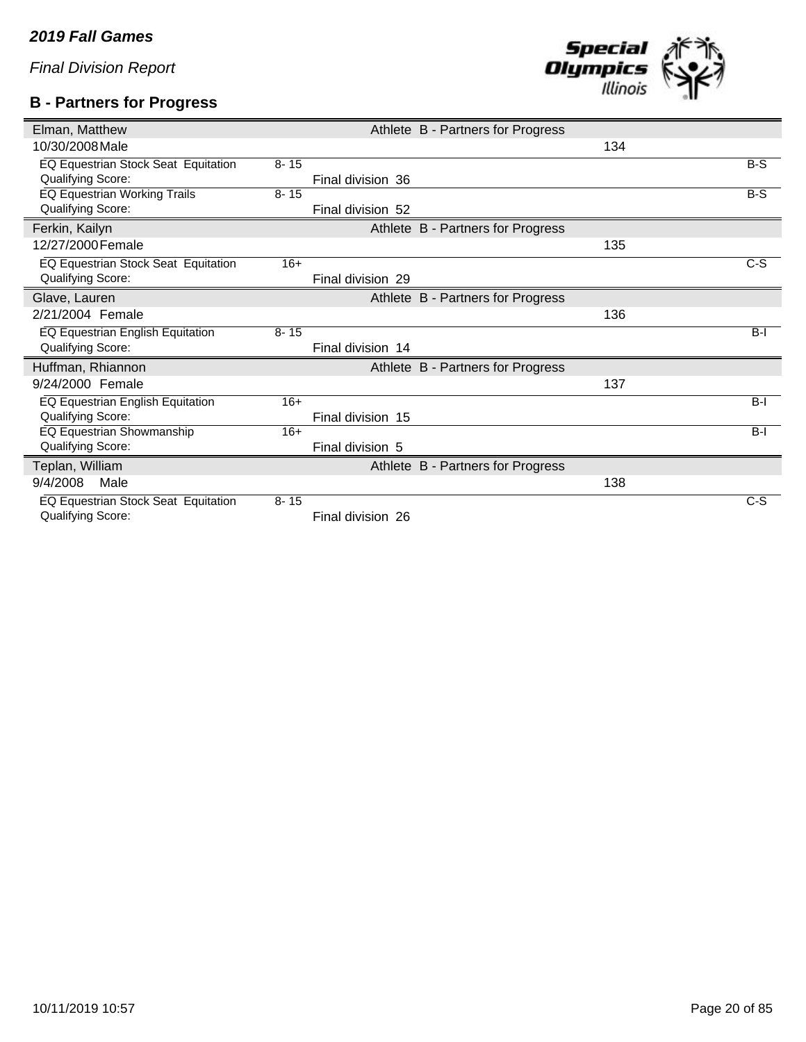*2019 Fall Games*

*Final Division Report*

## B - Partners for Progress

| Name | | | Role | Team | ID | Division |
|---|---|---|---|---|---|---|
| Elman, Matthew | | | Athlete | B - Partners for Progress | | |
| 10/30/2008 Male | | | | | 134 | |
| EQ Equestrian Stock Seat Equitation | 8- 15 | | | | | B-S |
| Qualifying Score: | | Final division 36 | | | | |
| EQ Equestrian Working Trails | 8- 15 | | | | | B-S |
| Qualifying Score: | | Final division 52 | | | | |
| Ferkin, Kailyn | | | Athlete | B - Partners for Progress | | |
| 12/27/2000 Female | | | | | 135 | |
| EQ Equestrian Stock Seat Equitation | 16+ | | | | | C-S |
| Qualifying Score: | | Final division 29 | | | | |
| Glave, Lauren | | | Athlete | B - Partners for Progress | | |
| 2/21/2004 Female | | | | | 136 | |
| EQ Equestrian English Equitation | 8- 15 | | | | | B-I |
| Qualifying Score: | | Final division 14 | | | | |
| Huffman, Rhiannon | | | Athlete | B - Partners for Progress | | |
| 9/24/2000 Female | | | | | 137 | |
| EQ Equestrian English Equitation | 16+ | | | | | B-I |
| Qualifying Score: | | Final division 15 | | | | |
| EQ Equestrian Showmanship | 16+ | | | | | B-I |
| Qualifying Score: | | Final division 5 | | | | |
| Teplan, William | | | Athlete | B - Partners for Progress | | |
| 9/4/2008 Male | | | | | 138 | |
| EQ Equestrian Stock Seat Equitation | 8- 15 | | | | | C-S |
| Qualifying Score: | | Final division 26 | | | | |

10/11/2019 10:57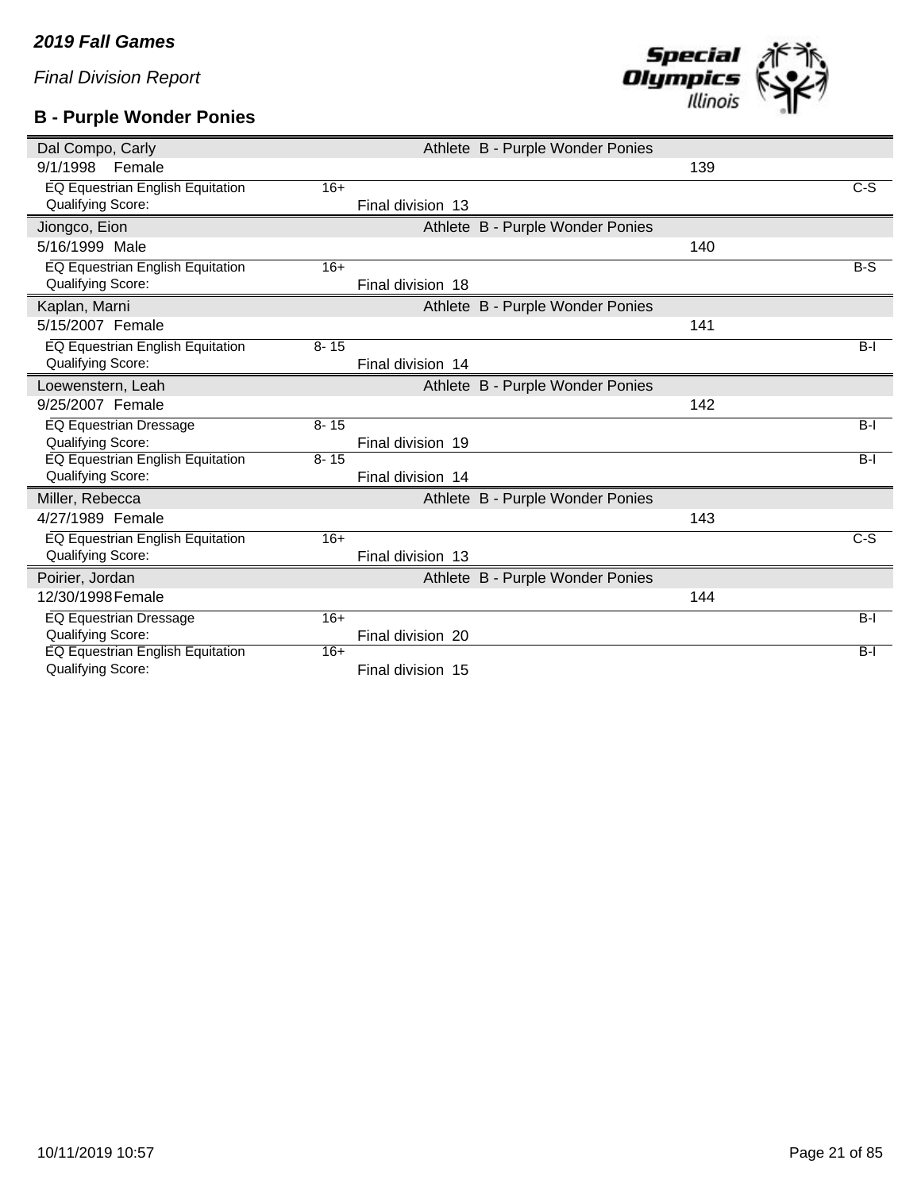*2019 Fall Games*

*Final Division Report*

## B - Purple Wonder Ponies

| Dal Compo, Carly | | Athlete B - Purple Wonder Ponies | | |
|---|---|---|---|---|
| 9/1/1998 Female | | | 139 | |
| EQ Equestrian English Equitation | 16+ | | | C-S |
| Qualifying Score: | | Final division 13 | | |

| Jiongco, Eion | | Athlete B - Purple Wonder Ponies | | |
|---|---|---|---|---|
| 5/16/1999 Male | | | 140 | |
| EQ Equestrian English Equitation | 16+ | | | B-S |
| Qualifying Score: | | Final division 18 | | |

| Kaplan, Marni | | Athlete B - Purple Wonder Ponies | | |
|---|---|---|---|---|
| 5/15/2007 Female | | | 141 | |
| EQ Equestrian English Equitation | 8- 15 | | | B-I |
| Qualifying Score: | | Final division 14 | | |

| Loewenstern, Leah | | Athlete B - Purple Wonder Ponies | | |
|---|---|---|---|---|
| 9/25/2007 Female | | | 142 | |
| EQ Equestrian Dressage | 8- 15 | | | B-I |
| Qualifying Score: | | Final division 19 | | |
| EQ Equestrian English Equitation | 8- 15 | | | B-I |
| Qualifying Score: | | Final division 14 | | |

| Miller, Rebecca | | Athlete B - Purple Wonder Ponies | | |
|---|---|---|---|---|
| 4/27/1989 Female | | | 143 | |
| EQ Equestrian English Equitation | 16+ | | | C-S |
| Qualifying Score: | | Final division 13 | | |

| Poirier, Jordan | | Athlete B - Purple Wonder Ponies | | |
|---|---|---|---|---|
| 12/30/1998 Female | | | 144 | |
| EQ Equestrian Dressage | 16+ | | | B-I |
| Qualifying Score: | | Final division 20 | | |
| EQ Equestrian English Equitation | 16+ | | | B-I |
| Qualifying Score: | | Final division 15 | | |

10/11/2019 10:57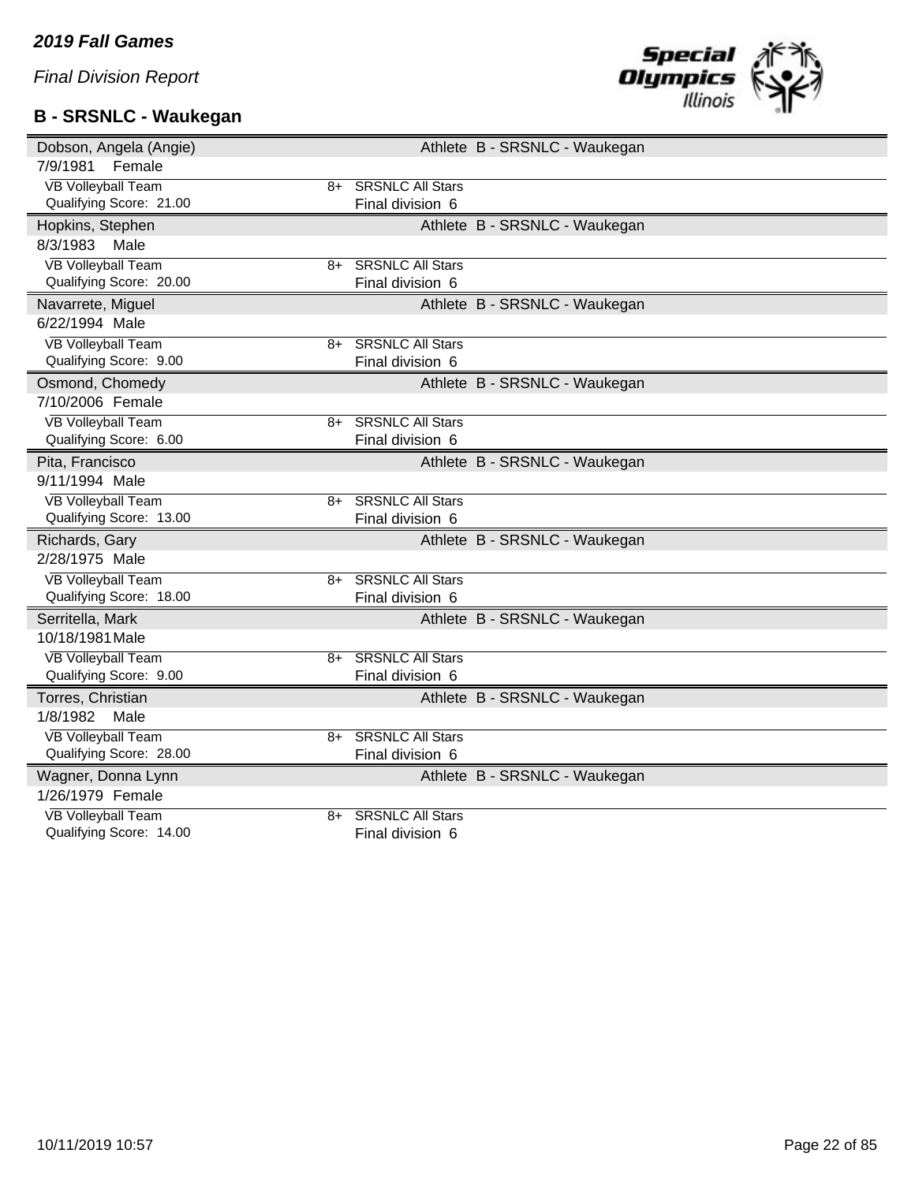*2019 Fall Games*

*Final Division Report*

## B - SRSNLC - Waukegan

| Name | | Athlete | Agency |
|---|---|---|---|
| Dobson, Angela (Angie) | | Athlete | B - SRSNLC - Waukegan |
| 7/9/1981 Female | | | |
| VB Volleyball Team | 8+ | SRSNLC All Stars | |
| Qualifying Score: 21.00 | | Final division 6 | |
| Hopkins, Stephen | | Athlete | B - SRSNLC - Waukegan |
| 8/3/1983 Male | | | |
| VB Volleyball Team | 8+ | SRSNLC All Stars | |
| Qualifying Score: 20.00 | | Final division 6 | |
| Navarrete, Miguel | | Athlete | B - SRSNLC - Waukegan |
| 6/22/1994 Male | | | |
| VB Volleyball Team | 8+ | SRSNLC All Stars | |
| Qualifying Score: 9.00 | | Final division 6 | |
| Osmond, Chomedy | | Athlete | B - SRSNLC - Waukegan |
| 7/10/2006 Female | | | |
| VB Volleyball Team | 8+ | SRSNLC All Stars | |
| Qualifying Score: 6.00 | | Final division 6 | |
| Pita, Francisco | | Athlete | B - SRSNLC - Waukegan |
| 9/11/1994 Male | | | |
| VB Volleyball Team | 8+ | SRSNLC All Stars | |
| Qualifying Score: 13.00 | | Final division 6 | |
| Richards, Gary | | Athlete | B - SRSNLC - Waukegan |
| 2/28/1975 Male | | | |
| VB Volleyball Team | 8+ | SRSNLC All Stars | |
| Qualifying Score: 18.00 | | Final division 6 | |
| Serritella, Mark | | Athlete | B - SRSNLC - Waukegan |
| 10/18/1981 Male | | | |
| VB Volleyball Team | 8+ | SRSNLC All Stars | |
| Qualifying Score: 9.00 | | Final division 6 | |
| Torres, Christian | | Athlete | B - SRSNLC - Waukegan |
| 1/8/1982 Male | | | |
| VB Volleyball Team | 8+ | SRSNLC All Stars | |
| Qualifying Score: 28.00 | | Final division 6 | |
| Wagner, Donna Lynn | | Athlete | B - SRSNLC - Waukegan |
| 1/26/1979 Female | | | |
| VB Volleyball Team | 8+ | SRSNLC All Stars | |
| Qualifying Score: 14.00 | | Final division 6 | |

10/11/2019 10:57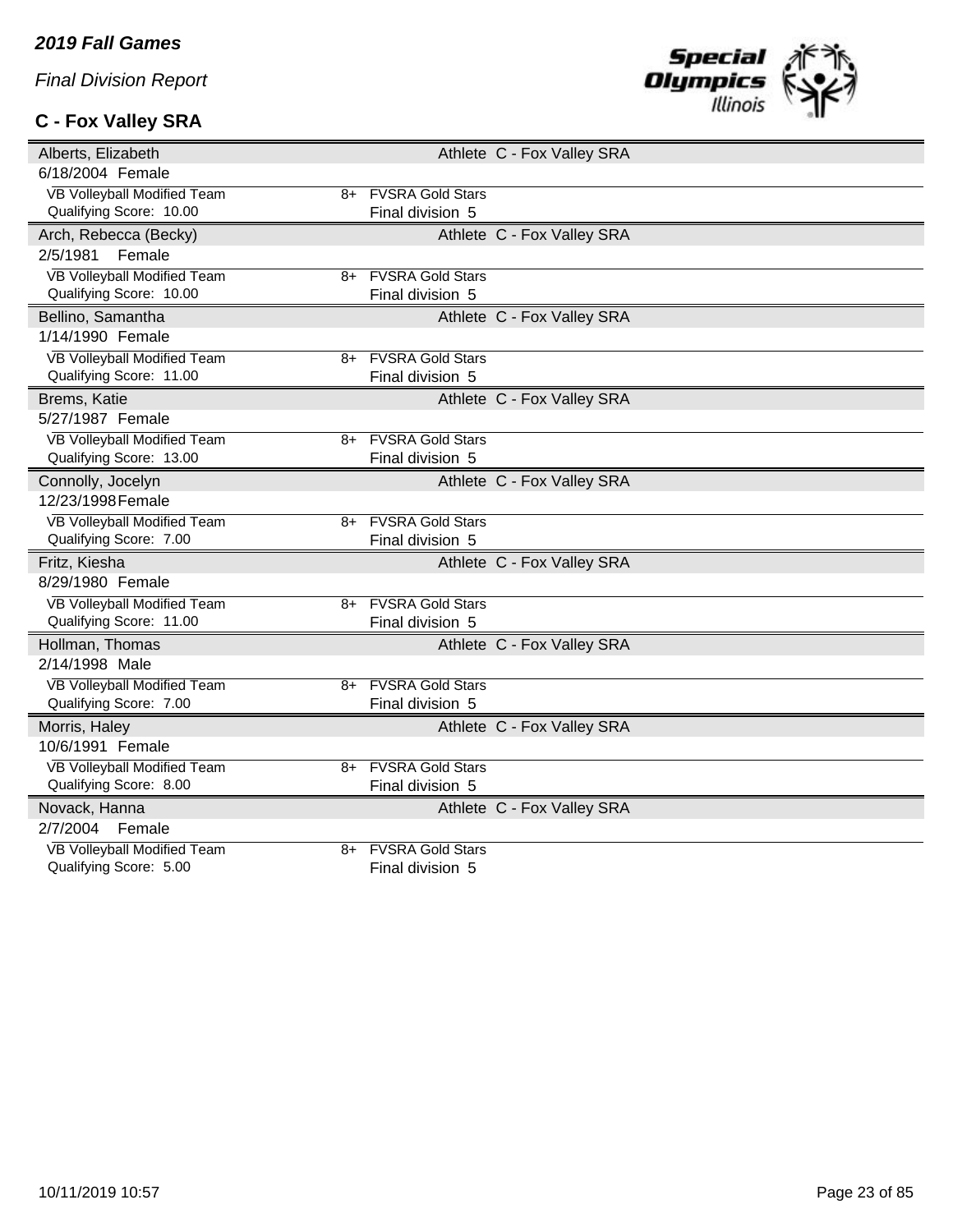*2019 Fall Games*

*Final Division Report*

## C - Fox Valley SRA

**Alberts, Elizabeth** — Athlete C - Fox Valley SRA
6/18/2004 Female

| Event | Age | Team |
|---|---|---|
| VB Volleyball Modified Team | 8+ | FVSRA Gold Stars |
| Qualifying Score: 10.00 | | Final division 5 |

**Arch, Rebecca (Becky)** — Athlete C - Fox Valley SRA
2/5/1981 Female

| Event | Age | Team |
|---|---|---|
| VB Volleyball Modified Team | 8+ | FVSRA Gold Stars |
| Qualifying Score: 10.00 | | Final division 5 |

**Bellino, Samantha** — Athlete C - Fox Valley SRA
1/14/1990 Female

| Event | Age | Team |
|---|---|---|
| VB Volleyball Modified Team | 8+ | FVSRA Gold Stars |
| Qualifying Score: 11.00 | | Final division 5 |

**Brems, Katie** — Athlete C - Fox Valley SRA
5/27/1987 Female

| Event | Age | Team |
|---|---|---|
| VB Volleyball Modified Team | 8+ | FVSRA Gold Stars |
| Qualifying Score: 13.00 | | Final division 5 |

**Connolly, Jocelyn** — Athlete C - Fox Valley SRA
12/23/1998 Female

| Event | Age | Team |
|---|---|---|
| VB Volleyball Modified Team | 8+ | FVSRA Gold Stars |
| Qualifying Score: 7.00 | | Final division 5 |

**Fritz, Kiesha** — Athlete C - Fox Valley SRA
8/29/1980 Female

| Event | Age | Team |
|---|---|---|
| VB Volleyball Modified Team | 8+ | FVSRA Gold Stars |
| Qualifying Score: 11.00 | | Final division 5 |

**Hollman, Thomas** — Athlete C - Fox Valley SRA
2/14/1998 Male

| Event | Age | Team |
|---|---|---|
| VB Volleyball Modified Team | 8+ | FVSRA Gold Stars |
| Qualifying Score: 7.00 | | Final division 5 |

**Morris, Haley** — Athlete C - Fox Valley SRA
10/6/1991 Female

| Event | Age | Team |
|---|---|---|
| VB Volleyball Modified Team | 8+ | FVSRA Gold Stars |
| Qualifying Score: 8.00 | | Final division 5 |

**Novack, Hanna** — Athlete C - Fox Valley SRA
2/7/2004 Female

| Event | Age | Team |
|---|---|---|
| VB Volleyball Modified Team | 8+ | FVSRA Gold Stars |
| Qualifying Score: 5.00 | | Final division 5 |

10/11/2019 10:57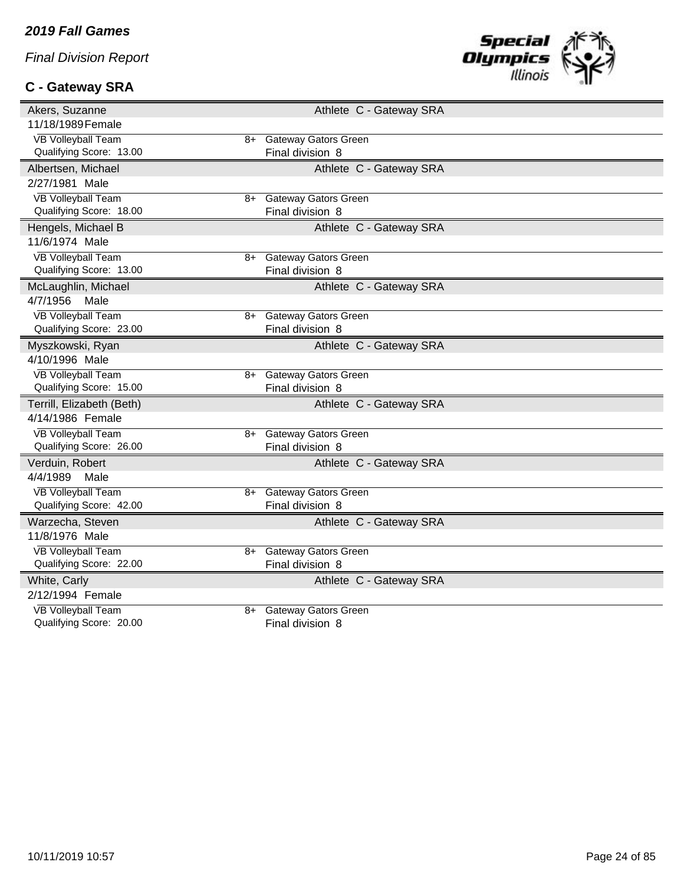***2019 Fall Games***

*Final Division Report*

### C - Gateway SRA

| Akers, Suzanne | | Athlete C - Gateway SRA |
|---|---|---|
| 11/18/1989 Female | | |
| VB Volleyball Team | 8+ | Gateway Gators Green |
| Qualifying Score: 13.00 | | Final division 8 |
| **Albertsen, Michael** | | **Athlete C - Gateway SRA** |
| 2/27/1981 Male | | |
| VB Volleyball Team | 8+ | Gateway Gators Green |
| Qualifying Score: 18.00 | | Final division 8 |
| **Hengels, Michael B** | | **Athlete C - Gateway SRA** |
| 11/6/1974 Male | | |
| VB Volleyball Team | 8+ | Gateway Gators Green |
| Qualifying Score: 13.00 | | Final division 8 |
| **McLaughlin, Michael** | | **Athlete C - Gateway SRA** |
| 4/7/1956 Male | | |
| VB Volleyball Team | 8+ | Gateway Gators Green |
| Qualifying Score: 23.00 | | Final division 8 |
| **Myszkowski, Ryan** | | **Athlete C - Gateway SRA** |
| 4/10/1996 Male | | |
| VB Volleyball Team | 8+ | Gateway Gators Green |
| Qualifying Score: 15.00 | | Final division 8 |
| **Terrill, Elizabeth (Beth)** | | **Athlete C - Gateway SRA** |
| 4/14/1986 Female | | |
| VB Volleyball Team | 8+ | Gateway Gators Green |
| Qualifying Score: 26.00 | | Final division 8 |
| **Verduin, Robert** | | **Athlete C - Gateway SRA** |
| 4/4/1989 Male | | |
| VB Volleyball Team | 8+ | Gateway Gators Green |
| Qualifying Score: 42.00 | | Final division 8 |
| **Warzecha, Steven** | | **Athlete C - Gateway SRA** |
| 11/8/1976 Male | | |
| VB Volleyball Team | 8+ | Gateway Gators Green |
| Qualifying Score: 22.00 | | Final division 8 |
| **White, Carly** | | **Athlete C - Gateway SRA** |
| 2/12/1994 Female | | |
| VB Volleyball Team | 8+ | Gateway Gators Green |
| Qualifying Score: 20.00 | | Final division 8 |

10/11/2019 10:57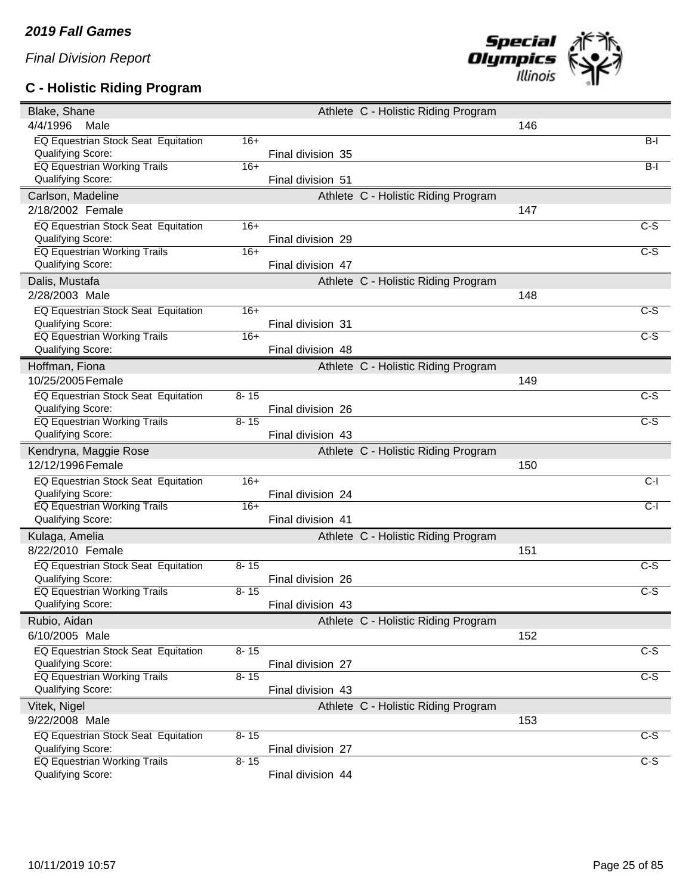*2019 Fall Games*

*Final Division Report*

### C - Holistic Riding Program

| Name | | | Athlete | Program | ID | |
|---|---|---|---|---|---|---|
| **Blake, Shane** | | | Athlete | C - Holistic Riding Program | | |
| 4/4/1996 Male | | | | | 146 | |
| EQ Equestrian Stock Seat Equitation | 16+ | | | | | B-I |
| Qualifying Score: | | Final division 35 | | | | |
| EQ Equestrian Working Trails | 16+ | | | | | B-I |
| Qualifying Score: | | Final division 51 | | | | |
| **Carlson, Madeline** | | | Athlete | C - Holistic Riding Program | | |
| 2/18/2002 Female | | | | | 147 | |
| EQ Equestrian Stock Seat Equitation | 16+ | | | | | C-S |
| Qualifying Score: | | Final division 29 | | | | |
| EQ Equestrian Working Trails | 16+ | | | | | C-S |
| Qualifying Score: | | Final division 47 | | | | |
| **Dalis, Mustafa** | | | Athlete | C - Holistic Riding Program | | |
| 2/28/2003 Male | | | | | 148 | |
| EQ Equestrian Stock Seat Equitation | 16+ | | | | | C-S |
| Qualifying Score: | | Final division 31 | | | | |
| EQ Equestrian Working Trails | 16+ | | | | | C-S |
| Qualifying Score: | | Final division 48 | | | | |
| **Hoffman, Fiona** | | | Athlete | C - Holistic Riding Program | | |
| 10/25/2005 Female | | | | | 149 | |
| EQ Equestrian Stock Seat Equitation | 8- 15 | | | | | C-S |
| Qualifying Score: | | Final division 26 | | | | |
| EQ Equestrian Working Trails | 8- 15 | | | | | C-S |
| Qualifying Score: | | Final division 43 | | | | |
| **Kendryna, Maggie Rose** | | | Athlete | C - Holistic Riding Program | | |
| 12/12/1996 Female | | | | | 150 | |
| EQ Equestrian Stock Seat Equitation | 16+ | | | | | C-I |
| Qualifying Score: | | Final division 24 | | | | |
| EQ Equestrian Working Trails | 16+ | | | | | C-I |
| Qualifying Score: | | Final division 41 | | | | |
| **Kulaga, Amelia** | | | Athlete | C - Holistic Riding Program | | |
| 8/22/2010 Female | | | | | 151 | |
| EQ Equestrian Stock Seat Equitation | 8- 15 | | | | | C-S |
| Qualifying Score: | | Final division 26 | | | | |
| EQ Equestrian Working Trails | 8- 15 | | | | | C-S |
| Qualifying Score: | | Final division 43 | | | | |
| **Rubio, Aidan** | | | Athlete | C - Holistic Riding Program | | |
| 6/10/2005 Male | | | | | 152 | |
| EQ Equestrian Stock Seat Equitation | 8- 15 | | | | | C-S |
| Qualifying Score: | | Final division 27 | | | | |
| EQ Equestrian Working Trails | 8- 15 | | | | | C-S |
| Qualifying Score: | | Final division 43 | | | | |
| **Vitek, Nigel** | | | Athlete | C - Holistic Riding Program | | |
| 9/22/2008 Male | | | | | 153 | |
| EQ Equestrian Stock Seat Equitation | 8- 15 | | | | | C-S |
| Qualifying Score: | | Final division 27 | | | | |
| EQ Equestrian Working Trails | 8- 15 | | | | | C-S |
| Qualifying Score: | | Final division 44 | | | | |

10/11/2019 10:57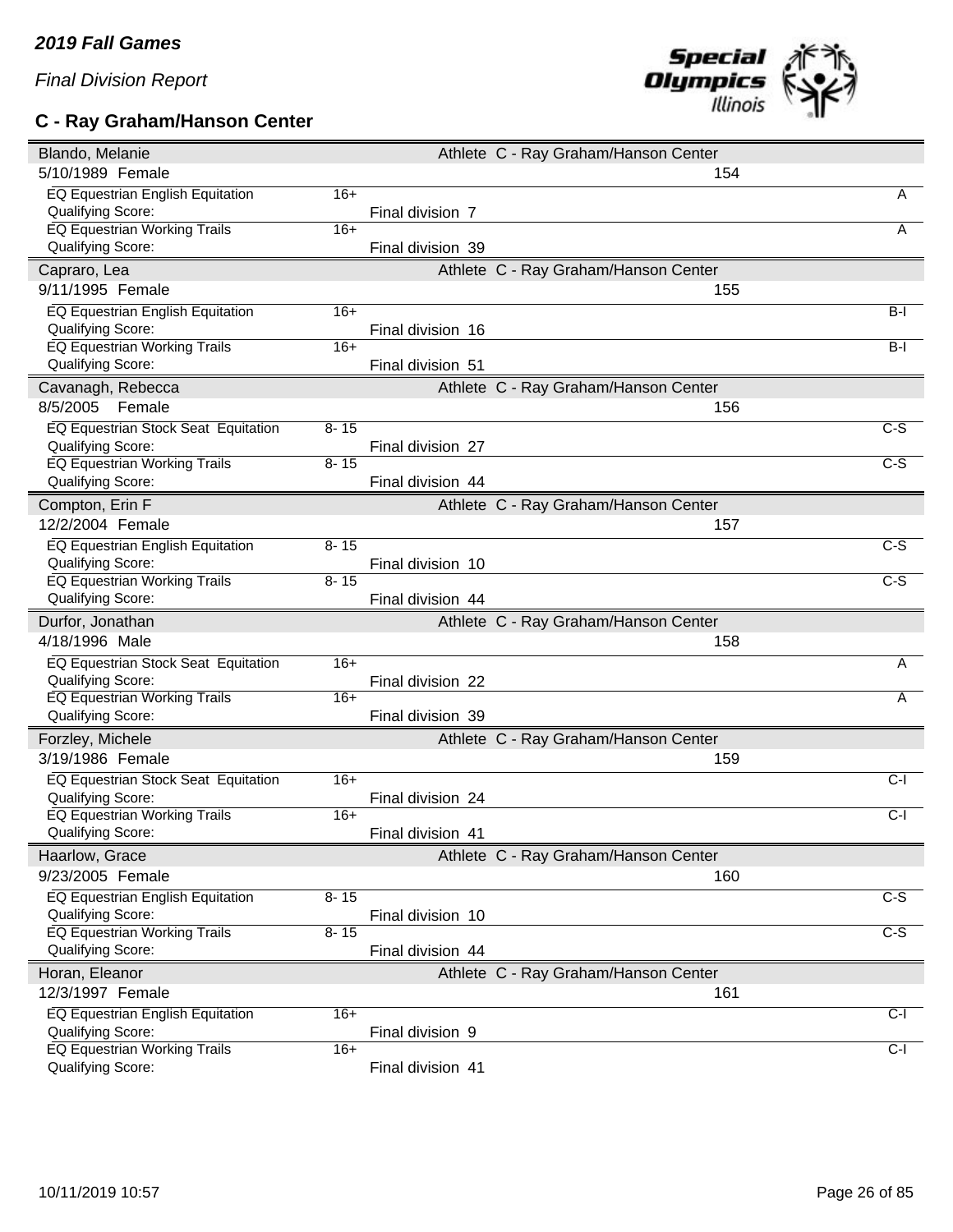*2019 Fall Games*

*Final Division Report*

## C - Ray Graham/Hanson Center

| Blando, Melanie | | Athlete C - Ray Graham/Hanson Center | |
|---|---|---|---|
| 5/10/1989 Female | | 154 | |
| EQ Equestrian English Equitation | 16+ | | A |
| Qualifying Score: | | Final division 7 | |
| EQ Equestrian Working Trails | 16+ | | A |
| Qualifying Score: | | Final division 39 | |

| Capraro, Lea | | Athlete C - Ray Graham/Hanson Center | |
|---|---|---|---|
| 9/11/1995 Female | | 155 | |
| EQ Equestrian English Equitation | 16+ | | B-I |
| Qualifying Score: | | Final division 16 | |
| EQ Equestrian Working Trails | 16+ | | B-I |
| Qualifying Score: | | Final division 51 | |

| Cavanagh, Rebecca | | Athlete C - Ray Graham/Hanson Center | |
|---|---|---|---|
| 8/5/2005 Female | | 156 | |
| EQ Equestrian Stock Seat Equitation | 8- 15 | | C-S |
| Qualifying Score: | | Final division 27 | |
| EQ Equestrian Working Trails | 8- 15 | | C-S |
| Qualifying Score: | | Final division 44 | |

| Compton, Erin F | | Athlete C - Ray Graham/Hanson Center | |
|---|---|---|---|
| 12/2/2004 Female | | 157 | |
| EQ Equestrian English Equitation | 8- 15 | | C-S |
| Qualifying Score: | | Final division 10 | |
| EQ Equestrian Working Trails | 8- 15 | | C-S |
| Qualifying Score: | | Final division 44 | |

| Durfor, Jonathan | | Athlete C - Ray Graham/Hanson Center | |
|---|---|---|---|
| 4/18/1996 Male | | 158 | |
| EQ Equestrian Stock Seat Equitation | 16+ | | A |
| Qualifying Score: | | Final division 22 | |
| EQ Equestrian Working Trails | 16+ | | A |
| Qualifying Score: | | Final division 39 | |

| Forzley, Michele | | Athlete C - Ray Graham/Hanson Center | |
|---|---|---|---|
| 3/19/1986 Female | | 159 | |
| EQ Equestrian Stock Seat Equitation | 16+ | | C-I |
| Qualifying Score: | | Final division 24 | |
| EQ Equestrian Working Trails | 16+ | | C-I |
| Qualifying Score: | | Final division 41 | |

| Haarlow, Grace | | Athlete C - Ray Graham/Hanson Center | |
|---|---|---|---|
| 9/23/2005 Female | | 160 | |
| EQ Equestrian English Equitation | 8- 15 | | C-S |
| Qualifying Score: | | Final division 10 | |
| EQ Equestrian Working Trails | 8- 15 | | C-S |
| Qualifying Score: | | Final division 44 | |

| Horan, Eleanor | | Athlete C - Ray Graham/Hanson Center | |
|---|---|---|---|
| 12/3/1997 Female | | 161 | |
| EQ Equestrian English Equitation | 16+ | | C-I |
| Qualifying Score: | | Final division 9 | |
| EQ Equestrian Working Trails | 16+ | | C-I |
| Qualifying Score: | | Final division 41 | |

10/11/2019 10:57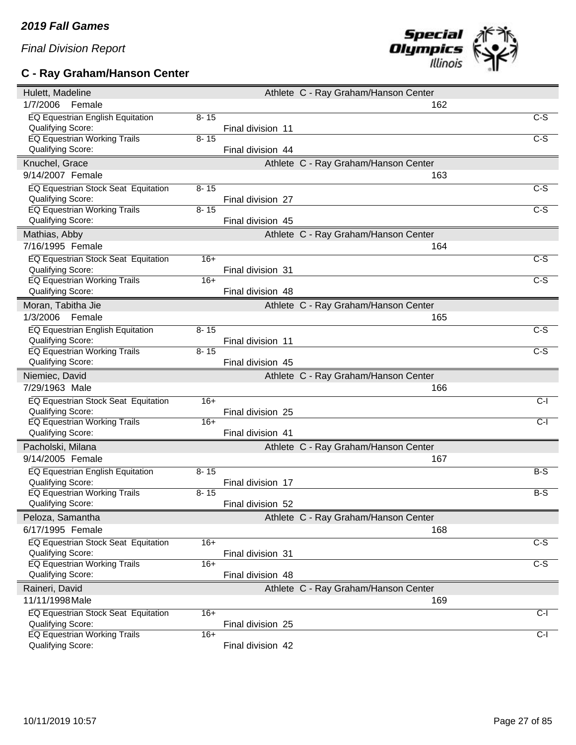## 2019 Fall Games

*Final Division Report*

### C - Ray Graham/Hanson Center

**Hulett, Madeline** — Athlete C - Ray Graham/Hanson Center
1/7/2006 Female — 162

| Event | Age | Division | Level |
|---|---|---|---|
| EQ Equestrian English Equitation | 8- 15 | Final division 11 | C-S |
| EQ Equestrian Working Trails | 8- 15 | Final division 44 | C-S |

**Knuchel, Grace** — Athlete C - Ray Graham/Hanson Center
9/14/2007 Female — 163

| Event | Age | Division | Level |
|---|---|---|---|
| EQ Equestrian Stock Seat Equitation | 8- 15 | Final division 27 | C-S |
| EQ Equestrian Working Trails | 8- 15 | Final division 45 | C-S |

**Mathias, Abby** — Athlete C - Ray Graham/Hanson Center
7/16/1995 Female — 164

| Event | Age | Division | Level |
|---|---|---|---|
| EQ Equestrian Stock Seat Equitation | 16+ | Final division 31 | C-S |
| EQ Equestrian Working Trails | 16+ | Final division 48 | C-S |

**Moran, Tabitha Jie** — Athlete C - Ray Graham/Hanson Center
1/3/2006 Female — 165

| Event | Age | Division | Level |
|---|---|---|---|
| EQ Equestrian English Equitation | 8- 15 | Final division 11 | C-S |
| EQ Equestrian Working Trails | 8- 15 | Final division 45 | C-S |

**Niemiec, David** — Athlete C - Ray Graham/Hanson Center
7/29/1963 Male — 166

| Event | Age | Division | Level |
|---|---|---|---|
| EQ Equestrian Stock Seat Equitation | 16+ | Final division 25 | C-I |
| EQ Equestrian Working Trails | 16+ | Final division 41 | C-I |

**Pacholski, Milana** — Athlete C - Ray Graham/Hanson Center
9/14/2005 Female — 167

| Event | Age | Division | Level |
|---|---|---|---|
| EQ Equestrian English Equitation | 8- 15 | Final division 17 | B-S |
| EQ Equestrian Working Trails | 8- 15 | Final division 52 | B-S |

**Peloza, Samantha** — Athlete C - Ray Graham/Hanson Center
6/17/1995 Female — 168

| Event | Age | Division | Level |
|---|---|---|---|
| EQ Equestrian Stock Seat Equitation | 16+ | Final division 31 | C-S |
| EQ Equestrian Working Trails | 16+ | Final division 48 | C-S |

**Raineri, David** — Athlete C - Ray Graham/Hanson Center
11/11/1998 Male — 169

| Event | Age | Division | Level |
|---|---|---|---|
| EQ Equestrian Stock Seat Equitation | 16+ | Final division 25 | C-I |
| EQ Equestrian Working Trails | 16+ | Final division 42 | C-I |

Qualifying Score fields are blank for all events.

10/11/2019 10:57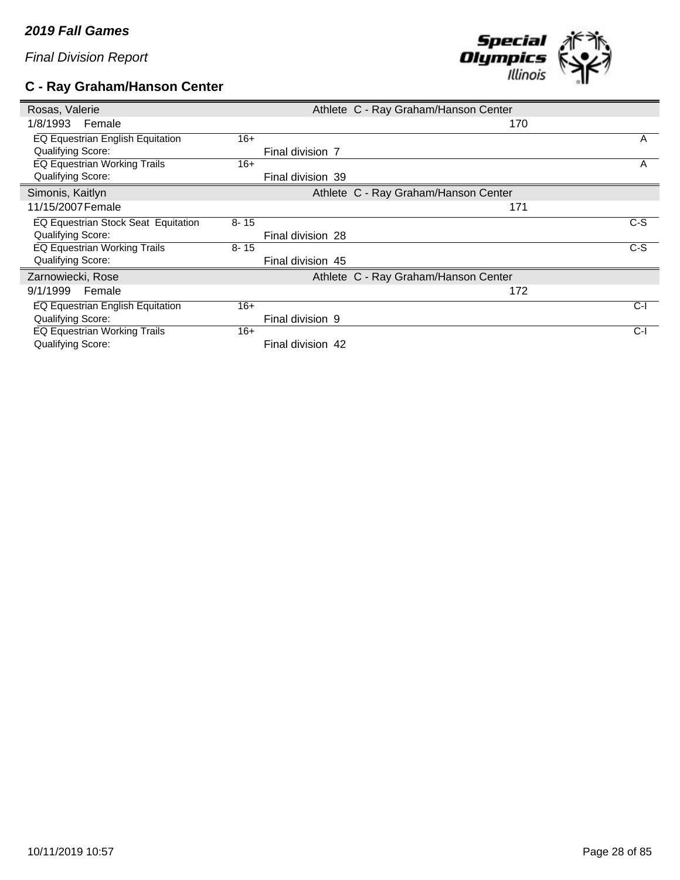*2019 Fall Games*

*Final Division Report*

## C - Ray Graham/Hanson Center

| Rosas, Valerie | | Athlete C - Ray Graham/Hanson Center | |
|---|---|---|---|
| 1/8/1993 Female | | 170 | |
| EQ Equestrian English Equitation | 16+ | | A |
| Qualifying Score: | | Final division 7 | |
| EQ Equestrian Working Trails | 16+ | | A |
| Qualifying Score: | | Final division 39 | |

| Simonis, Kaitlyn | | Athlete C - Ray Graham/Hanson Center | |
|---|---|---|---|
| 11/15/2007 Female | | 171 | |
| EQ Equestrian Stock Seat Equitation | 8- 15 | | C-S |
| Qualifying Score: | | Final division 28 | |
| EQ Equestrian Working Trails | 8- 15 | | C-S |
| Qualifying Score: | | Final division 45 | |

| Zarnowiecki, Rose | | Athlete C - Ray Graham/Hanson Center | |
|---|---|---|---|
| 9/1/1999 Female | | 172 | |
| EQ Equestrian English Equitation | 16+ | | C-I |
| Qualifying Score: | | Final division 9 | |
| EQ Equestrian Working Trails | 16+ | | C-I |
| Qualifying Score: | | Final division 42 | |

10/11/2019 10:57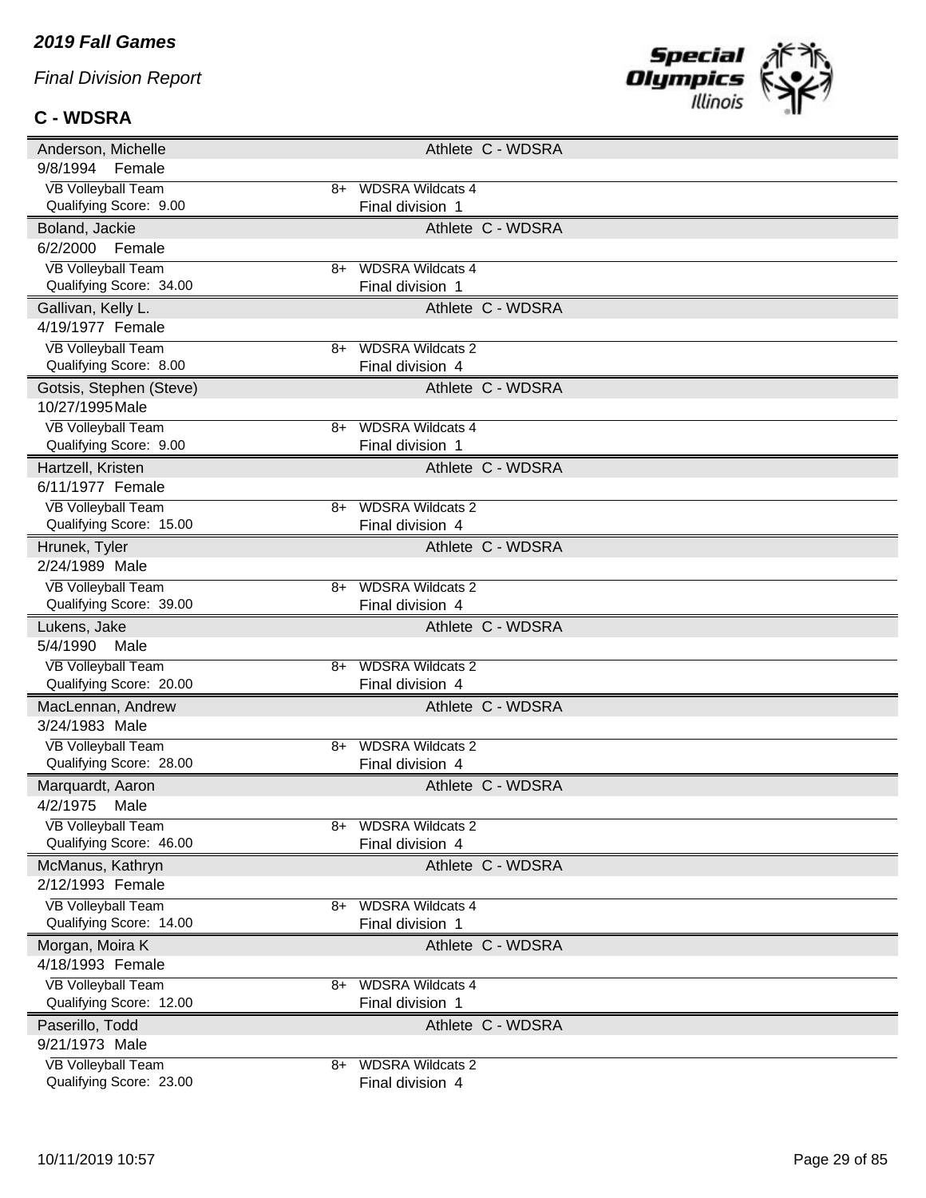***2019 Fall Games***

*Final Division Report*

**C - WDSRA**

| Name | | | Athlete | Delegation |
|---|---|---|---|---|
| Anderson, Michelle | | | Athlete | C - WDSRA |
| 9/8/1994 Female | | | | |
| VB Volleyball Team | 8+ | WDSRA Wildcats 4 | | |
| Qualifying Score: 9.00 | | Final division 1 | | |
| Boland, Jackie | | | Athlete | C - WDSRA |
| 6/2/2000 Female | | | | |
| VB Volleyball Team | 8+ | WDSRA Wildcats 4 | | |
| Qualifying Score: 34.00 | | Final division 1 | | |
| Gallivan, Kelly L. | | | Athlete | C - WDSRA |
| 4/19/1977 Female | | | | |
| VB Volleyball Team | 8+ | WDSRA Wildcats 2 | | |
| Qualifying Score: 8.00 | | Final division 4 | | |
| Gotsis, Stephen (Steve) | | | Athlete | C - WDSRA |
| 10/27/1995 Male | | | | |
| VB Volleyball Team | 8+ | WDSRA Wildcats 4 | | |
| Qualifying Score: 9.00 | | Final division 1 | | |
| Hartzell, Kristen | | | Athlete | C - WDSRA |
| 6/11/1977 Female | | | | |
| VB Volleyball Team | 8+ | WDSRA Wildcats 2 | | |
| Qualifying Score: 15.00 | | Final division 4 | | |
| Hrunek, Tyler | | | Athlete | C - WDSRA |
| 2/24/1989 Male | | | | |
| VB Volleyball Team | 8+ | WDSRA Wildcats 2 | | |
| Qualifying Score: 39.00 | | Final division 4 | | |
| Lukens, Jake | | | Athlete | C - WDSRA |
| 5/4/1990 Male | | | | |
| VB Volleyball Team | 8+ | WDSRA Wildcats 2 | | |
| Qualifying Score: 20.00 | | Final division 4 | | |
| MacLennan, Andrew | | | Athlete | C - WDSRA |
| 3/24/1983 Male | | | | |
| VB Volleyball Team | 8+ | WDSRA Wildcats 2 | | |
| Qualifying Score: 28.00 | | Final division 4 | | |
| Marquardt, Aaron | | | Athlete | C - WDSRA |
| 4/2/1975 Male | | | | |
| VB Volleyball Team | 8+ | WDSRA Wildcats 2 | | |
| Qualifying Score: 46.00 | | Final division 4 | | |
| McManus, Kathryn | | | Athlete | C - WDSRA |
| 2/12/1993 Female | | | | |
| VB Volleyball Team | 8+ | WDSRA Wildcats 4 | | |
| Qualifying Score: 14.00 | | Final division 1 | | |
| Morgan, Moira K | | | Athlete | C - WDSRA |
| 4/18/1993 Female | | | | |
| VB Volleyball Team | 8+ | WDSRA Wildcats 4 | | |
| Qualifying Score: 12.00 | | Final division 1 | | |
| Paserillo, Todd | | | Athlete | C - WDSRA |
| 9/21/1973 Male | | | | |
| VB Volleyball Team | 8+ | WDSRA Wildcats 2 | | |
| Qualifying Score: 23.00 | | Final division 4 | | |

10/11/2019 10:57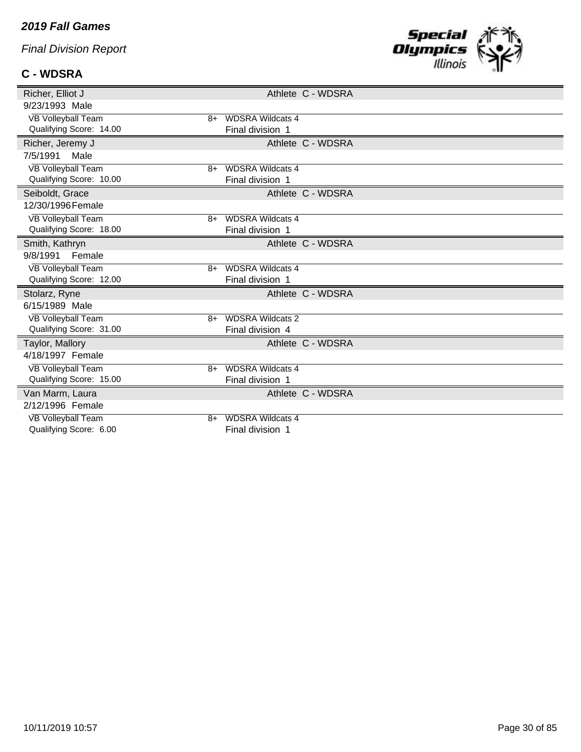*2019 Fall Games*

*Final Division Report*

## C - WDSRA

| Richer, Elliot J | | Athlete C - WDSRA |
|---|---|---|
| 9/23/1993 Male | | |
| VB Volleyball Team | 8+ | WDSRA Wildcats 4 |
| Qualifying Score: 14.00 | | Final division 1 |

| Richer, Jeremy J | | Athlete C - WDSRA |
|---|---|---|
| 7/5/1991 Male | | |
| VB Volleyball Team | 8+ | WDSRA Wildcats 4 |
| Qualifying Score: 10.00 | | Final division 1 |

| Seiboldt, Grace | | Athlete C - WDSRA |
|---|---|---|
| 12/30/1996 Female | | |
| VB Volleyball Team | 8+ | WDSRA Wildcats 4 |
| Qualifying Score: 18.00 | | Final division 1 |

| Smith, Kathryn | | Athlete C - WDSRA |
|---|---|---|
| 9/8/1991 Female | | |
| VB Volleyball Team | 8+ | WDSRA Wildcats 4 |
| Qualifying Score: 12.00 | | Final division 1 |

| Stolarz, Ryne | | Athlete C - WDSRA |
|---|---|---|
| 6/15/1989 Male | | |
| VB Volleyball Team | 8+ | WDSRA Wildcats 2 |
| Qualifying Score: 31.00 | | Final division 4 |

| Taylor, Mallory | | Athlete C - WDSRA |
|---|---|---|
| 4/18/1997 Female | | |
| VB Volleyball Team | 8+ | WDSRA Wildcats 4 |
| Qualifying Score: 15.00 | | Final division 1 |

| Van Marm, Laura | | Athlete C - WDSRA |
|---|---|---|
| 2/12/1996 Female | | |
| VB Volleyball Team | 8+ | WDSRA Wildcats 4 |
| Qualifying Score: 6.00 | | Final division 1 |

10/11/2019 10:57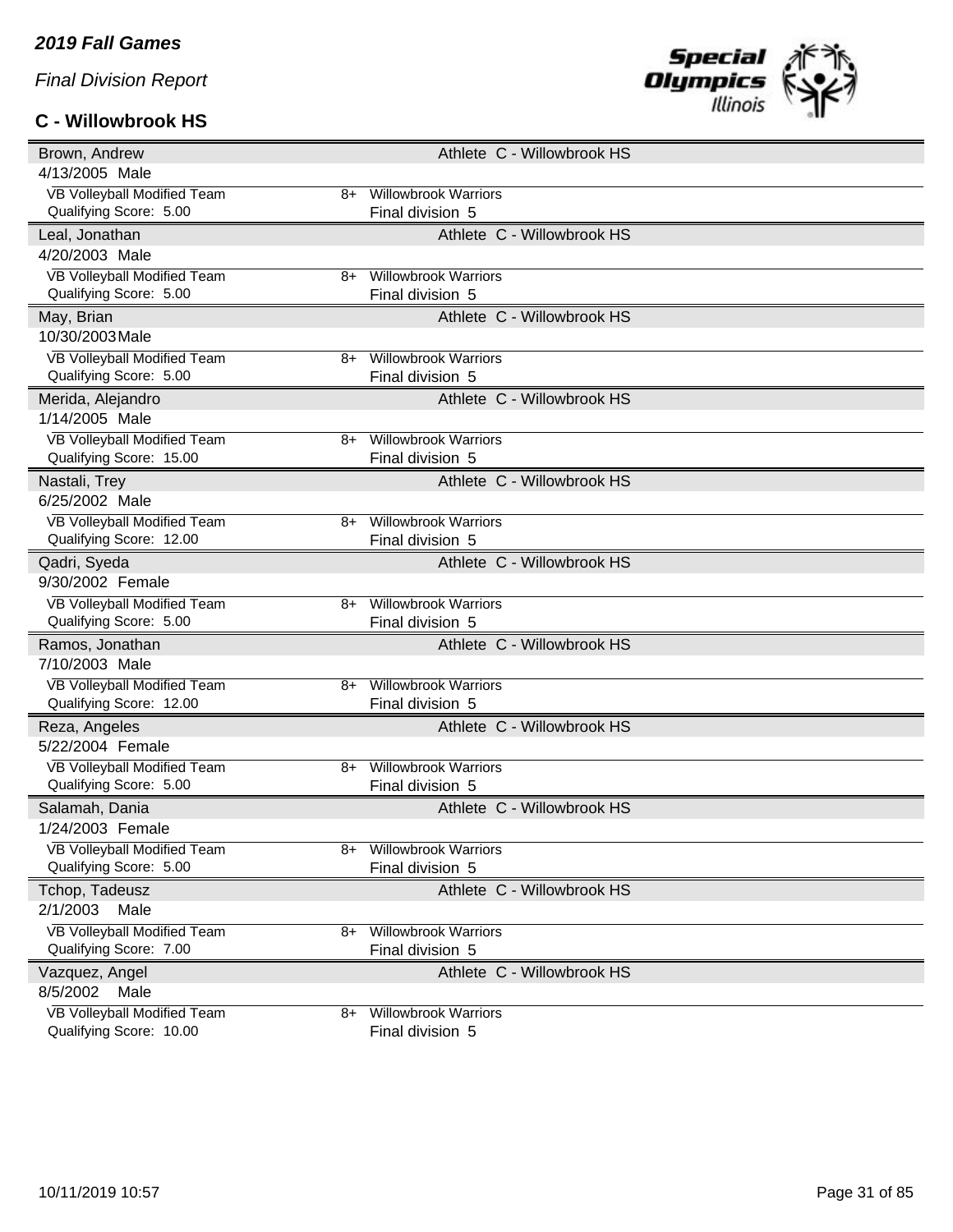*2019 Fall Games*

*Final Division Report*

### C - Willowbrook HS

| Name | Info | Division |
|---|---|---|
| **Brown, Andrew** | Athlete C - Willowbrook HS | |
| 4/13/2005 Male | | |
| VB Volleyball Modified Team | 8+ Willowbrook Warriors | |
| Qualifying Score: 5.00 | | Final division 5 |
| **Leal, Jonathan** | Athlete C - Willowbrook HS | |
| 4/20/2003 Male | | |
| VB Volleyball Modified Team | 8+ Willowbrook Warriors | |
| Qualifying Score: 5.00 | | Final division 5 |
| **May, Brian** | Athlete C - Willowbrook HS | |
| 10/30/2003 Male | | |
| VB Volleyball Modified Team | 8+ Willowbrook Warriors | |
| Qualifying Score: 5.00 | | Final division 5 |
| **Merida, Alejandro** | Athlete C - Willowbrook HS | |
| 1/14/2005 Male | | |
| VB Volleyball Modified Team | 8+ Willowbrook Warriors | |
| Qualifying Score: 15.00 | | Final division 5 |
| **Nastali, Trey** | Athlete C - Willowbrook HS | |
| 6/25/2002 Male | | |
| VB Volleyball Modified Team | 8+ Willowbrook Warriors | |
| Qualifying Score: 12.00 | | Final division 5 |
| **Qadri, Syeda** | Athlete C - Willowbrook HS | |
| 9/30/2002 Female | | |
| VB Volleyball Modified Team | 8+ Willowbrook Warriors | |
| Qualifying Score: 5.00 | | Final division 5 |
| **Ramos, Jonathan** | Athlete C - Willowbrook HS | |
| 7/10/2003 Male | | |
| VB Volleyball Modified Team | 8+ Willowbrook Warriors | |
| Qualifying Score: 12.00 | | Final division 5 |
| **Reza, Angeles** | Athlete C - Willowbrook HS | |
| 5/22/2004 Female | | |
| VB Volleyball Modified Team | 8+ Willowbrook Warriors | |
| Qualifying Score: 5.00 | | Final division 5 |
| **Salamah, Dania** | Athlete C - Willowbrook HS | |
| 1/24/2003 Female | | |
| VB Volleyball Modified Team | 8+ Willowbrook Warriors | |
| Qualifying Score: 5.00 | | Final division 5 |
| **Tchop, Tadeusz** | Athlete C - Willowbrook HS | |
| 2/1/2003 Male | | |
| VB Volleyball Modified Team | 8+ Willowbrook Warriors | |
| Qualifying Score: 7.00 | | Final division 5 |
| **Vazquez, Angel** | Athlete C - Willowbrook HS | |
| 8/5/2002 Male | | |
| VB Volleyball Modified Team | 8+ Willowbrook Warriors | |
| Qualifying Score: 10.00 | | Final division 5 |

10/11/2019 10:57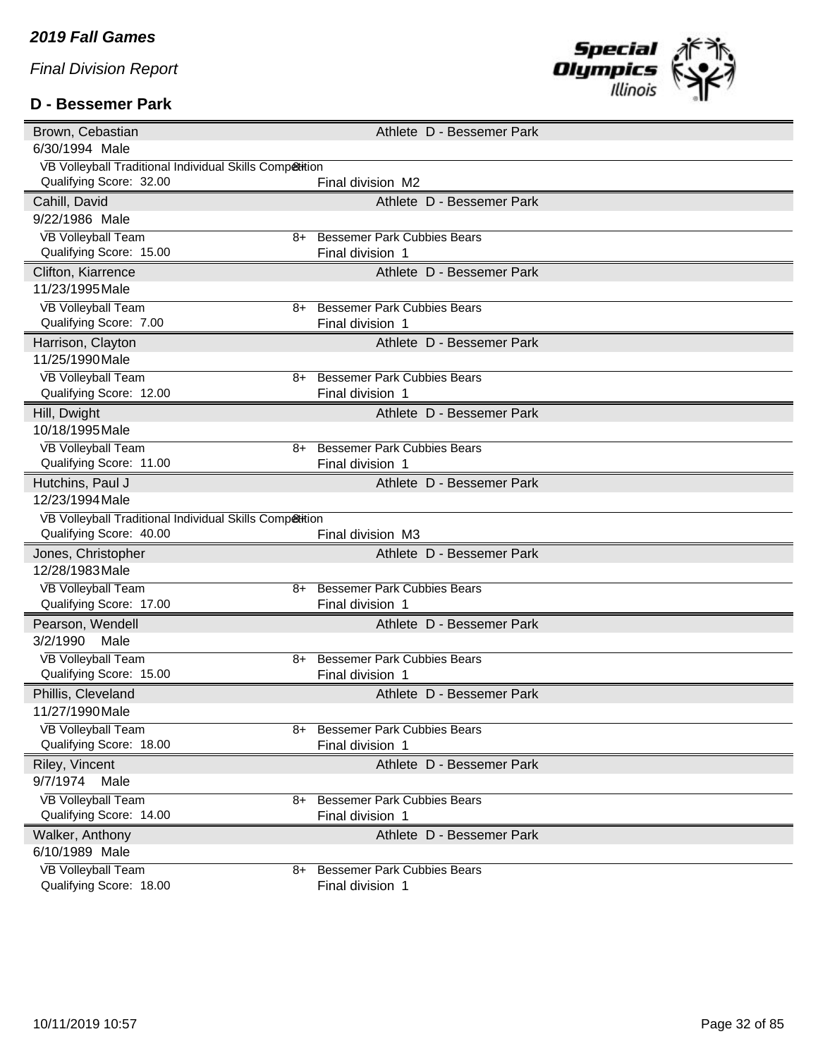*2019 Fall Games*

*Final Division Report*

**D - Bessemer Park**

| Name | | Athlete |
|---|---|---|
| Brown, Cebastian | | Athlete D - Bessemer Park |
| 6/30/1994 Male | | |
| VB Volleyball Traditional Individual Skills Competition | 8+ | |
| Qualifying Score: 32.00 | | Final division M2 |
| Cahill, David | | Athlete D - Bessemer Park |
| 9/22/1986 Male | | |
| VB Volleyball Team | 8+ | Bessemer Park Cubbies Bears |
| Qualifying Score: 15.00 | | Final division 1 |
| Clifton, Kiarrence | | Athlete D - Bessemer Park |
| 11/23/1995 Male | | |
| VB Volleyball Team | 8+ | Bessemer Park Cubbies Bears |
| Qualifying Score: 7.00 | | Final division 1 |
| Harrison, Clayton | | Athlete D - Bessemer Park |
| 11/25/1990 Male | | |
| VB Volleyball Team | 8+ | Bessemer Park Cubbies Bears |
| Qualifying Score: 12.00 | | Final division 1 |
| Hill, Dwight | | Athlete D - Bessemer Park |
| 10/18/1995 Male | | |
| VB Volleyball Team | 8+ | Bessemer Park Cubbies Bears |
| Qualifying Score: 11.00 | | Final division 1 |
| Hutchins, Paul J | | Athlete D - Bessemer Park |
| 12/23/1994 Male | | |
| VB Volleyball Traditional Individual Skills Competition | 8+ | |
| Qualifying Score: 40.00 | | Final division M3 |
| Jones, Christopher | | Athlete D - Bessemer Park |
| 12/28/1983 Male | | |
| VB Volleyball Team | 8+ | Bessemer Park Cubbies Bears |
| Qualifying Score: 17.00 | | Final division 1 |
| Pearson, Wendell | | Athlete D - Bessemer Park |
| 3/2/1990 Male | | |
| VB Volleyball Team | 8+ | Bessemer Park Cubbies Bears |
| Qualifying Score: 15.00 | | Final division 1 |
| Phillis, Cleveland | | Athlete D - Bessemer Park |
| 11/27/1990 Male | | |
| VB Volleyball Team | 8+ | Bessemer Park Cubbies Bears |
| Qualifying Score: 18.00 | | Final division 1 |
| Riley, Vincent | | Athlete D - Bessemer Park |
| 9/7/1974 Male | | |
| VB Volleyball Team | 8+ | Bessemer Park Cubbies Bears |
| Qualifying Score: 14.00 | | Final division 1 |
| Walker, Anthony | | Athlete D - Bessemer Park |
| 6/10/1989 Male | | |
| VB Volleyball Team | 8+ | Bessemer Park Cubbies Bears |
| Qualifying Score: 18.00 | | Final division 1 |

10/11/2019 10:57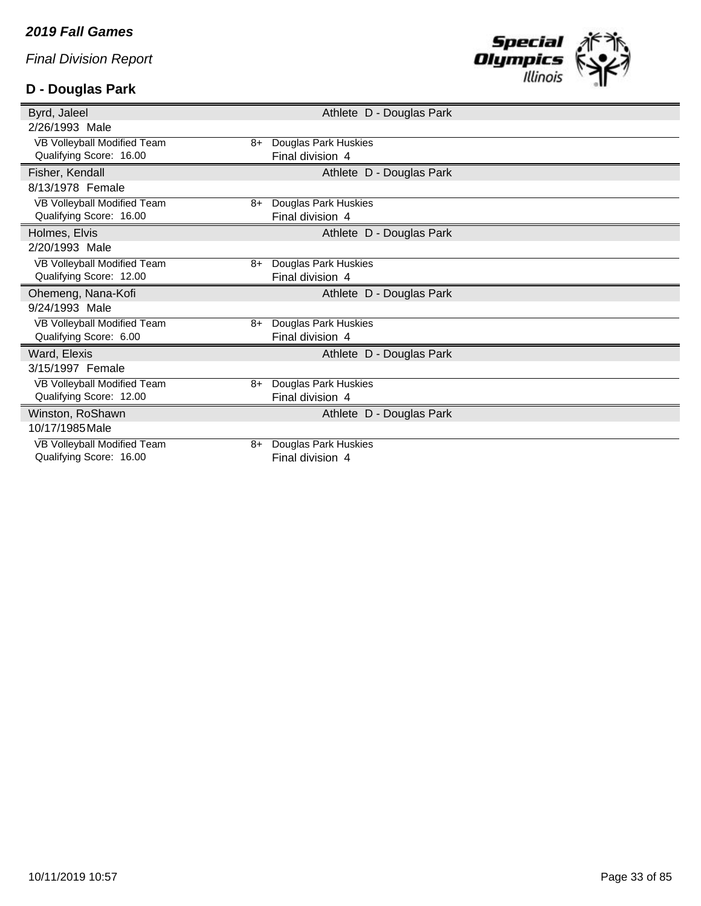*2019 Fall Games*

*Final Division Report*

## D - Douglas Park

| Name | | Athlete |
|---|---|---|
| **Byrd, Jaleel** | | Athlete D - Douglas Park |
| 2/26/1993 Male | | |
| VB Volleyball Modified Team | 8+ | Douglas Park Huskies |
| Qualifying Score: 16.00 | | Final division 4 |
| **Fisher, Kendall** | | Athlete D - Douglas Park |
| 8/13/1978 Female | | |
| VB Volleyball Modified Team | 8+ | Douglas Park Huskies |
| Qualifying Score: 16.00 | | Final division 4 |
| **Holmes, Elvis** | | Athlete D - Douglas Park |
| 2/20/1993 Male | | |
| VB Volleyball Modified Team | 8+ | Douglas Park Huskies |
| Qualifying Score: 12.00 | | Final division 4 |
| **Ohemeng, Nana-Kofi** | | Athlete D - Douglas Park |
| 9/24/1993 Male | | |
| VB Volleyball Modified Team | 8+ | Douglas Park Huskies |
| Qualifying Score: 6.00 | | Final division 4 |
| **Ward, Elexis** | | Athlete D - Douglas Park |
| 3/15/1997 Female | | |
| VB Volleyball Modified Team | 8+ | Douglas Park Huskies |
| Qualifying Score: 12.00 | | Final division 4 |
| **Winston, RoShawn** | | Athlete D - Douglas Park |
| 10/17/1985 Male | | |
| VB Volleyball Modified Team | 8+ | Douglas Park Huskies |
| Qualifying Score: 16.00 | | Final division 4 |

10/11/2019 10:57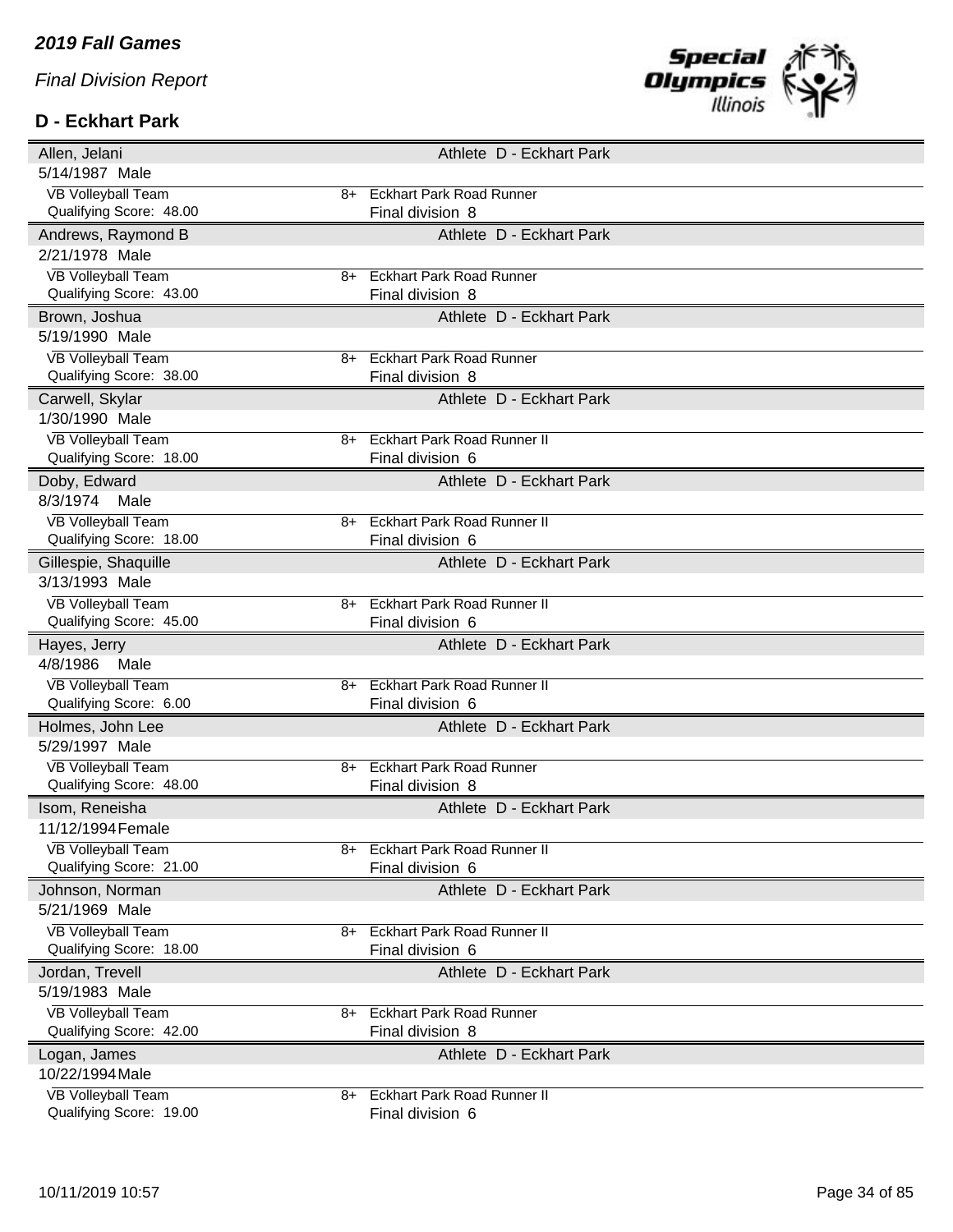*2019 Fall Games*

*Final Division Report*

### D - Eckhart Park

| Name / Details | | Team / Division |
|---|---|---|
| **Allen, Jelani** | | Athlete D - Eckhart Park |
| 5/14/1987 Male | | |
| VB Volleyball Team | 8+ | Eckhart Park Road Runner |
| Qualifying Score: 48.00 | | Final division 8 |
| **Andrews, Raymond B** | | Athlete D - Eckhart Park |
| 2/21/1978 Male | | |
| VB Volleyball Team | 8+ | Eckhart Park Road Runner |
| Qualifying Score: 43.00 | | Final division 8 |
| **Brown, Joshua** | | Athlete D - Eckhart Park |
| 5/19/1990 Male | | |
| VB Volleyball Team | 8+ | Eckhart Park Road Runner |
| Qualifying Score: 38.00 | | Final division 8 |
| **Carwell, Skylar** | | Athlete D - Eckhart Park |
| 1/30/1990 Male | | |
| VB Volleyball Team | 8+ | Eckhart Park Road Runner II |
| Qualifying Score: 18.00 | | Final division 6 |
| **Doby, Edward** | | Athlete D - Eckhart Park |
| 8/3/1974 Male | | |
| VB Volleyball Team | 8+ | Eckhart Park Road Runner II |
| Qualifying Score: 18.00 | | Final division 6 |
| **Gillespie, Shaquille** | | Athlete D - Eckhart Park |
| 3/13/1993 Male | | |
| VB Volleyball Team | 8+ | Eckhart Park Road Runner II |
| Qualifying Score: 45.00 | | Final division 6 |
| **Hayes, Jerry** | | Athlete D - Eckhart Park |
| 4/8/1986 Male | | |
| VB Volleyball Team | 8+ | Eckhart Park Road Runner II |
| Qualifying Score: 6.00 | | Final division 6 |
| **Holmes, John Lee** | | Athlete D - Eckhart Park |
| 5/29/1997 Male | | |
| VB Volleyball Team | 8+ | Eckhart Park Road Runner |
| Qualifying Score: 48.00 | | Final division 8 |
| **Isom, Reneisha** | | Athlete D - Eckhart Park |
| 11/12/1994 Female | | |
| VB Volleyball Team | 8+ | Eckhart Park Road Runner II |
| Qualifying Score: 21.00 | | Final division 6 |
| **Johnson, Norman** | | Athlete D - Eckhart Park |
| 5/21/1969 Male | | |
| VB Volleyball Team | 8+ | Eckhart Park Road Runner II |
| Qualifying Score: 18.00 | | Final division 6 |
| **Jordan, Trevell** | | Athlete D - Eckhart Park |
| 5/19/1983 Male | | |
| VB Volleyball Team | 8+ | Eckhart Park Road Runner |
| Qualifying Score: 42.00 | | Final division 8 |
| **Logan, James** | | Athlete D - Eckhart Park |
| 10/22/1994 Male | | |
| VB Volleyball Team | 8+ | Eckhart Park Road Runner II |
| Qualifying Score: 19.00 | | Final division 6 |

10/11/2019 10:57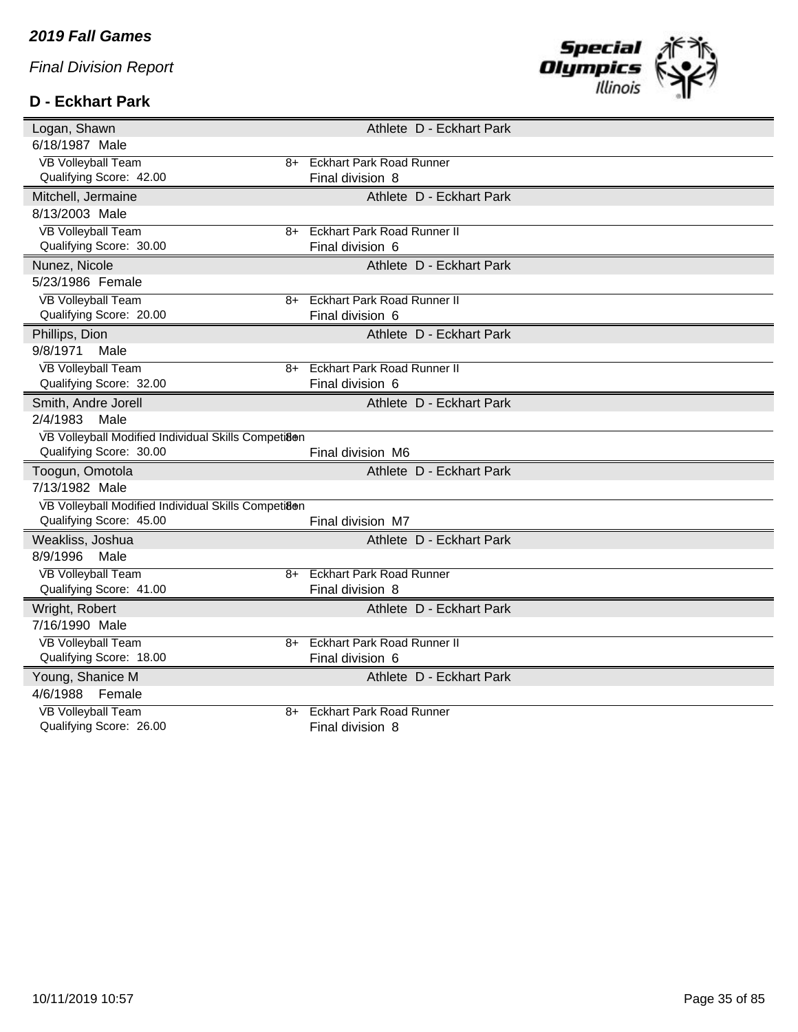***2019 Fall Games***

*Final Division Report*

## D - Eckhart Park

| Logan, Shawn | | Athlete D - Eckhart Park |
|---|---|---|
| 6/18/1987 Male | | |
| VB Volleyball Team | 8+ | Eckhart Park Road Runner |
| Qualifying Score: 42.00 | | Final division 8 |

| Mitchell, Jermaine | | Athlete D - Eckhart Park |
|---|---|---|
| 8/13/2003 Male | | |
| VB Volleyball Team | 8+ | Eckhart Park Road Runner II |
| Qualifying Score: 30.00 | | Final division 6 |

| Nunez, Nicole | | Athlete D - Eckhart Park |
|---|---|---|
| 5/23/1986 Female | | |
| VB Volleyball Team | 8+ | Eckhart Park Road Runner II |
| Qualifying Score: 20.00 | | Final division 6 |

| Phillips, Dion | | Athlete D - Eckhart Park |
|---|---|---|
| 9/8/1971 Male | | |
| VB Volleyball Team | 8+ | Eckhart Park Road Runner II |
| Qualifying Score: 32.00 | | Final division 6 |

| Smith, Andre Jorell | | Athlete D - Eckhart Park |
|---|---|---|
| 2/4/1983 Male | | |
| VB Volleyball Modified Individual Skills Competition | 8+ | |
| Qualifying Score: 30.00 | | Final division M6 |

| Toogun, Omotola | | Athlete D - Eckhart Park |
|---|---|---|
| 7/13/1982 Male | | |
| VB Volleyball Modified Individual Skills Competition | 8+ | |
| Qualifying Score: 45.00 | | Final division M7 |

| Weakliss, Joshua | | Athlete D - Eckhart Park |
|---|---|---|
| 8/9/1996 Male | | |
| VB Volleyball Team | 8+ | Eckhart Park Road Runner |
| Qualifying Score: 41.00 | | Final division 8 |

| Wright, Robert | | Athlete D - Eckhart Park |
|---|---|---|
| 7/16/1990 Male | | |
| VB Volleyball Team | 8+ | Eckhart Park Road Runner II |
| Qualifying Score: 18.00 | | Final division 6 |

| Young, Shanice M | | Athlete D - Eckhart Park |
|---|---|---|
| 4/6/1988 Female | | |
| VB Volleyball Team | 8+ | Eckhart Park Road Runner |
| Qualifying Score: 26.00 | | Final division 8 |

10/11/2019 10:57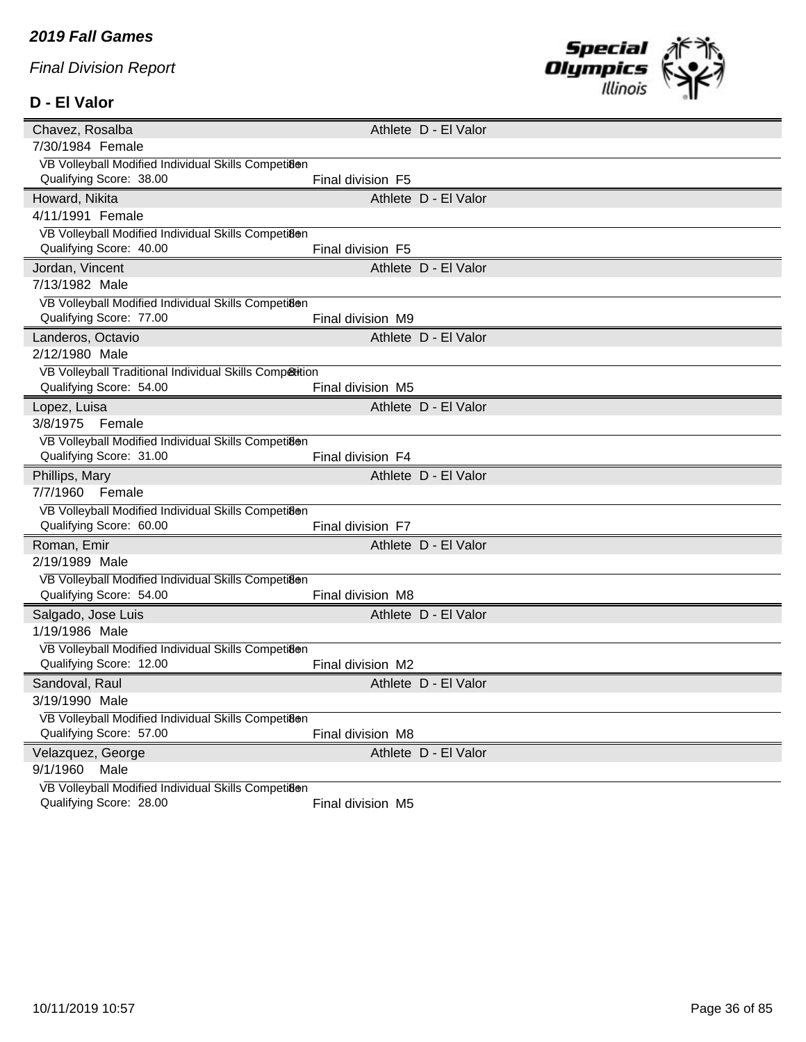*2019 Fall Games*

*Final Division Report*

**D - El Valor**

| Chavez, Rosalba | Athlete D - El Valor |
|---|---|
| 7/30/1984 Female | |
| VB Volleyball Modified Individual Skills Competition | 8 |
| Qualifying Score: 38.00 | Final division F5 |

| Howard, Nikita | Athlete D - El Valor |
|---|---|
| 4/11/1991 Female | |
| VB Volleyball Modified Individual Skills Competition | 8 |
| Qualifying Score: 40.00 | Final division F5 |

| Jordan, Vincent | Athlete D - El Valor |
|---|---|
| 7/13/1982 Male | |
| VB Volleyball Modified Individual Skills Competition | 8 |
| Qualifying Score: 77.00 | Final division M9 |

| Landeros, Octavio | Athlete D - El Valor |
|---|---|
| 2/12/1980 Male | |
| VB Volleyball Traditional Individual Skills Competition | 8 |
| Qualifying Score: 54.00 | Final division M5 |

| Lopez, Luisa | Athlete D - El Valor |
|---|---|
| 3/8/1975 Female | |
| VB Volleyball Modified Individual Skills Competition | 8 |
| Qualifying Score: 31.00 | Final division F4 |

| Phillips, Mary | Athlete D - El Valor |
|---|---|
| 7/7/1960 Female | |
| VB Volleyball Modified Individual Skills Competition | 8 |
| Qualifying Score: 60.00 | Final division F7 |

| Roman, Emir | Athlete D - El Valor |
|---|---|
| 2/19/1989 Male | |
| VB Volleyball Modified Individual Skills Competition | 8 |
| Qualifying Score: 54.00 | Final division M8 |

| Salgado, Jose Luis | Athlete D - El Valor |
|---|---|
| 1/19/1986 Male | |
| VB Volleyball Modified Individual Skills Competition | 8 |
| Qualifying Score: 12.00 | Final division M2 |

| Sandoval, Raul | Athlete D - El Valor |
|---|---|
| 3/19/1990 Male | |
| VB Volleyball Modified Individual Skills Competition | 8 |
| Qualifying Score: 57.00 | Final division M8 |

| Velazquez, George | Athlete D - El Valor |
|---|---|
| 9/1/1960 Male | |
| VB Volleyball Modified Individual Skills Competition | 8 |
| Qualifying Score: 28.00 | Final division M5 |

10/11/2019 10:57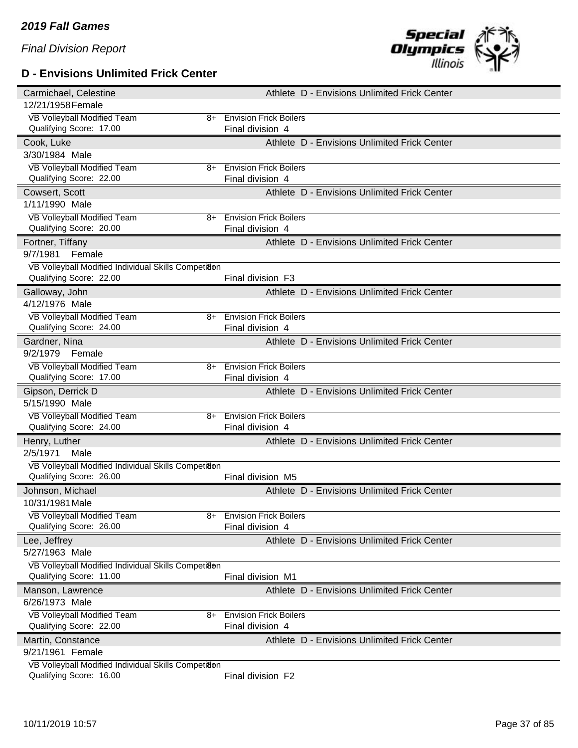*2019 Fall Games*

*Final Division Report*

## D - Envisions Unlimited Frick Center

| Name | | Role / Team |
|---|---|---|
| **Carmichael, Celestine** | | Athlete D - Envisions Unlimited Frick Center |
| 12/21/1958 Female | | |
| VB Volleyball Modified Team | 8+ | Envision Frick Boilers |
| Qualifying Score: 17.00 | | Final division 4 |
| **Cook, Luke** | | Athlete D - Envisions Unlimited Frick Center |
| 3/30/1984 Male | | |
| VB Volleyball Modified Team | 8+ | Envision Frick Boilers |
| Qualifying Score: 22.00 | | Final division 4 |
| **Cowsert, Scott** | | Athlete D - Envisions Unlimited Frick Center |
| 1/11/1990 Male | | |
| VB Volleyball Modified Team | 8+ | Envision Frick Boilers |
| Qualifying Score: 20.00 | | Final division 4 |
| **Fortner, Tiffany** | | Athlete D - Envisions Unlimited Frick Center |
| 9/7/1981 Female | | |
| VB Volleyball Modified Individual Skills Competition | 8+ | |
| Qualifying Score: 22.00 | | Final division F3 |
| **Galloway, John** | | Athlete D - Envisions Unlimited Frick Center |
| 4/12/1976 Male | | |
| VB Volleyball Modified Team | 8+ | Envision Frick Boilers |
| Qualifying Score: 24.00 | | Final division 4 |
| **Gardner, Nina** | | Athlete D - Envisions Unlimited Frick Center |
| 9/2/1979 Female | | |
| VB Volleyball Modified Team | 8+ | Envision Frick Boilers |
| Qualifying Score: 17.00 | | Final division 4 |
| **Gipson, Derrick D** | | Athlete D - Envisions Unlimited Frick Center |
| 5/15/1990 Male | | |
| VB Volleyball Modified Team | 8+ | Envision Frick Boilers |
| Qualifying Score: 24.00 | | Final division 4 |
| **Henry, Luther** | | Athlete D - Envisions Unlimited Frick Center |
| 2/5/1971 Male | | |
| VB Volleyball Modified Individual Skills Competition | 8+ | |
| Qualifying Score: 26.00 | | Final division M5 |
| **Johnson, Michael** | | Athlete D - Envisions Unlimited Frick Center |
| 10/31/1981 Male | | |
| VB Volleyball Modified Team | 8+ | Envision Frick Boilers |
| Qualifying Score: 26.00 | | Final division 4 |
| **Lee, Jeffrey** | | Athlete D - Envisions Unlimited Frick Center |
| 5/27/1963 Male | | |
| VB Volleyball Modified Individual Skills Competition | 8+ | |
| Qualifying Score: 11.00 | | Final division M1 |
| **Manson, Lawrence** | | Athlete D - Envisions Unlimited Frick Center |
| 6/26/1973 Male | | |
| VB Volleyball Modified Team | 8+ | Envision Frick Boilers |
| Qualifying Score: 22.00 | | Final division 4 |
| **Martin, Constance** | | Athlete D - Envisions Unlimited Frick Center |
| 9/21/1961 Female | | |
| VB Volleyball Modified Individual Skills Competition | 8+ | |
| Qualifying Score: 16.00 | | Final division F2 |

10/11/2019 10:57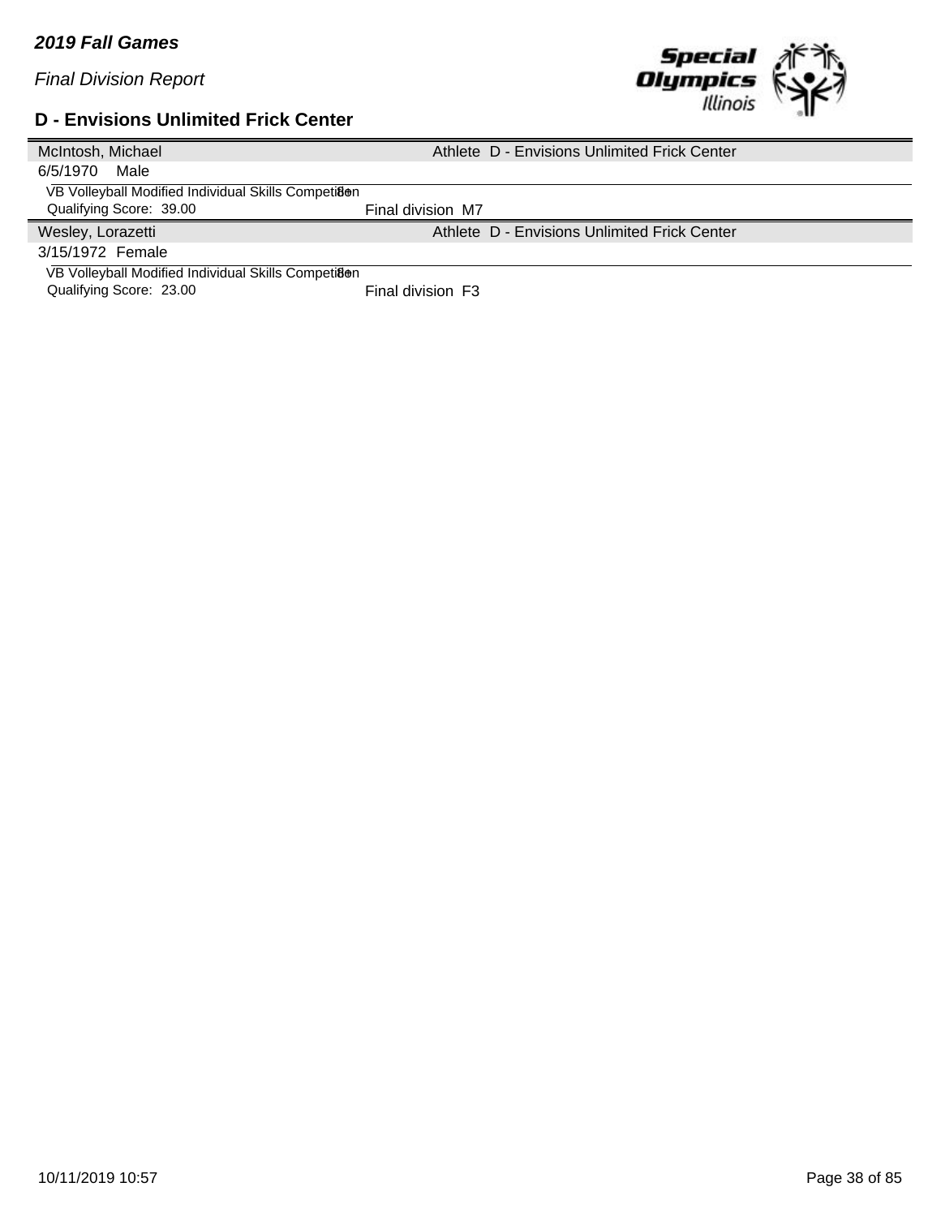*2019 Fall Games*

*Final Division Report*

## D - Envisions Unlimited Frick Center

McIntosh, Michael — Athlete D - Envisions Unlimited Frick Center

6/5/1970 Male

VB Volleyball Modified Individual Skills Competition 8

Qualifying Score: 39.00 — Final division M7

Wesley, Lorazetti — Athlete D - Envisions Unlimited Frick Center

3/15/1972 Female

VB Volleyball Modified Individual Skills Competition 8

Qualifying Score: 23.00 — Final division F3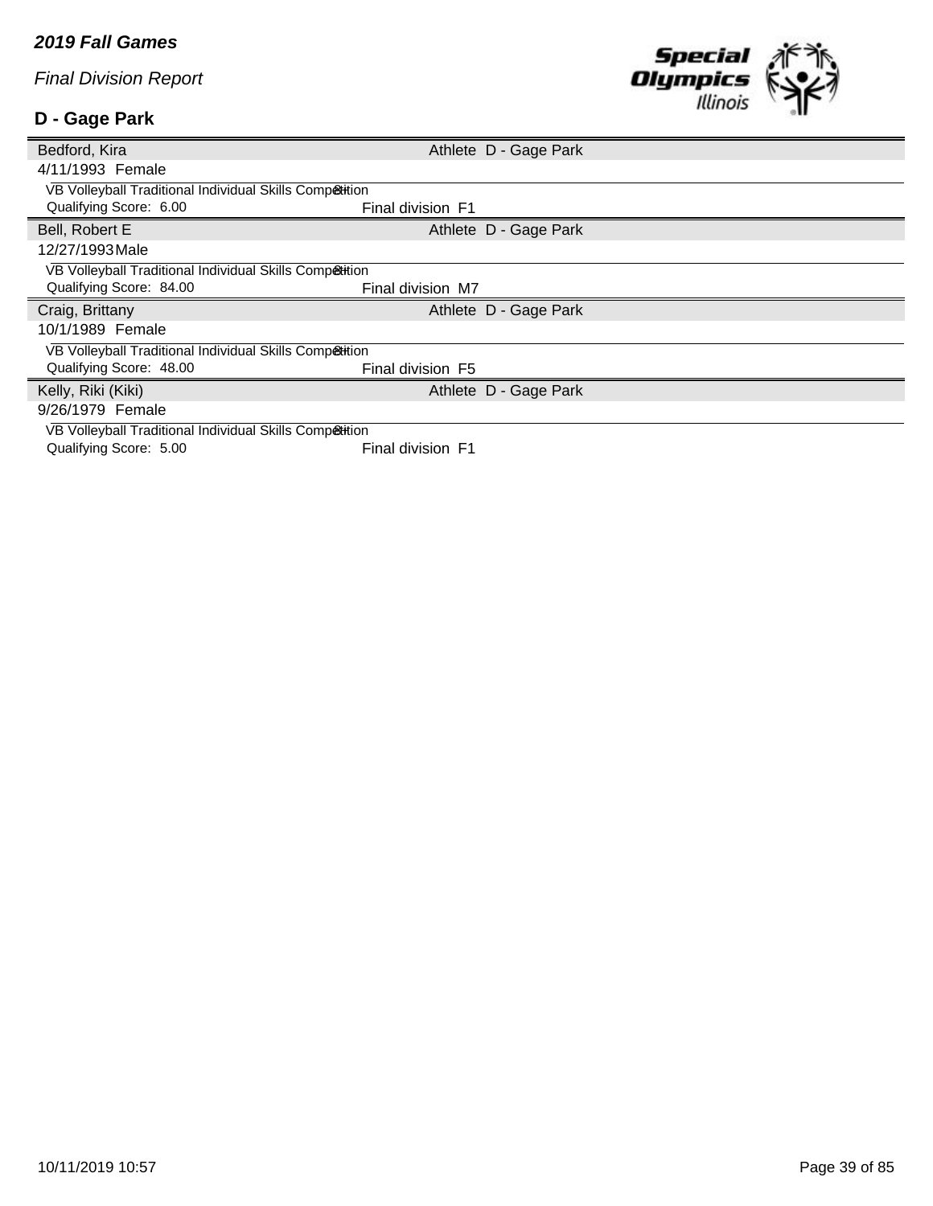*2019 Fall Games*

*Final Division Report*

## D - Gage Park

| Bedford, Kira | Athlete D - Gage Park |
|---|---|
| 4/11/1993 Female | |
| VB Volleyball Traditional Individual Skills Competition | |
| Qualifying Score: 6.00 | Final division F1 |

| Bell, Robert E | Athlete D - Gage Park |
|---|---|
| 12/27/1993 Male | |
| VB Volleyball Traditional Individual Skills Competition | |
| Qualifying Score: 84.00 | Final division M7 |

| Craig, Brittany | Athlete D - Gage Park |
|---|---|
| 10/1/1989 Female | |
| VB Volleyball Traditional Individual Skills Competition | |
| Qualifying Score: 48.00 | Final division F5 |

| Kelly, Riki (Kiki) | Athlete D - Gage Park |
|---|---|
| 9/26/1979 Female | |
| VB Volleyball Traditional Individual Skills Competition | |
| Qualifying Score: 5.00 | Final division F1 |

10/11/2019 10:57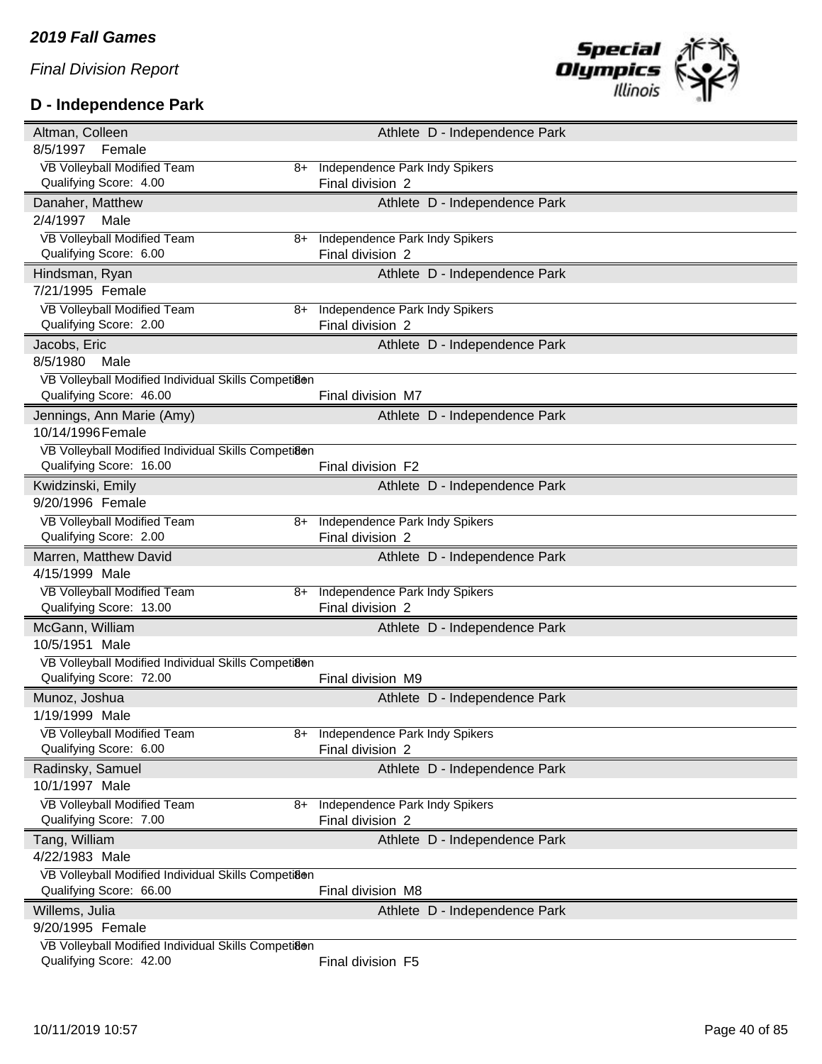*2019 Fall Games*

*Final Division Report*

## D - Independence Park

| Athlete | | Details |
|---|---|---|
| **Altman, Colleen** | | Athlete D - Independence Park |
| 8/5/1997 Female | | |
| VB Volleyball Modified Team | 8+ | Independence Park Indy Spikers |
| Qualifying Score: 4.00 | | Final division 2 |
| **Danaher, Matthew** | | Athlete D - Independence Park |
| 2/4/1997 Male | | |
| VB Volleyball Modified Team | 8+ | Independence Park Indy Spikers |
| Qualifying Score: 6.00 | | Final division 2 |
| **Hindsman, Ryan** | | Athlete D - Independence Park |
| 7/21/1995 Female | | |
| VB Volleyball Modified Team | 8+ | Independence Park Indy Spikers |
| Qualifying Score: 2.00 | | Final division 2 |
| **Jacobs, Eric** | | Athlete D - Independence Park |
| 8/5/1980 Male | | |
| VB Volleyball Modified Individual Skills Competition | 8+ | |
| Qualifying Score: 46.00 | | Final division M7 |
| **Jennings, Ann Marie (Amy)** | | Athlete D - Independence Park |
| 10/14/1996 Female | | |
| VB Volleyball Modified Individual Skills Competition | 8+ | |
| Qualifying Score: 16.00 | | Final division F2 |
| **Kwidzinski, Emily** | | Athlete D - Independence Park |
| 9/20/1996 Female | | |
| VB Volleyball Modified Team | 8+ | Independence Park Indy Spikers |
| Qualifying Score: 2.00 | | Final division 2 |
| **Marren, Matthew David** | | Athlete D - Independence Park |
| 4/15/1999 Male | | |
| VB Volleyball Modified Team | 8+ | Independence Park Indy Spikers |
| Qualifying Score: 13.00 | | Final division 2 |
| **McGann, William** | | Athlete D - Independence Park |
| 10/5/1951 Male | | |
| VB Volleyball Modified Individual Skills Competition | 8+ | |
| Qualifying Score: 72.00 | | Final division M9 |
| **Munoz, Joshua** | | Athlete D - Independence Park |
| 1/19/1999 Male | | |
| VB Volleyball Modified Team | 8+ | Independence Park Indy Spikers |
| Qualifying Score: 6.00 | | Final division 2 |
| **Radinsky, Samuel** | | Athlete D - Independence Park |
| 10/1/1997 Male | | |
| VB Volleyball Modified Team | 8+ | Independence Park Indy Spikers |
| Qualifying Score: 7.00 | | Final division 2 |
| **Tang, William** | | Athlete D - Independence Park |
| 4/22/1983 Male | | |
| VB Volleyball Modified Individual Skills Competition | 8+ | |
| Qualifying Score: 66.00 | | Final division M8 |
| **Willems, Julia** | | Athlete D - Independence Park |
| 9/20/1995 Female | | |
| VB Volleyball Modified Individual Skills Competition | 8+ | |
| Qualifying Score: 42.00 | | Final division F5 |

10/11/2019 10:57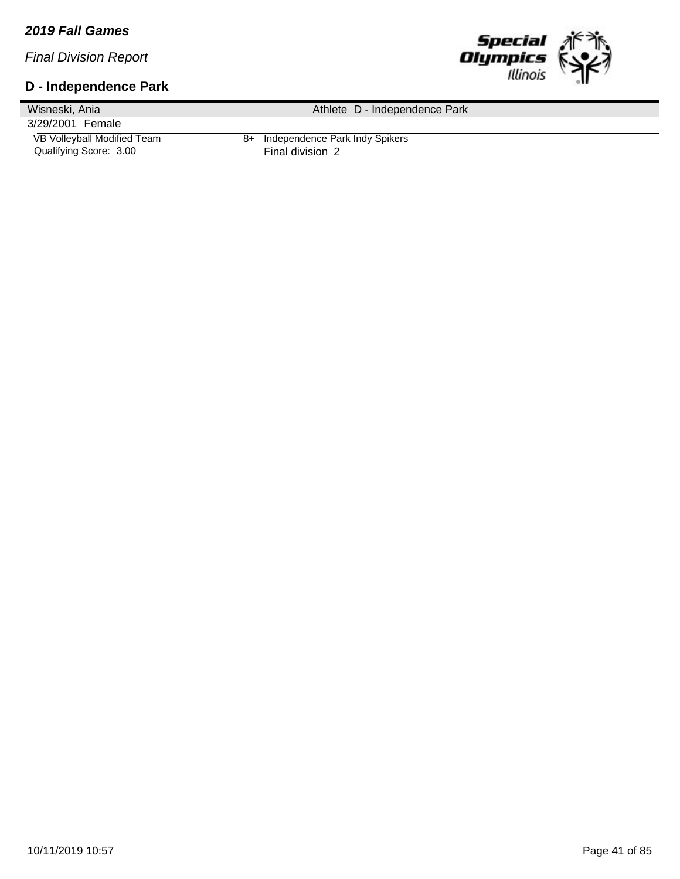*2019 Fall Games*

*Final Division Report*

## D - Independence Park

| Wisneski, Ania | | Athlete D - Independence Park |
|---|---|---|
| 3/29/2001 Female | | |
| VB Volleyball Modified Team | 8+ | Independence Park Indy Spikers |
| Qualifying Score: 3.00 | | Final division 2 |

10/11/2019 10:57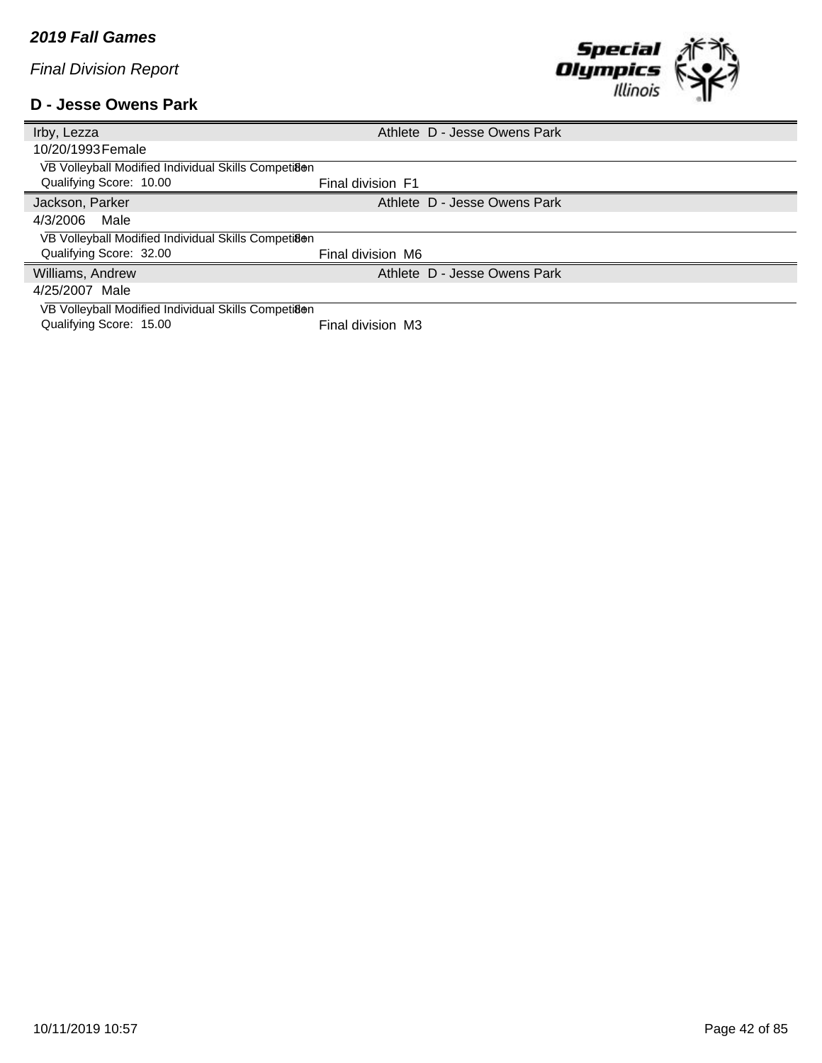***2019 Fall Games***

*Final Division Report*

**D - Jesse Owens Park**

| Irby, Lezza | Athlete D - Jesse Owens Park |
|---|---|
| 10/20/1993 Female | |
| VB Volleyball Modified Individual Skills Competition 8+ | |
| Qualifying Score: 10.00 | Final division F1 |

| Jackson, Parker | Athlete D - Jesse Owens Park |
|---|---|
| 4/3/2006 Male | |
| VB Volleyball Modified Individual Skills Competition 8+ | |
| Qualifying Score: 32.00 | Final division M6 |

| Williams, Andrew | Athlete D - Jesse Owens Park |
|---|---|
| 4/25/2007 Male | |
| VB Volleyball Modified Individual Skills Competition 8+ | |
| Qualifying Score: 15.00 | Final division M3 |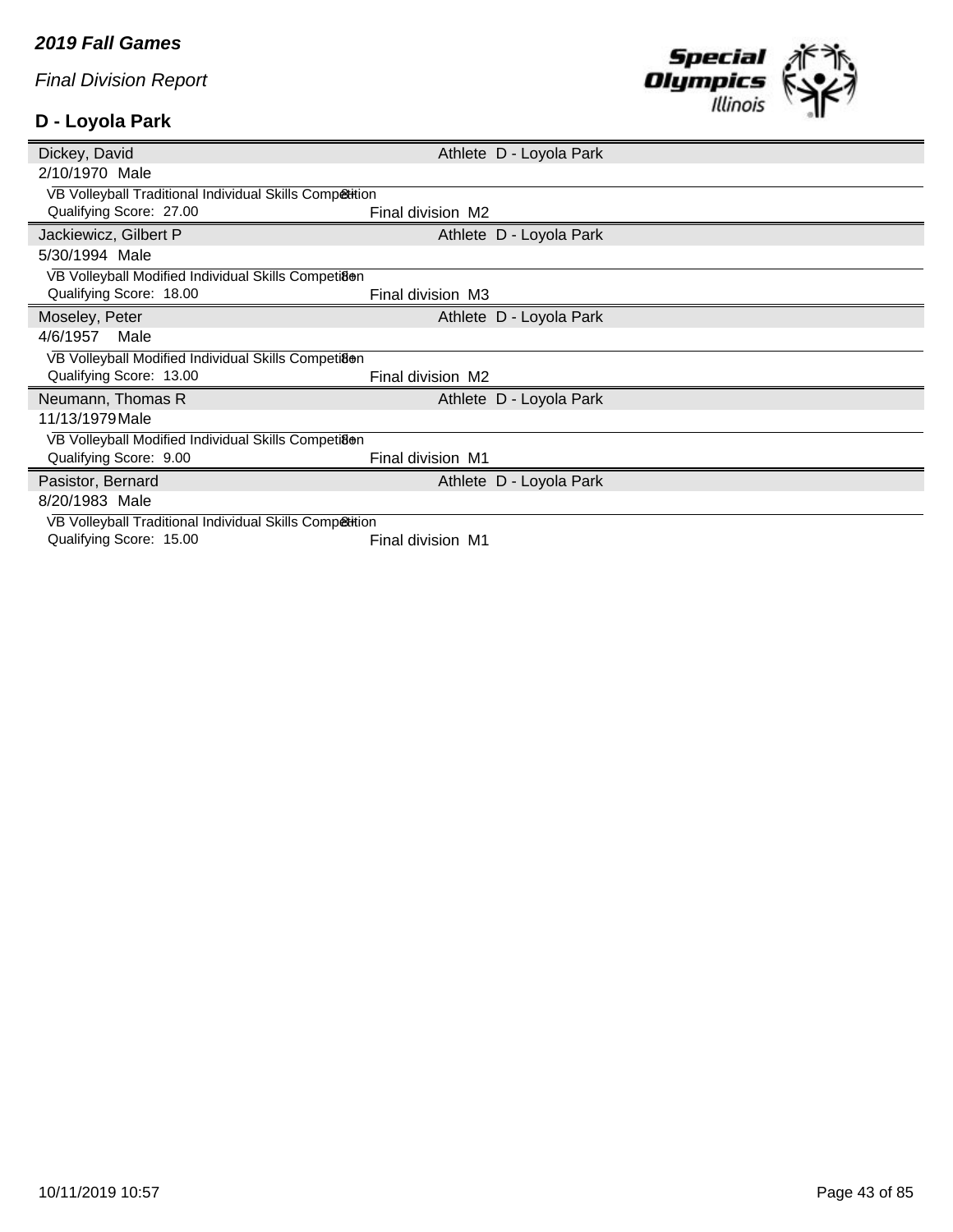*2019 Fall Games*

*Final Division Report*

## D - Loyola Park

| Dickey, David | Athlete D - Loyola Park |
|---|---|
| 2/10/1970 Male | |
| VB Volleyball Traditional Individual Skills Competition | |
| Qualifying Score: 27.00 | Final division M2 |

| Jackiewicz, Gilbert P | Athlete D - Loyola Park |
|---|---|
| 5/30/1994 Male | |
| VB Volleyball Modified Individual Skills Competition | |
| Qualifying Score: 18.00 | Final division M3 |

| Moseley, Peter | Athlete D - Loyola Park |
|---|---|
| 4/6/1957 Male | |
| VB Volleyball Modified Individual Skills Competition | |
| Qualifying Score: 13.00 | Final division M2 |

| Neumann, Thomas R | Athlete D - Loyola Park |
|---|---|
| 11/13/1979 Male | |
| VB Volleyball Modified Individual Skills Competition | |
| Qualifying Score: 9.00 | Final division M1 |

| Pasistor, Bernard | Athlete D - Loyola Park |
|---|---|
| 8/20/1983 Male | |
| VB Volleyball Traditional Individual Skills Competition | |
| Qualifying Score: 15.00 | Final division M1 |

10/11/2019 10:57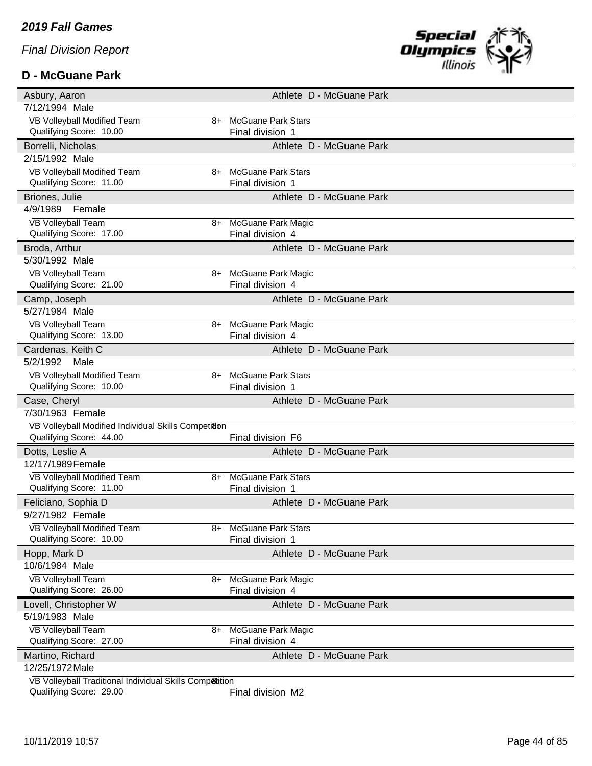*2019 Fall Games*

*Final Division Report*

### D - McGuane Park

| Name | | Details |
|---|---|---|
| **Asbury, Aaron** | | Athlete D - McGuane Park |
| 7/12/1994 Male | | |
| VB Volleyball Modified Team | 8+ | McGuane Park Stars |
| Qualifying Score: 10.00 | | Final division 1 |
| **Borrelli, Nicholas** | | Athlete D - McGuane Park |
| 2/15/1992 Male | | |
| VB Volleyball Modified Team | 8+ | McGuane Park Stars |
| Qualifying Score: 11.00 | | Final division 1 |
| **Briones, Julie** | | Athlete D - McGuane Park |
| 4/9/1989 Female | | |
| VB Volleyball Team | 8+ | McGuane Park Magic |
| Qualifying Score: 17.00 | | Final division 4 |
| **Broda, Arthur** | | Athlete D - McGuane Park |
| 5/30/1992 Male | | |
| VB Volleyball Team | 8+ | McGuane Park Magic |
| Qualifying Score: 21.00 | | Final division 4 |
| **Camp, Joseph** | | Athlete D - McGuane Park |
| 5/27/1984 Male | | |
| VB Volleyball Team | 8+ | McGuane Park Magic |
| Qualifying Score: 13.00 | | Final division 4 |
| **Cardenas, Keith C** | | Athlete D - McGuane Park |
| 5/2/1992 Male | | |
| VB Volleyball Modified Team | 8+ | McGuane Park Stars |
| Qualifying Score: 10.00 | | Final division 1 |
| **Case, Cheryl** | | Athlete D - McGuane Park |
| 7/30/1963 Female | | |
| VB Volleyball Modified Individual Skills Competition | 8+ | |
| Qualifying Score: 44.00 | | Final division F6 |
| **Dotts, Leslie A** | | Athlete D - McGuane Park |
| 12/17/1989 Female | | |
| VB Volleyball Modified Team | 8+ | McGuane Park Stars |
| Qualifying Score: 11.00 | | Final division 1 |
| **Feliciano, Sophia D** | | Athlete D - McGuane Park |
| 9/27/1982 Female | | |
| VB Volleyball Modified Team | 8+ | McGuane Park Stars |
| Qualifying Score: 10.00 | | Final division 1 |
| **Hopp, Mark D** | | Athlete D - McGuane Park |
| 10/6/1984 Male | | |
| VB Volleyball Team | 8+ | McGuane Park Magic |
| Qualifying Score: 26.00 | | Final division 4 |
| **Lovell, Christopher W** | | Athlete D - McGuane Park |
| 5/19/1983 Male | | |
| VB Volleyball Team | 8+ | McGuane Park Magic |
| Qualifying Score: 27.00 | | Final division 4 |
| **Martino, Richard** | | Athlete D - McGuane Park |
| 12/25/1972 Male | | |
| VB Volleyball Traditional Individual Skills Competition | 8+ | |
| Qualifying Score: 29.00 | | Final division M2 |

10/11/2019 10:57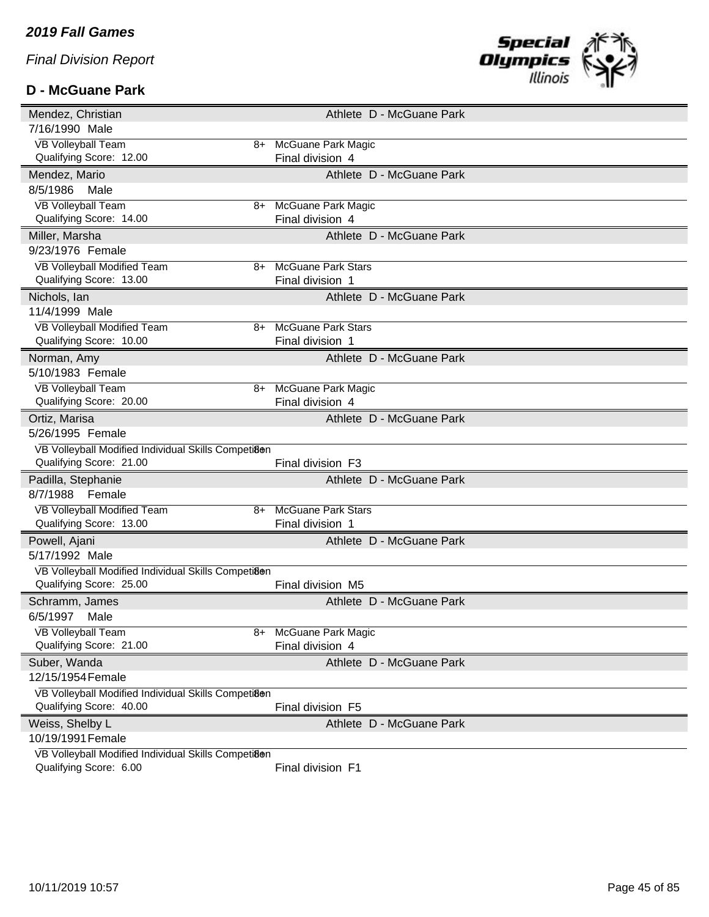*2019 Fall Games*

*Final Division Report*

**D - McGuane Park**

| Name | | Type |
|---|---|---|
| Mendez, Christian | | Athlete D - McGuane Park |
| 7/16/1990 Male | | |
| VB Volleyball Team | 8+ | McGuane Park Magic |
| Qualifying Score: 12.00 | | Final division 4 |
| Mendez, Mario | | Athlete D - McGuane Park |
| 8/5/1986 Male | | |
| VB Volleyball Team | 8+ | McGuane Park Magic |
| Qualifying Score: 14.00 | | Final division 4 |
| Miller, Marsha | | Athlete D - McGuane Park |
| 9/23/1976 Female | | |
| VB Volleyball Modified Team | 8+ | McGuane Park Stars |
| Qualifying Score: 13.00 | | Final division 1 |
| Nichols, Ian | | Athlete D - McGuane Park |
| 11/4/1999 Male | | |
| VB Volleyball Modified Team | 8+ | McGuane Park Stars |
| Qualifying Score: 10.00 | | Final division 1 |
| Norman, Amy | | Athlete D - McGuane Park |
| 5/10/1983 Female | | |
| VB Volleyball Team | 8+ | McGuane Park Magic |
| Qualifying Score: 20.00 | | Final division 4 |
| Ortiz, Marisa | | Athlete D - McGuane Park |
| 5/26/1995 Female | | |
| VB Volleyball Modified Individual Skills Competition | 8+ | |
| Qualifying Score: 21.00 | | Final division F3 |
| Padilla, Stephanie | | Athlete D - McGuane Park |
| 8/7/1988 Female | | |
| VB Volleyball Modified Team | 8+ | McGuane Park Stars |
| Qualifying Score: 13.00 | | Final division 1 |
| Powell, Ajani | | Athlete D - McGuane Park |
| 5/17/1992 Male | | |
| VB Volleyball Modified Individual Skills Competition | 8+ | |
| Qualifying Score: 25.00 | | Final division M5 |
| Schramm, James | | Athlete D - McGuane Park |
| 6/5/1997 Male | | |
| VB Volleyball Team | 8+ | McGuane Park Magic |
| Qualifying Score: 21.00 | | Final division 4 |
| Suber, Wanda | | Athlete D - McGuane Park |
| 12/15/1954 Female | | |
| VB Volleyball Modified Individual Skills Competition | 8+ | |
| Qualifying Score: 40.00 | | Final division F5 |
| Weiss, Shelby L | | Athlete D - McGuane Park |
| 10/19/1991 Female | | |
| VB Volleyball Modified Individual Skills Competition | 8+ | |
| Qualifying Score: 6.00 | | Final division F1 |

10/11/2019 10:57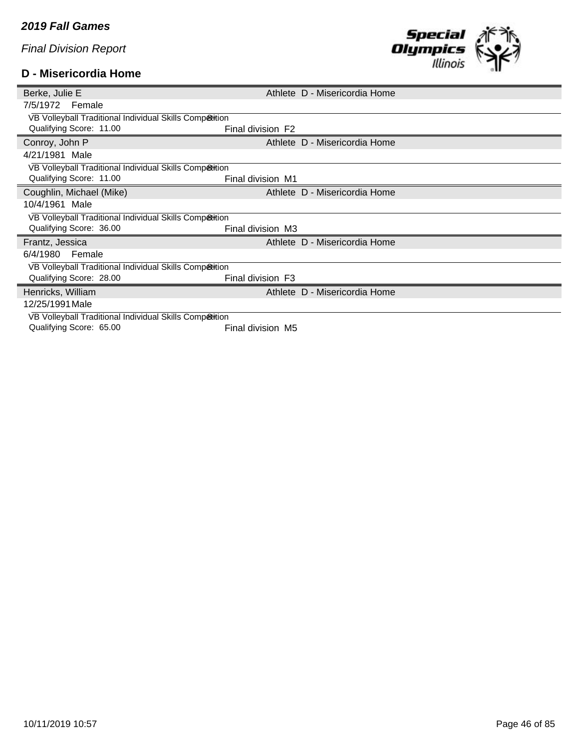*2019 Fall Games*

*Final Division Report*

## D - Misericordia Home

| Name | | Role | Delegation |
|---|---|---|---|
| Berke, Julie E | | Athlete | D - Misericordia Home |
| 7/5/1972 | Female | | |
| VB Volleyball Traditional Individual Skills Competition | 8+ | | |
| Qualifying Score: 11.00 | Final division F2 | | |
| Conroy, John P | | Athlete | D - Misericordia Home |
| 4/21/1981 | Male | | |
| VB Volleyball Traditional Individual Skills Competition | 8+ | | |
| Qualifying Score: 11.00 | Final division M1 | | |
| Coughlin, Michael (Mike) | | Athlete | D - Misericordia Home |
| 10/4/1961 | Male | | |
| VB Volleyball Traditional Individual Skills Competition | 8+ | | |
| Qualifying Score: 36.00 | Final division M3 | | |
| Frantz, Jessica | | Athlete | D - Misericordia Home |
| 6/4/1980 | Female | | |
| VB Volleyball Traditional Individual Skills Competition | 8+ | | |
| Qualifying Score: 28.00 | Final division F3 | | |
| Henricks, William | | Athlete | D - Misericordia Home |
| 12/25/1991 | Male | | |
| VB Volleyball Traditional Individual Skills Competition | 8+ | | |
| Qualifying Score: 65.00 | Final division M5 | | |

10/11/2019 10:57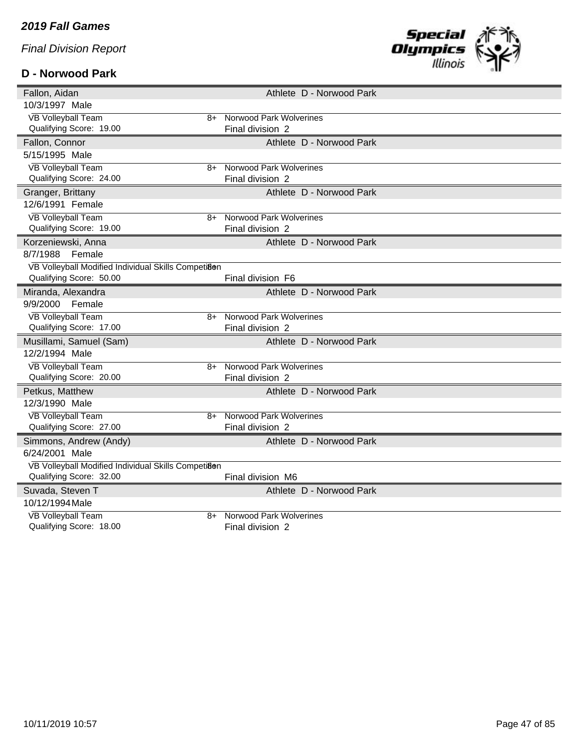*2019 Fall Games*

*Final Division Report*

## D - Norwood Park

| Name | Details | | |
|---|---|---|---|
| Fallon, Aidan | | | Athlete D - Norwood Park |
| 10/3/1997 Male | | | |
| VB Volleyball Team | 8+ | Norwood Park Wolverines | |
| Qualifying Score: 19.00 | | Final division 2 | |
| Fallon, Connor | | | Athlete D - Norwood Park |
| 5/15/1995 Male | | | |
| VB Volleyball Team | 8+ | Norwood Park Wolverines | |
| Qualifying Score: 24.00 | | Final division 2 | |
| Granger, Brittany | | | Athlete D - Norwood Park |
| 12/6/1991 Female | | | |
| VB Volleyball Team | 8+ | Norwood Park Wolverines | |
| Qualifying Score: 19.00 | | Final division 2 | |
| Korzeniewski, Anna | | | Athlete D - Norwood Park |
| 8/7/1988 Female | | | |
| VB Volleyball Modified Individual Skills Competition | 8+ | | |
| Qualifying Score: 50.00 | | Final division F6 | |
| Miranda, Alexandra | | | Athlete D - Norwood Park |
| 9/9/2000 Female | | | |
| VB Volleyball Team | 8+ | Norwood Park Wolverines | |
| Qualifying Score: 17.00 | | Final division 2 | |
| Musillami, Samuel (Sam) | | | Athlete D - Norwood Park |
| 12/2/1994 Male | | | |
| VB Volleyball Team | 8+ | Norwood Park Wolverines | |
| Qualifying Score: 20.00 | | Final division 2 | |
| Petkus, Matthew | | | Athlete D - Norwood Park |
| 12/3/1990 Male | | | |
| VB Volleyball Team | 8+ | Norwood Park Wolverines | |
| Qualifying Score: 27.00 | | Final division 2 | |
| Simmons, Andrew (Andy) | | | Athlete D - Norwood Park |
| 6/24/2001 Male | | | |
| VB Volleyball Modified Individual Skills Competition | 8+ | | |
| Qualifying Score: 32.00 | | Final division M6 | |
| Suvada, Steven T | | | Athlete D - Norwood Park |
| 10/12/1994 Male | | | |
| VB Volleyball Team | 8+ | Norwood Park Wolverines | |
| Qualifying Score: 18.00 | | Final division 2 | |

10/11/2019 10:57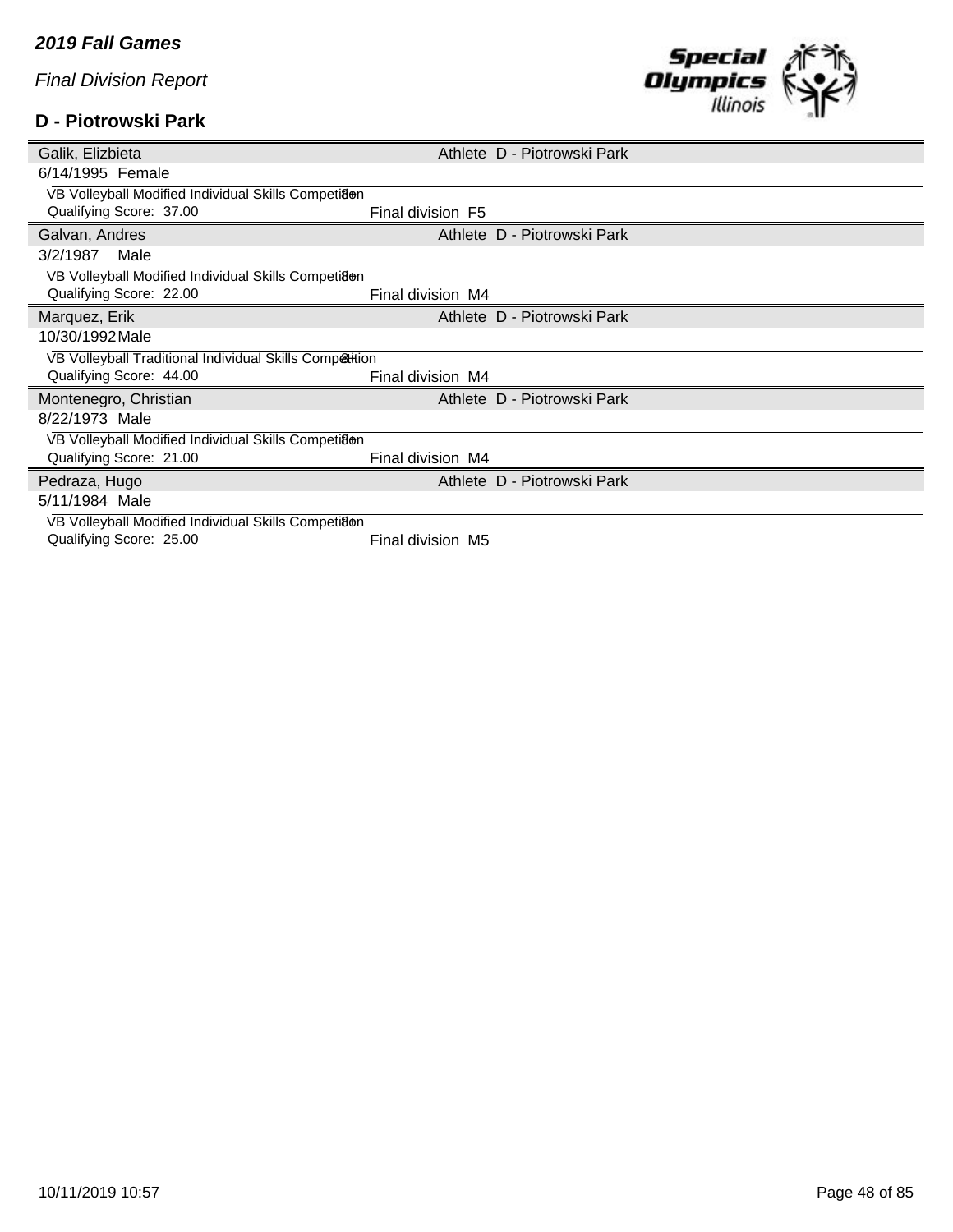*2019 Fall Games*

*Final Division Report*

**D - Piotrowski Park**

Galik, Elzbieta — Athlete — D - Piotrowski Park

6/14/1995 Female

VB Volleyball Modified Individual Skills Competition — 8+

Qualifying Score: 37.00 — Final division F5

Galvan, Andres — Athlete — D - Piotrowski Park

3/2/1987 Male

VB Volleyball Modified Individual Skills Competition — 8+

Qualifying Score: 22.00 — Final division M4

Marquez, Erik — Athlete — D - Piotrowski Park

10/30/1992 Male

VB Volleyball Traditional Individual Skills Competition — 8+

Qualifying Score: 44.00 — Final division M4

Montenegro, Christian — Athlete — D - Piotrowski Park

8/22/1973 Male

VB Volleyball Modified Individual Skills Competition — 8+

Qualifying Score: 21.00 — Final division M4

Pedraza, Hugo — Athlete — D - Piotrowski Park

5/11/1984 Male

VB Volleyball Modified Individual Skills Competition — 8+

Qualifying Score: 25.00 — Final division M5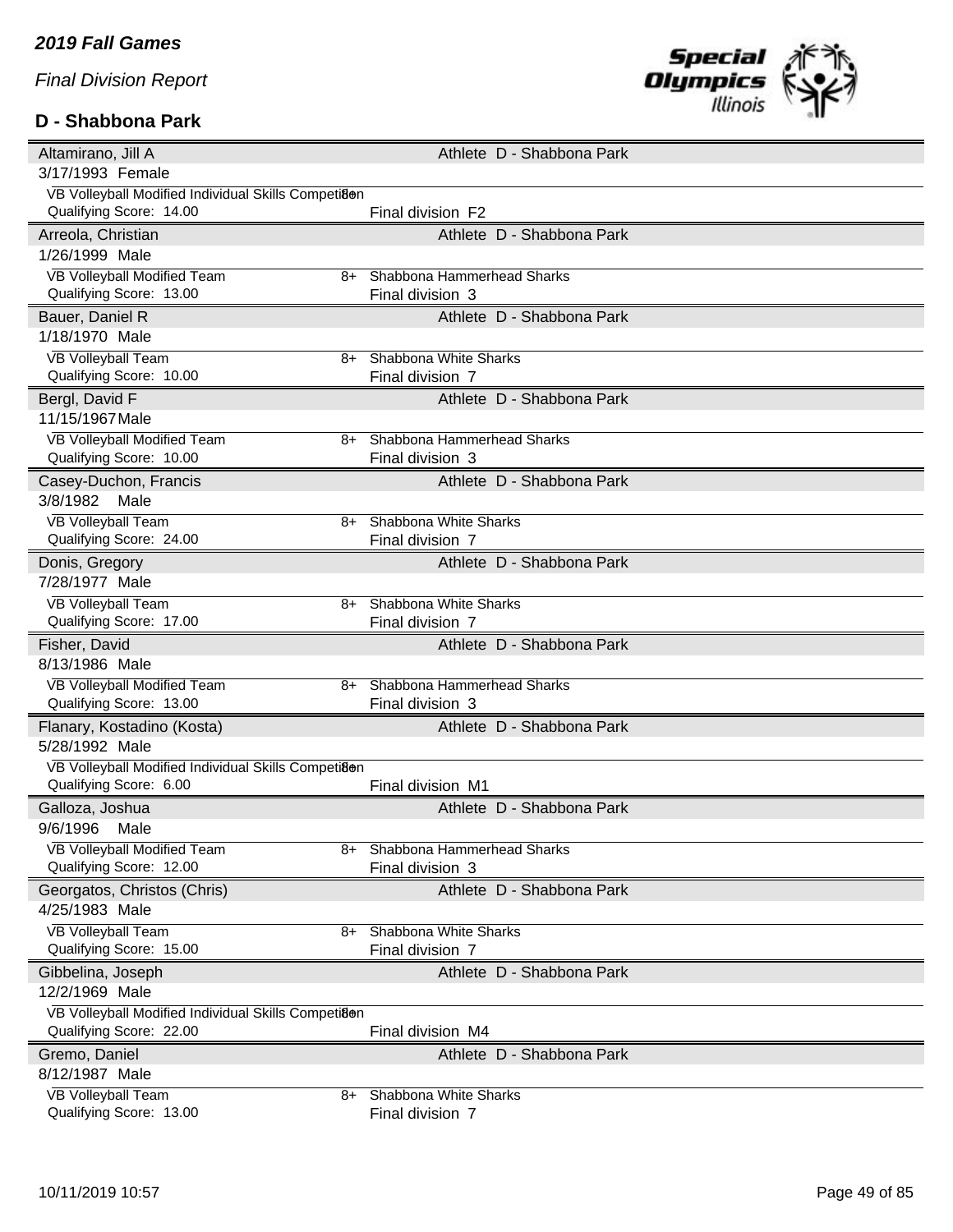## 2019 Fall Games

*Final Division Report*

### D - Shabbona Park

| Athlete | Event | Age Group | Team / Division | Delegation |
|---|---|---|---|---|
| Altamirano, Jill A — 3/17/1993 Female | VB Volleyball Modified Individual Skills Competition — Qualifying Score: 14.00 | 8+ | Final division F2 | Athlete D - Shabbona Park |
| Arreola, Christian — 1/26/1999 Male | VB Volleyball Modified Team — Qualifying Score: 13.00 | 8+ | Shabbona Hammerhead Sharks — Final division 3 | Athlete D - Shabbona Park |
| Bauer, Daniel R — 1/18/1970 Male | VB Volleyball Team — Qualifying Score: 10.00 | 8+ | Shabbona White Sharks — Final division 7 | Athlete D - Shabbona Park |
| Bergl, David F — 11/15/1967 Male | VB Volleyball Modified Team — Qualifying Score: 10.00 | 8+ | Shabbona Hammerhead Sharks — Final division 3 | Athlete D - Shabbona Park |
| Casey-Duchon, Francis — 3/8/1982 Male | VB Volleyball Team — Qualifying Score: 24.00 | 8+ | Shabbona White Sharks — Final division 7 | Athlete D - Shabbona Park |
| Donis, Gregory — 7/28/1977 Male | VB Volleyball Team — Qualifying Score: 17.00 | 8+ | Shabbona White Sharks — Final division 7 | Athlete D - Shabbona Park |
| Fisher, David — 8/13/1986 Male | VB Volleyball Modified Team — Qualifying Score: 13.00 | 8+ | Shabbona Hammerhead Sharks — Final division 3 | Athlete D - Shabbona Park |
| Flanary, Kostadino (Kosta) — 5/28/1992 Male | VB Volleyball Modified Individual Skills Competition — Qualifying Score: 6.00 | 8+ | Final division M1 | Athlete D - Shabbona Park |
| Galloza, Joshua — 9/6/1996 Male | VB Volleyball Modified Team — Qualifying Score: 12.00 | 8+ | Shabbona Hammerhead Sharks — Final division 3 | Athlete D - Shabbona Park |
| Georgatos, Christos (Chris) — 4/25/1983 Male | VB Volleyball Team — Qualifying Score: 15.00 | 8+ | Shabbona White Sharks — Final division 7 | Athlete D - Shabbona Park |
| Gibbelina, Joseph — 12/2/1969 Male | VB Volleyball Modified Individual Skills Competition — Qualifying Score: 22.00 | 8+ | Final division M4 | Athlete D - Shabbona Park |
| Gremo, Daniel — 8/12/1987 Male | VB Volleyball Team — Qualifying Score: 13.00 | 8+ | Shabbona White Sharks — Final division 7 | Athlete D - Shabbona Park |

10/11/2019 10:57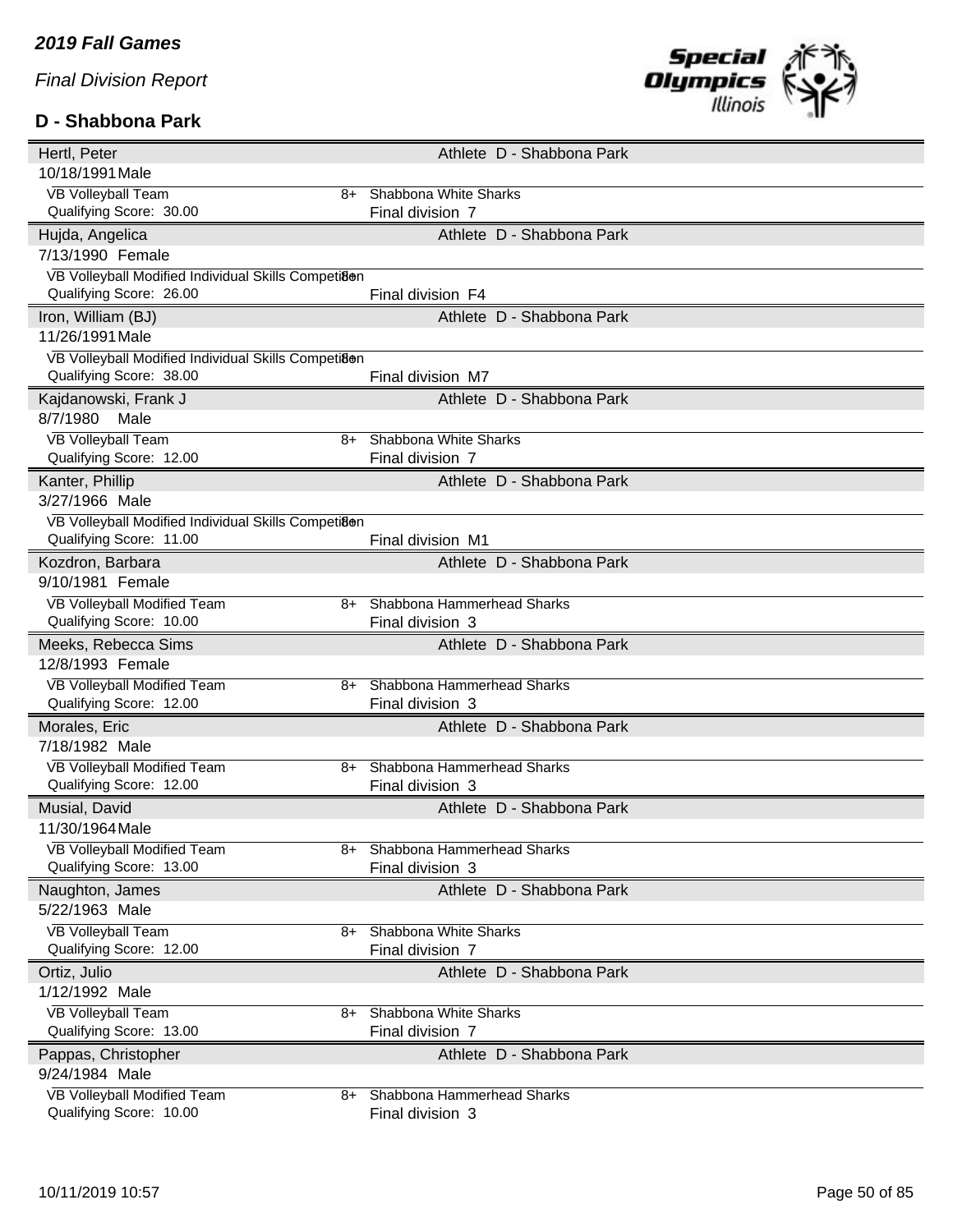*2019 Fall Games*

*Final Division Report*

**D - Shabbona Park**

| Name | | Athlete | |
|---|---|---|---|
| Hertl, Peter | | Athlete D - Shabbona Park | |
| 10/18/1991 Male | | | |
| VB Volleyball Team | 8+ | Shabbona White Sharks | |
| Qualifying Score: 30.00 | | Final division 7 | |
| Hujda, Angelica | | Athlete D - Shabbona Park | |
| 7/13/1990 Female | | | |
| VB Volleyball Modified Individual Skills Competition | 8+ | | |
| Qualifying Score: 26.00 | | Final division F4 | |
| Iron, William (BJ) | | Athlete D - Shabbona Park | |
| 11/26/1991 Male | | | |
| VB Volleyball Modified Individual Skills Competition | 8+ | | |
| Qualifying Score: 38.00 | | Final division M7 | |
| Kajdanowski, Frank J | | Athlete D - Shabbona Park | |
| 8/7/1980 Male | | | |
| VB Volleyball Team | 8+ | Shabbona White Sharks | |
| Qualifying Score: 12.00 | | Final division 7 | |
| Kanter, Phillip | | Athlete D - Shabbona Park | |
| 3/27/1966 Male | | | |
| VB Volleyball Modified Individual Skills Competition | 8+ | | |
| Qualifying Score: 11.00 | | Final division M1 | |
| Kozdron, Barbara | | Athlete D - Shabbona Park | |
| 9/10/1981 Female | | | |
| VB Volleyball Modified Team | 8+ | Shabbona Hammerhead Sharks | |
| Qualifying Score: 10.00 | | Final division 3 | |
| Meeks, Rebecca Sims | | Athlete D - Shabbona Park | |
| 12/8/1993 Female | | | |
| VB Volleyball Modified Team | 8+ | Shabbona Hammerhead Sharks | |
| Qualifying Score: 12.00 | | Final division 3 | |
| Morales, Eric | | Athlete D - Shabbona Park | |
| 7/18/1982 Male | | | |
| VB Volleyball Modified Team | 8+ | Shabbona Hammerhead Sharks | |
| Qualifying Score: 12.00 | | Final division 3 | |
| Musial, David | | Athlete D - Shabbona Park | |
| 11/30/1964 Male | | | |
| VB Volleyball Modified Team | 8+ | Shabbona Hammerhead Sharks | |
| Qualifying Score: 13.00 | | Final division 3 | |
| Naughton, James | | Athlete D - Shabbona Park | |
| 5/22/1963 Male | | | |
| VB Volleyball Team | 8+ | Shabbona White Sharks | |
| Qualifying Score: 12.00 | | Final division 7 | |
| Ortiz, Julio | | Athlete D - Shabbona Park | |
| 1/12/1992 Male | | | |
| VB Volleyball Team | 8+ | Shabbona White Sharks | |
| Qualifying Score: 13.00 | | Final division 7 | |
| Pappas, Christopher | | Athlete D - Shabbona Park | |
| 9/24/1984 Male | | | |
| VB Volleyball Modified Team | 8+ | Shabbona Hammerhead Sharks | |
| Qualifying Score: 10.00 | | Final division 3 | |

10/11/2019 10:57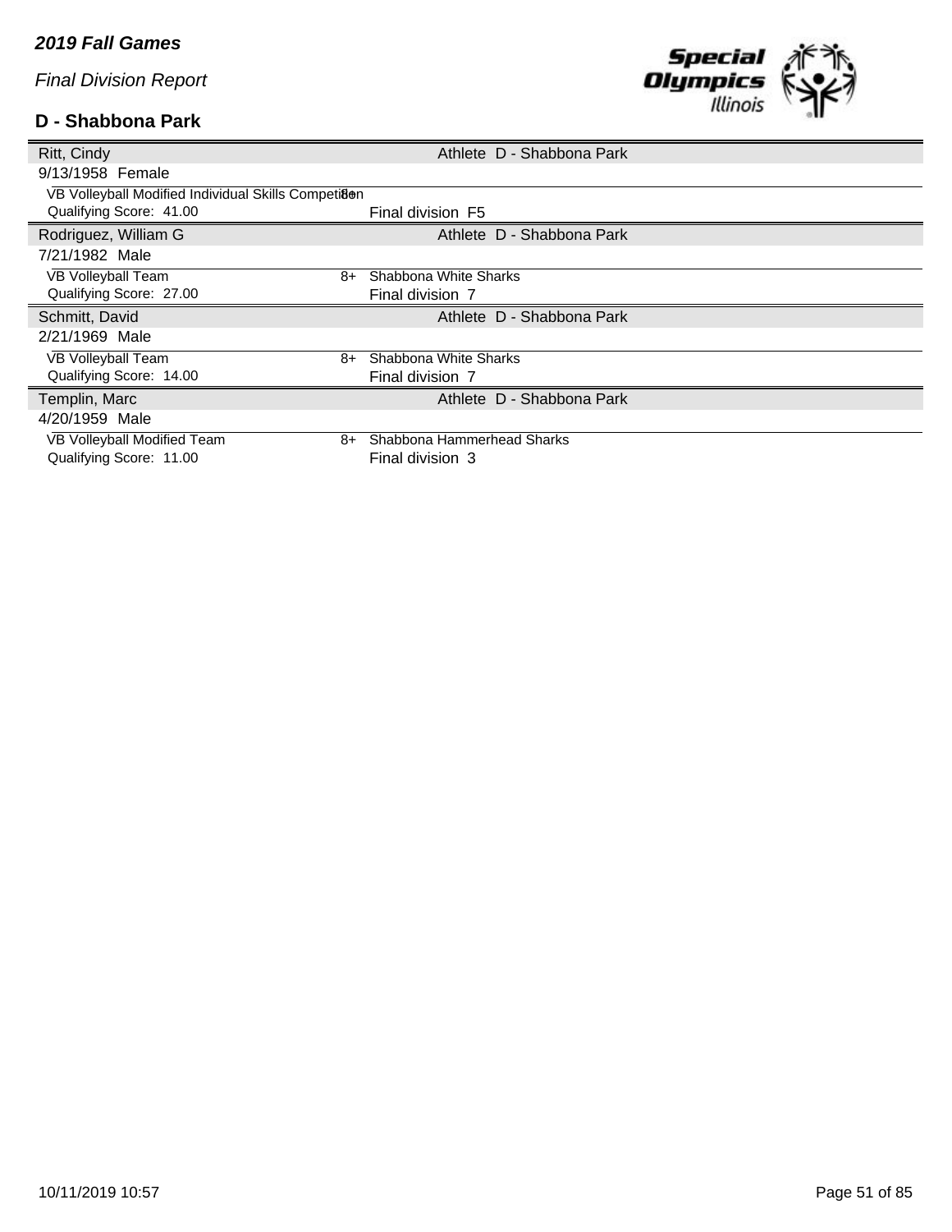# 2019 Fall Games

*Final Division Report*

## D - Shabbona Park

| Ritt, Cindy | | Athlete D - Shabbona Park |
|---|---|---|
| 9/13/1958 Female | | |
| VB Volleyball Modified Individual Skills Competition | 8+ | |
| Qualifying Score: 41.00 | | Final division F5 |
| **Rodriguez, William G** | | **Athlete D - Shabbona Park** |
| 7/21/1982 Male | | |
| VB Volleyball Team | 8+ | Shabbona White Sharks |
| Qualifying Score: 27.00 | | Final division 7 |
| **Schmitt, David** | | **Athlete D - Shabbona Park** |
| 2/21/1969 Male | | |
| VB Volleyball Team | 8+ | Shabbona White Sharks |
| Qualifying Score: 14.00 | | Final division 7 |
| **Templin, Marc** | | **Athlete D - Shabbona Park** |
| 4/20/1959 Male | | |
| VB Volleyball Modified Team | 8+ | Shabbona Hammerhead Sharks |
| Qualifying Score: 11.00 | | Final division 3 |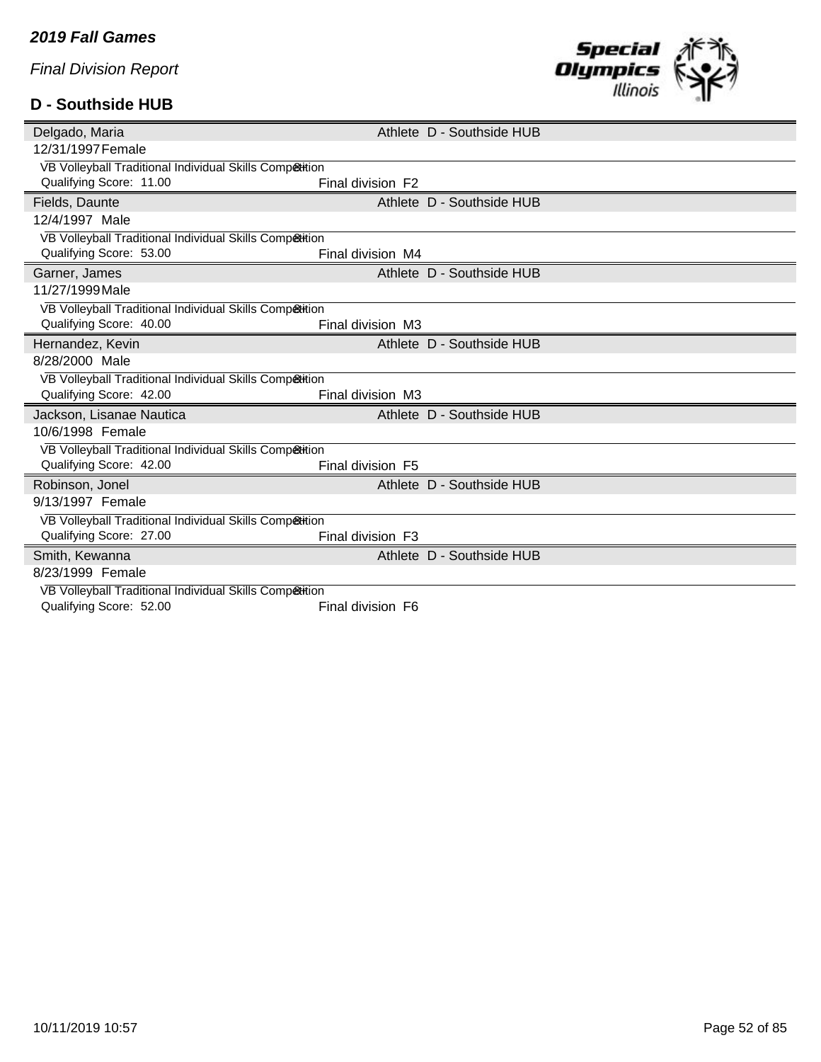*2019 Fall Games*

*Final Division Report*

## D - Southside HUB

**Delgado, Maria** — Athlete D - Southside HUB
12/31/1997 Female
VB Volleyball Traditional Individual Skills Competition
Qualifying Score: 11.00 — Final division F2

**Fields, Daunte** — Athlete D - Southside HUB
12/4/1997 Male
VB Volleyball Traditional Individual Skills Competition
Qualifying Score: 53.00 — Final division M4

**Garner, James** — Athlete D - Southside HUB
11/27/1999 Male
VB Volleyball Traditional Individual Skills Competition
Qualifying Score: 40.00 — Final division M3

**Hernandez, Kevin** — Athlete D - Southside HUB
8/28/2000 Male
VB Volleyball Traditional Individual Skills Competition
Qualifying Score: 42.00 — Final division M3

**Jackson, Lisanae Nautica** — Athlete D - Southside HUB
10/6/1998 Female
VB Volleyball Traditional Individual Skills Competition
Qualifying Score: 42.00 — Final division F5

**Robinson, Jonel** — Athlete D - Southside HUB
9/13/1997 Female
VB Volleyball Traditional Individual Skills Competition
Qualifying Score: 27.00 — Final division F3

**Smith, Kewanna** — Athlete D - Southside HUB
8/23/1999 Female
VB Volleyball Traditional Individual Skills Competition
Qualifying Score: 52.00 — Final division F6

10/11/2019 10:57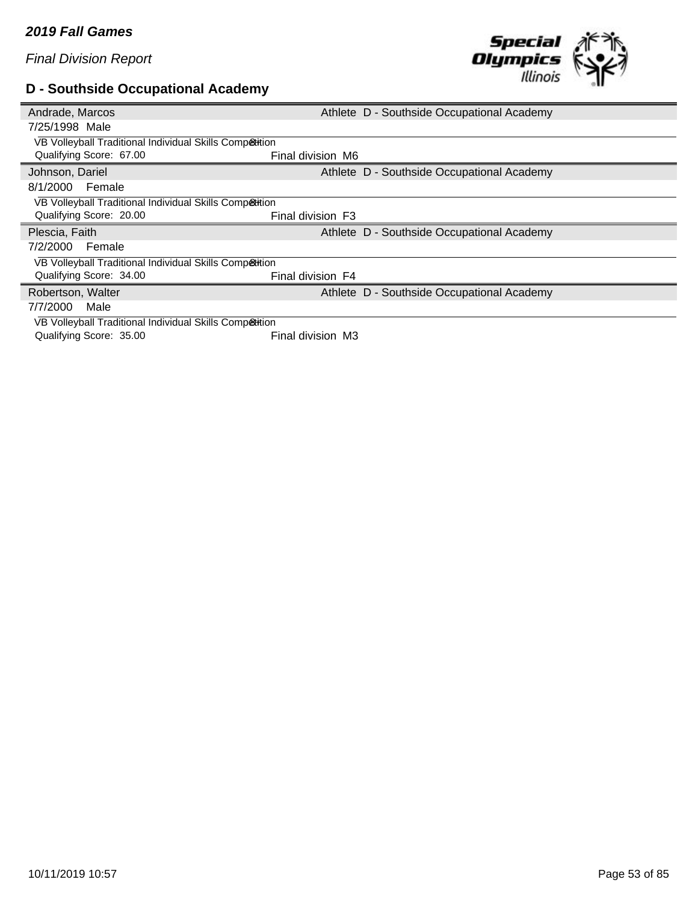*2019 Fall Games*

*Final Division Report*

## D - Southside Occupational Academy

**Andrade, Marcos** — Athlete D - Southside Occupational Academy

7/25/1998 Male

VB Volleyball Traditional Individual Skills Competition

Qualifying Score: 67.00 — Final division M6

**Johnson, Dariel** — Athlete D - Southside Occupational Academy

8/1/2000 Female

VB Volleyball Traditional Individual Skills Competition

Qualifying Score: 20.00 — Final division F3

**Plescia, Faith** — Athlete D - Southside Occupational Academy

7/2/2000 Female

VB Volleyball Traditional Individual Skills Competition

Qualifying Score: 34.00 — Final division F4

**Robertson, Walter** — Athlete D - Southside Occupational Academy

7/7/2000 Male

VB Volleyball Traditional Individual Skills Competition

Qualifying Score: 35.00 — Final division M3

10/11/2019 10:57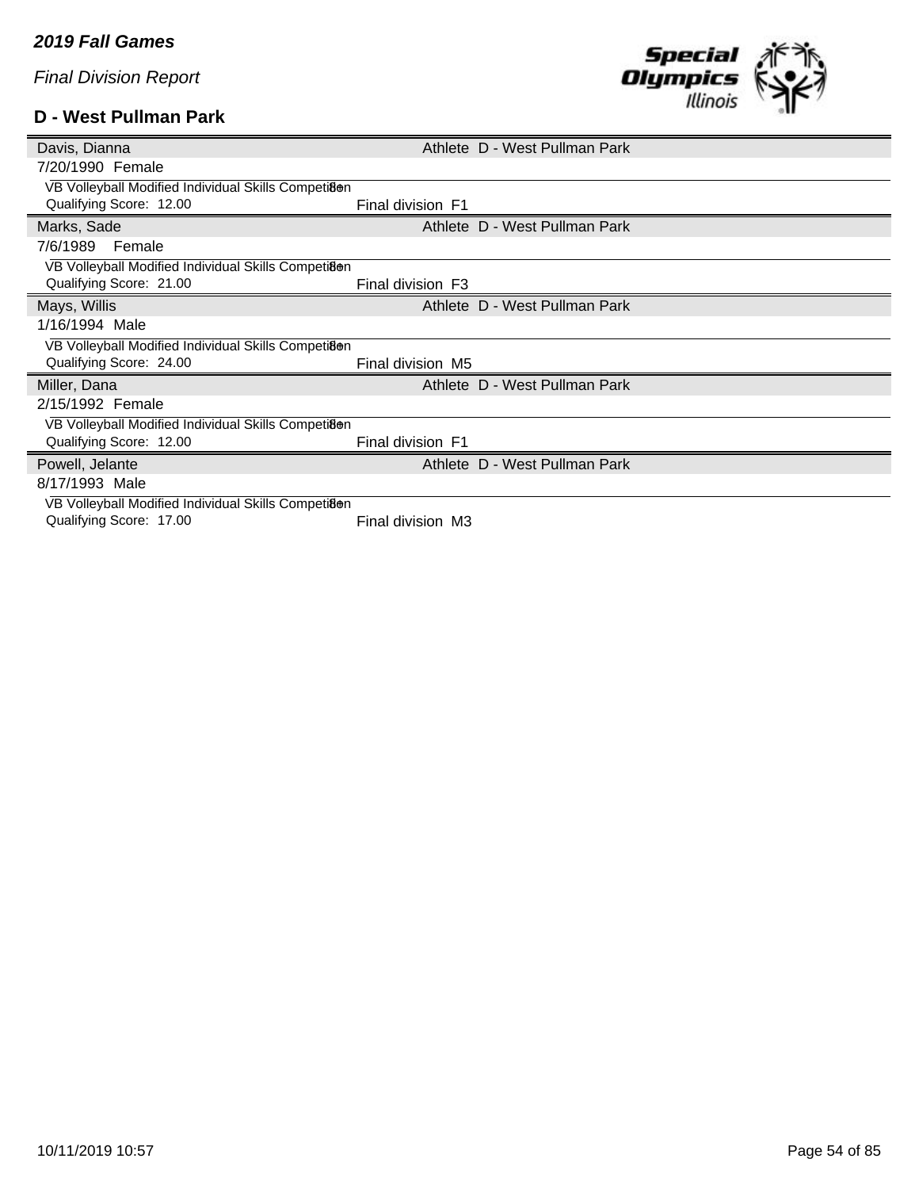## D - West Pullman Park

| | | |
|---|---|---|
| Davis, Dianna | Athlete | D - West Pullman Park |
| 7/20/1990 Female | | |
| VB Volleyball Modified Individual Skills Competition | | |
| Qualifying Score: 12.00 | Final division F1 | |
| Marks, Sade | Athlete | D - West Pullman Park |
| 7/6/1989 Female | | |
| VB Volleyball Modified Individual Skills Competition | | |
| Qualifying Score: 21.00 | Final division F3 | |
| Mays, Willis | Athlete | D - West Pullman Park |
| 1/16/1994 Male | | |
| VB Volleyball Modified Individual Skills Competition | | |
| Qualifying Score: 24.00 | Final division M5 | |
| Miller, Dana | Athlete | D - West Pullman Park |
| 2/15/1992 Female | | |
| VB Volleyball Modified Individual Skills Competition | | |
| Qualifying Score: 12.00 | Final division F1 | |
| Powell, Jelante | Athlete | D - West Pullman Park |
| 8/17/1993 Male | | |
| VB Volleyball Modified Individual Skills Competition | | |
| Qualifying Score: 17.00 | Final division M3 | |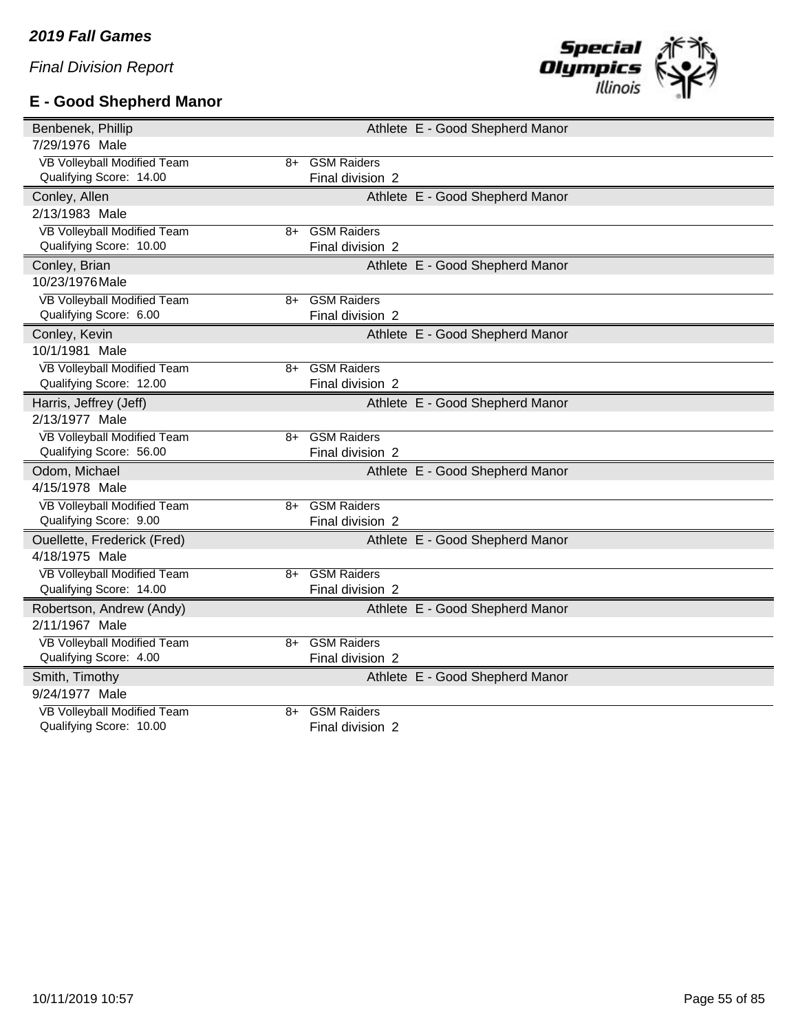*2019 Fall Games*

*Final Division Report*

## E - Good Shepherd Manor

| Athlete | | Details |
|---|---|---|
| Benbenek, Phillip | | Athlete E - Good Shepherd Manor |
| 7/29/1976 Male | | |
| VB Volleyball Modified Team | 8+ | GSM Raiders |
| Qualifying Score: 14.00 | | Final division 2 |
| Conley, Allen | | Athlete E - Good Shepherd Manor |
| 2/13/1983 Male | | |
| VB Volleyball Modified Team | 8+ | GSM Raiders |
| Qualifying Score: 10.00 | | Final division 2 |
| Conley, Brian | | Athlete E - Good Shepherd Manor |
| 10/23/1976 Male | | |
| VB Volleyball Modified Team | 8+ | GSM Raiders |
| Qualifying Score: 6.00 | | Final division 2 |
| Conley, Kevin | | Athlete E - Good Shepherd Manor |
| 10/1/1981 Male | | |
| VB Volleyball Modified Team | 8+ | GSM Raiders |
| Qualifying Score: 12.00 | | Final division 2 |
| Harris, Jeffrey (Jeff) | | Athlete E - Good Shepherd Manor |
| 2/13/1977 Male | | |
| VB Volleyball Modified Team | 8+ | GSM Raiders |
| Qualifying Score: 56.00 | | Final division 2 |
| Odom, Michael | | Athlete E - Good Shepherd Manor |
| 4/15/1978 Male | | |
| VB Volleyball Modified Team | 8+ | GSM Raiders |
| Qualifying Score: 9.00 | | Final division 2 |
| Ouellette, Frederick (Fred) | | Athlete E - Good Shepherd Manor |
| 4/18/1975 Male | | |
| VB Volleyball Modified Team | 8+ | GSM Raiders |
| Qualifying Score: 14.00 | | Final division 2 |
| Robertson, Andrew (Andy) | | Athlete E - Good Shepherd Manor |
| 2/11/1967 Male | | |
| VB Volleyball Modified Team | 8+ | GSM Raiders |
| Qualifying Score: 4.00 | | Final division 2 |
| Smith, Timothy | | Athlete E - Good Shepherd Manor |
| 9/24/1977 Male | | |
| VB Volleyball Modified Team | 8+ | GSM Raiders |
| Qualifying Score: 10.00 | | Final division 2 |

10/11/2019 10:57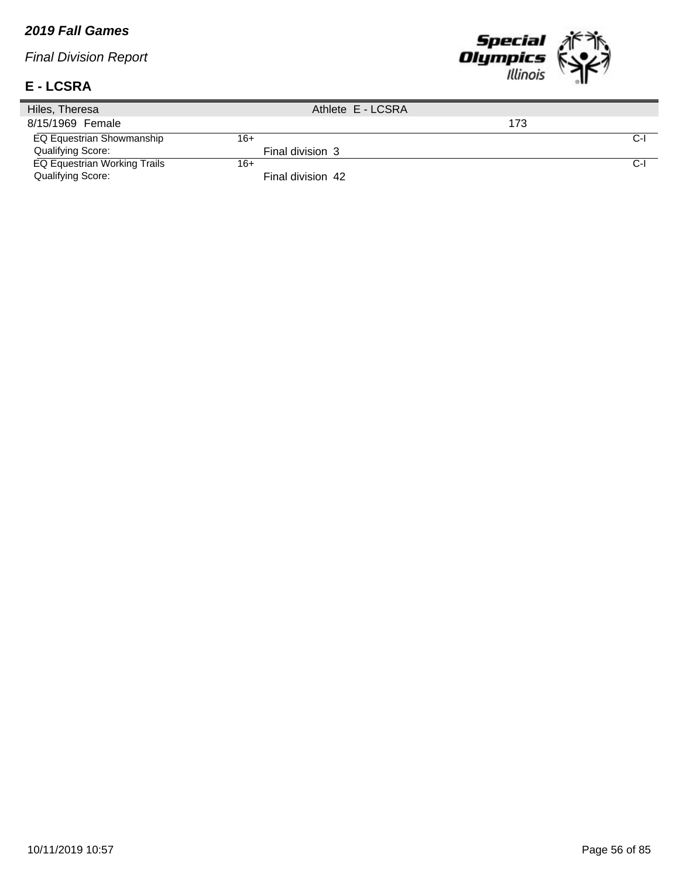## 2019 Fall Games

*Final Division Report*

## E - LCSRA

| Hiles, Theresa | | Athlete E - LCSRA | |
|---|---|---|---|
| 8/15/1969 Female | | 173 | |
| EQ Equestrian Showmanship | 16+ | | C-I |
| Qualifying Score: | | Final division 3 | |
| EQ Equestrian Working Trails | 16+ | | C-I |
| Qualifying Score: | | Final division 42 | |

10/11/2019 10:57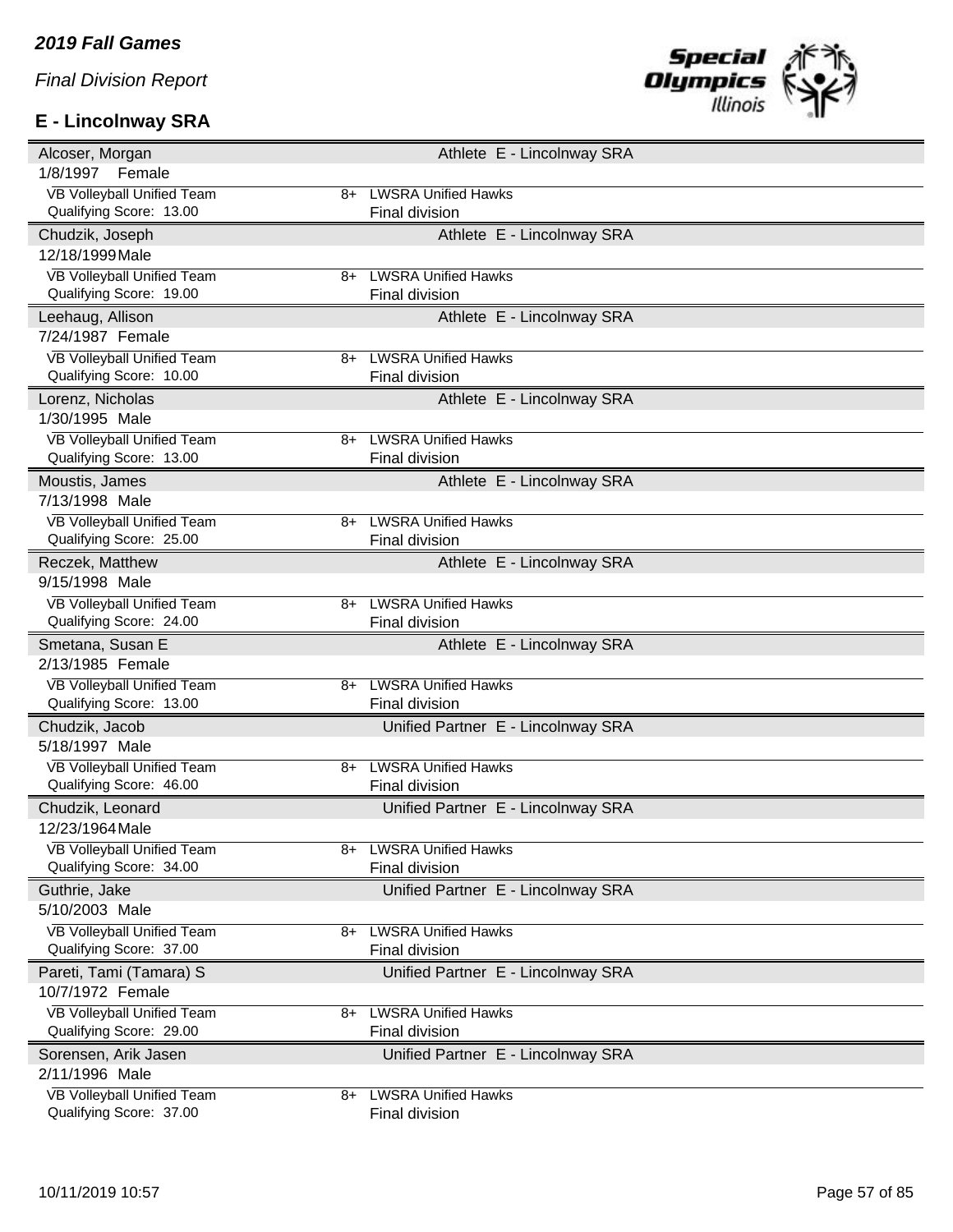*2019 Fall Games*

*Final Division Report*

## E - Lincolnway SRA

| Name | Role / Delegation |
|---|---|
| **Alcoser, Morgan** | Athlete E - Lincolnway SRA |
| 1/8/1997 Female | |
| VB Volleyball Unified Team | 8+ LWSRA Unified Hawks |
| Qualifying Score: 13.00 | Final division |
| **Chudzik, Joseph** | Athlete E - Lincolnway SRA |
| 12/18/1999 Male | |
| VB Volleyball Unified Team | 8+ LWSRA Unified Hawks |
| Qualifying Score: 19.00 | Final division |
| **Leehaug, Allison** | Athlete E - Lincolnway SRA |
| 7/24/1987 Female | |
| VB Volleyball Unified Team | 8+ LWSRA Unified Hawks |
| Qualifying Score: 10.00 | Final division |
| **Lorenz, Nicholas** | Athlete E - Lincolnway SRA |
| 1/30/1995 Male | |
| VB Volleyball Unified Team | 8+ LWSRA Unified Hawks |
| Qualifying Score: 13.00 | Final division |
| **Moustis, James** | Athlete E - Lincolnway SRA |
| 7/13/1998 Male | |
| VB Volleyball Unified Team | 8+ LWSRA Unified Hawks |
| Qualifying Score: 25.00 | Final division |
| **Reczek, Matthew** | Athlete E - Lincolnway SRA |
| 9/15/1998 Male | |
| VB Volleyball Unified Team | 8+ LWSRA Unified Hawks |
| Qualifying Score: 24.00 | Final division |
| **Smetana, Susan E** | Athlete E - Lincolnway SRA |
| 2/13/1985 Female | |
| VB Volleyball Unified Team | 8+ LWSRA Unified Hawks |
| Qualifying Score: 13.00 | Final division |
| **Chudzik, Jacob** | Unified Partner E - Lincolnway SRA |
| 5/18/1997 Male | |
| VB Volleyball Unified Team | 8+ LWSRA Unified Hawks |
| Qualifying Score: 46.00 | Final division |
| **Chudzik, Leonard** | Unified Partner E - Lincolnway SRA |
| 12/23/1964 Male | |
| VB Volleyball Unified Team | 8+ LWSRA Unified Hawks |
| Qualifying Score: 34.00 | Final division |
| **Guthrie, Jake** | Unified Partner E - Lincolnway SRA |
| 5/10/2003 Male | |
| VB Volleyball Unified Team | 8+ LWSRA Unified Hawks |
| Qualifying Score: 37.00 | Final division |
| **Pareti, Tami (Tamara) S** | Unified Partner E - Lincolnway SRA |
| 10/7/1972 Female | |
| VB Volleyball Unified Team | 8+ LWSRA Unified Hawks |
| Qualifying Score: 29.00 | Final division |
| **Sorensen, Arik Jasen** | Unified Partner E - Lincolnway SRA |
| 2/11/1996 Male | |
| VB Volleyball Unified Team | 8+ LWSRA Unified Hawks |
| Qualifying Score: 37.00 | Final division |

10/11/2019 10:57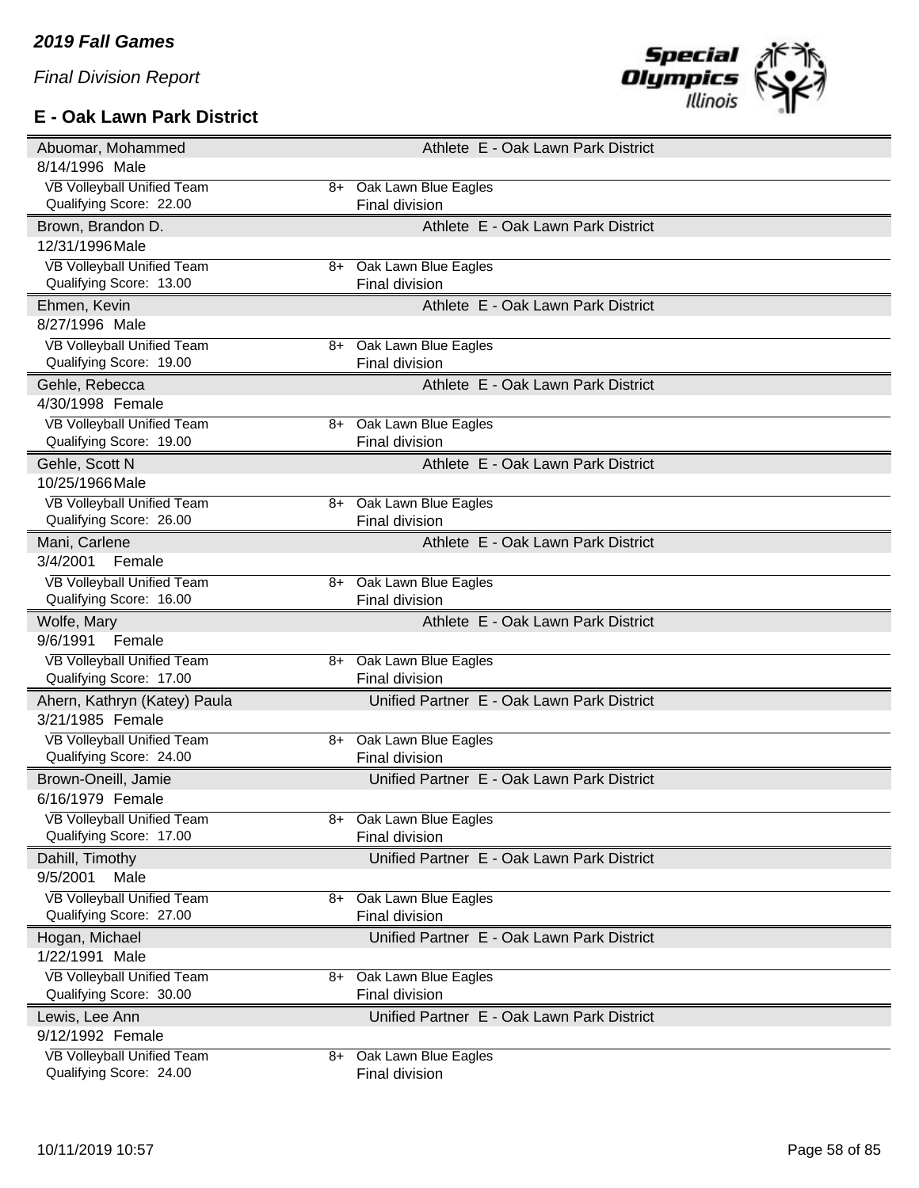*2019 Fall Games*

*Final Division Report*

### E - Oak Lawn Park District

| Name | Role | Delegation |
|---|---|---|
| Abuomar, Mohammed | Athlete | E - Oak Lawn Park District |
| 8/14/1996 Male | | |
| VB Volleyball Unified Team | 8+ | Oak Lawn Blue Eagles |
| Qualifying Score: 22.00 | | Final division |
| Brown, Brandon D. | Athlete | E - Oak Lawn Park District |
| 12/31/1996 Male | | |
| VB Volleyball Unified Team | 8+ | Oak Lawn Blue Eagles |
| Qualifying Score: 13.00 | | Final division |
| Ehmen, Kevin | Athlete | E - Oak Lawn Park District |
| 8/27/1996 Male | | |
| VB Volleyball Unified Team | 8+ | Oak Lawn Blue Eagles |
| Qualifying Score: 19.00 | | Final division |
| Gehle, Rebecca | Athlete | E - Oak Lawn Park District |
| 4/30/1998 Female | | |
| VB Volleyball Unified Team | 8+ | Oak Lawn Blue Eagles |
| Qualifying Score: 19.00 | | Final division |
| Gehle, Scott N | Athlete | E - Oak Lawn Park District |
| 10/25/1966 Male | | |
| VB Volleyball Unified Team | 8+ | Oak Lawn Blue Eagles |
| Qualifying Score: 26.00 | | Final division |
| Mani, Carlene | Athlete | E - Oak Lawn Park District |
| 3/4/2001 Female | | |
| VB Volleyball Unified Team | 8+ | Oak Lawn Blue Eagles |
| Qualifying Score: 16.00 | | Final division |
| Wolfe, Mary | Athlete | E - Oak Lawn Park District |
| 9/6/1991 Female | | |
| VB Volleyball Unified Team | 8+ | Oak Lawn Blue Eagles |
| Qualifying Score: 17.00 | | Final division |
| Ahern, Kathryn (Katey) Paula | Unified Partner | E - Oak Lawn Park District |
| 3/21/1985 Female | | |
| VB Volleyball Unified Team | 8+ | Oak Lawn Blue Eagles |
| Qualifying Score: 24.00 | | Final division |
| Brown-Oneill, Jamie | Unified Partner | E - Oak Lawn Park District |
| 6/16/1979 Female | | |
| VB Volleyball Unified Team | 8+ | Oak Lawn Blue Eagles |
| Qualifying Score: 17.00 | | Final division |
| Dahill, Timothy | Unified Partner | E - Oak Lawn Park District |
| 9/5/2001 Male | | |
| VB Volleyball Unified Team | 8+ | Oak Lawn Blue Eagles |
| Qualifying Score: 27.00 | | Final division |
| Hogan, Michael | Unified Partner | E - Oak Lawn Park District |
| 1/22/1991 Male | | |
| VB Volleyball Unified Team | 8+ | Oak Lawn Blue Eagles |
| Qualifying Score: 30.00 | | Final division |
| Lewis, Lee Ann | Unified Partner | E - Oak Lawn Park District |
| 9/12/1992 Female | | |
| VB Volleyball Unified Team | 8+ | Oak Lawn Blue Eagles |
| Qualifying Score: 24.00 | | Final division |

10/11/2019 10:57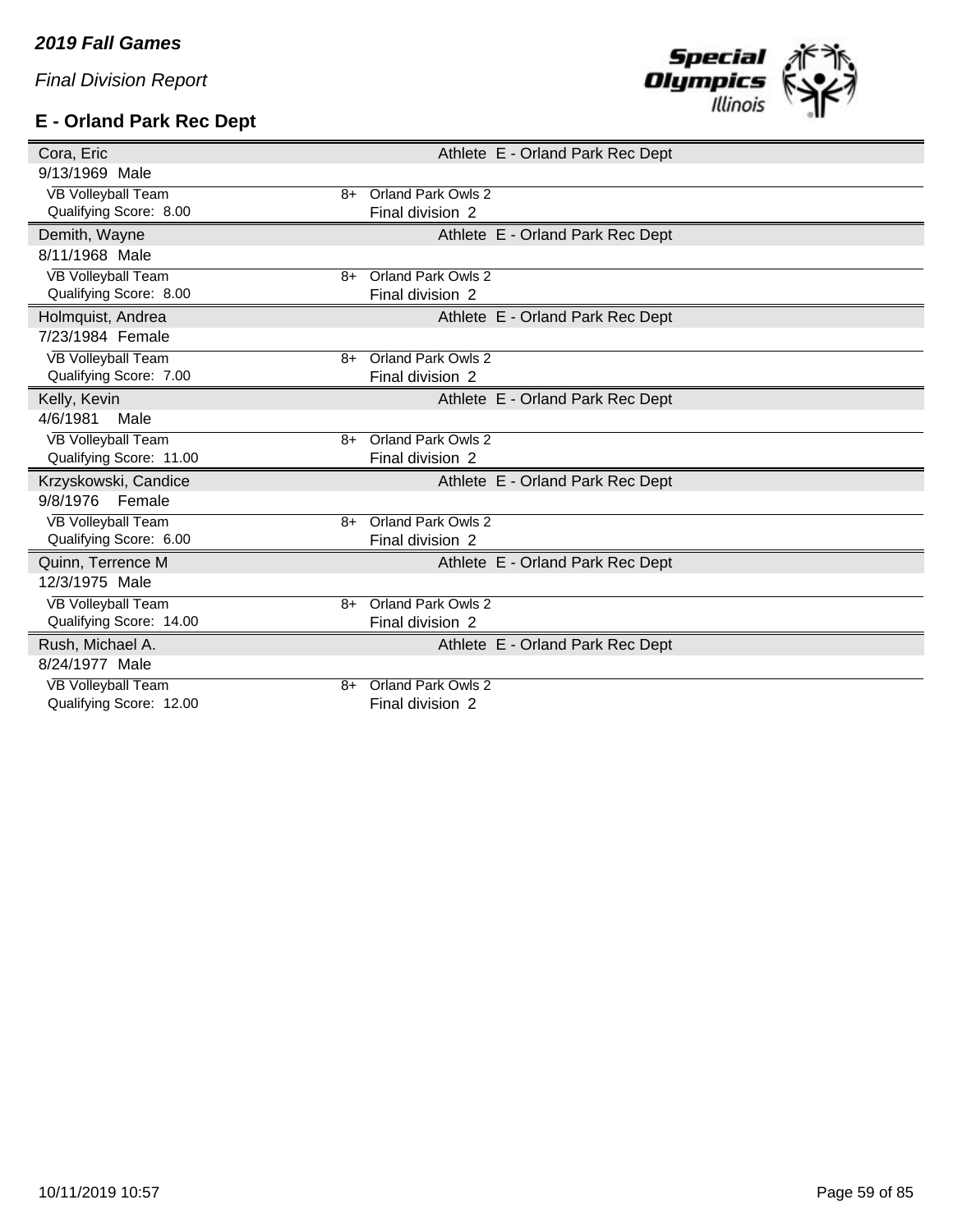*2019 Fall Games*

*Final Division Report*

## E - Orland Park Rec Dept

| Cora, Eric | | Athlete E - Orland Park Rec Dept |
|---|---|---|
| 9/13/1969 Male | | |
| VB Volleyball Team | 8+ | Orland Park Owls 2 |
| Qualifying Score: 8.00 | | Final division 2 |
| **Demith, Wayne** | | **Athlete E - Orland Park Rec Dept** |
| 8/11/1968 Male | | |
| VB Volleyball Team | 8+ | Orland Park Owls 2 |
| Qualifying Score: 8.00 | | Final division 2 |
| **Holmquist, Andrea** | | **Athlete E - Orland Park Rec Dept** |
| 7/23/1984 Female | | |
| VB Volleyball Team | 8+ | Orland Park Owls 2 |
| Qualifying Score: 7.00 | | Final division 2 |
| **Kelly, Kevin** | | **Athlete E - Orland Park Rec Dept** |
| 4/6/1981 Male | | |
| VB Volleyball Team | 8+ | Orland Park Owls 2 |
| Qualifying Score: 11.00 | | Final division 2 |
| **Krzyskowski, Candice** | | **Athlete E - Orland Park Rec Dept** |
| 9/8/1976 Female | | |
| VB Volleyball Team | 8+ | Orland Park Owls 2 |
| Qualifying Score: 6.00 | | Final division 2 |
| **Quinn, Terrence M** | | **Athlete E - Orland Park Rec Dept** |
| 12/3/1975 Male | | |
| VB Volleyball Team | 8+ | Orland Park Owls 2 |
| Qualifying Score: 14.00 | | Final division 2 |
| **Rush, Michael A.** | | **Athlete E - Orland Park Rec Dept** |
| 8/24/1977 Male | | |
| VB Volleyball Team | 8+ | Orland Park Owls 2 |
| Qualifying Score: 12.00 | | Final division 2 |

10/11/2019 10:57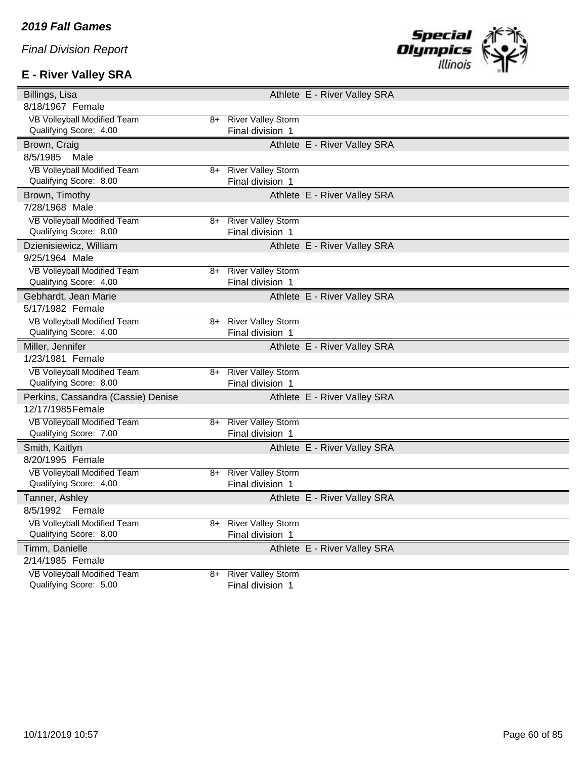*2019 Fall Games*

*Final Division Report*

## E - River Valley SRA

| Name | | Athlete | Agency |
|---|---|---|---|
| Billings, Lisa | | Athlete | E - River Valley SRA |
| 8/18/1967 Female | | | |
| VB Volleyball Modified Team | 8+ | River Valley Storm | |
| Qualifying Score: 4.00 | | Final division 1 | |
| Brown, Craig | | Athlete | E - River Valley SRA |
| 8/5/1985 Male | | | |
| VB Volleyball Modified Team | 8+ | River Valley Storm | |
| Qualifying Score: 8.00 | | Final division 1 | |
| Brown, Timothy | | Athlete | E - River Valley SRA |
| 7/28/1968 Male | | | |
| VB Volleyball Modified Team | 8+ | River Valley Storm | |
| Qualifying Score: 8.00 | | Final division 1 | |
| Dzienisiewicz, William | | Athlete | E - River Valley SRA |
| 9/25/1964 Male | | | |
| VB Volleyball Modified Team | 8+ | River Valley Storm | |
| Qualifying Score: 4.00 | | Final division 1 | |
| Gebhardt, Jean Marie | | Athlete | E - River Valley SRA |
| 5/17/1982 Female | | | |
| VB Volleyball Modified Team | 8+ | River Valley Storm | |
| Qualifying Score: 4.00 | | Final division 1 | |
| Miller, Jennifer | | Athlete | E - River Valley SRA |
| 1/23/1981 Female | | | |
| VB Volleyball Modified Team | 8+ | River Valley Storm | |
| Qualifying Score: 8.00 | | Final division 1 | |
| Perkins, Cassandra (Cassie) Denise | | Athlete | E - River Valley SRA |
| 12/17/1985 Female | | | |
| VB Volleyball Modified Team | 8+ | River Valley Storm | |
| Qualifying Score: 7.00 | | Final division 1 | |
| Smith, Kaitlyn | | Athlete | E - River Valley SRA |
| 8/20/1995 Female | | | |
| VB Volleyball Modified Team | 8+ | River Valley Storm | |
| Qualifying Score: 4.00 | | Final division 1 | |
| Tanner, Ashley | | Athlete | E - River Valley SRA |
| 8/5/1992 Female | | | |
| VB Volleyball Modified Team | 8+ | River Valley Storm | |
| Qualifying Score: 8.00 | | Final division 1 | |
| Timm, Danielle | | Athlete | E - River Valley SRA |
| 2/14/1985 Female | | | |
| VB Volleyball Modified Team | 8+ | River Valley Storm | |
| Qualifying Score: 5.00 | | Final division 1 | |

10/11/2019 10:57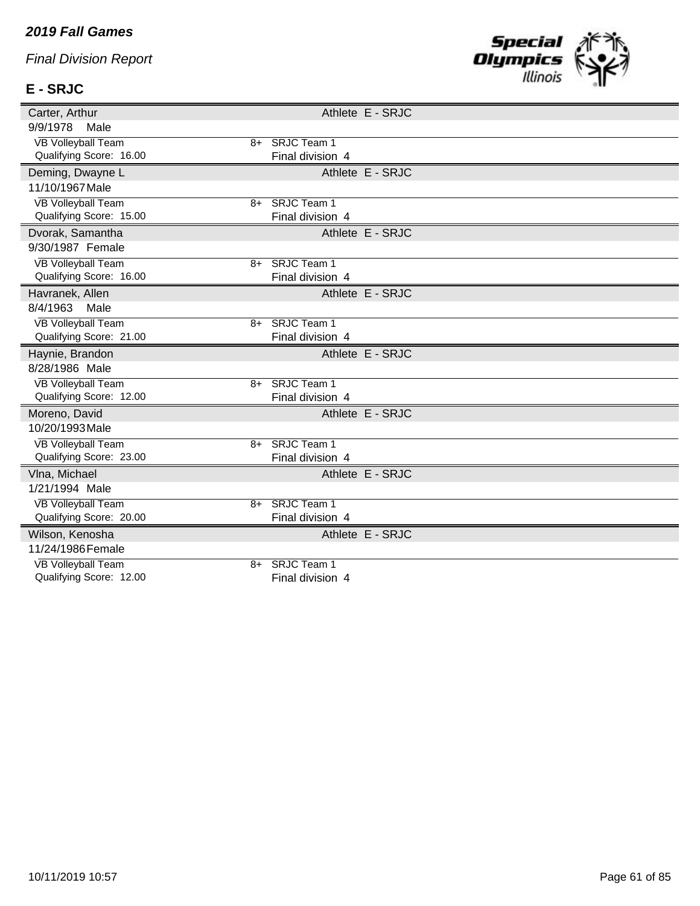*2019 Fall Games*

*Final Division Report*

**E - SRJC**

| Carter, Arthur | | Athlete E - SRJC |
|---|---|---|
| 9/9/1978 Male | | |
| VB Volleyball Team | 8+ | SRJC Team 1 |
| Qualifying Score: 16.00 | | Final division 4 |
| **Deming, Dwayne L** | | **Athlete E - SRJC** |
| 11/10/1967 Male | | |
| VB Volleyball Team | 8+ | SRJC Team 1 |
| Qualifying Score: 15.00 | | Final division 4 |
| **Dvorak, Samantha** | | **Athlete E - SRJC** |
| 9/30/1987 Female | | |
| VB Volleyball Team | 8+ | SRJC Team 1 |
| Qualifying Score: 16.00 | | Final division 4 |
| **Havranek, Allen** | | **Athlete E - SRJC** |
| 8/4/1963 Male | | |
| VB Volleyball Team | 8+ | SRJC Team 1 |
| Qualifying Score: 21.00 | | Final division 4 |
| **Haynie, Brandon** | | **Athlete E - SRJC** |
| 8/28/1986 Male | | |
| VB Volleyball Team | 8+ | SRJC Team 1 |
| Qualifying Score: 12.00 | | Final division 4 |
| **Moreno, David** | | **Athlete E - SRJC** |
| 10/20/1993 Male | | |
| VB Volleyball Team | 8+ | SRJC Team 1 |
| Qualifying Score: 23.00 | | Final division 4 |
| **Vlna, Michael** | | **Athlete E - SRJC** |
| 1/21/1994 Male | | |
| VB Volleyball Team | 8+ | SRJC Team 1 |
| Qualifying Score: 20.00 | | Final division 4 |
| **Wilson, Kenosha** | | **Athlete E - SRJC** |
| 11/24/1986 Female | | |
| VB Volleyball Team | 8+ | SRJC Team 1 |
| Qualifying Score: 12.00 | | Final division 4 |

10/11/2019 10:57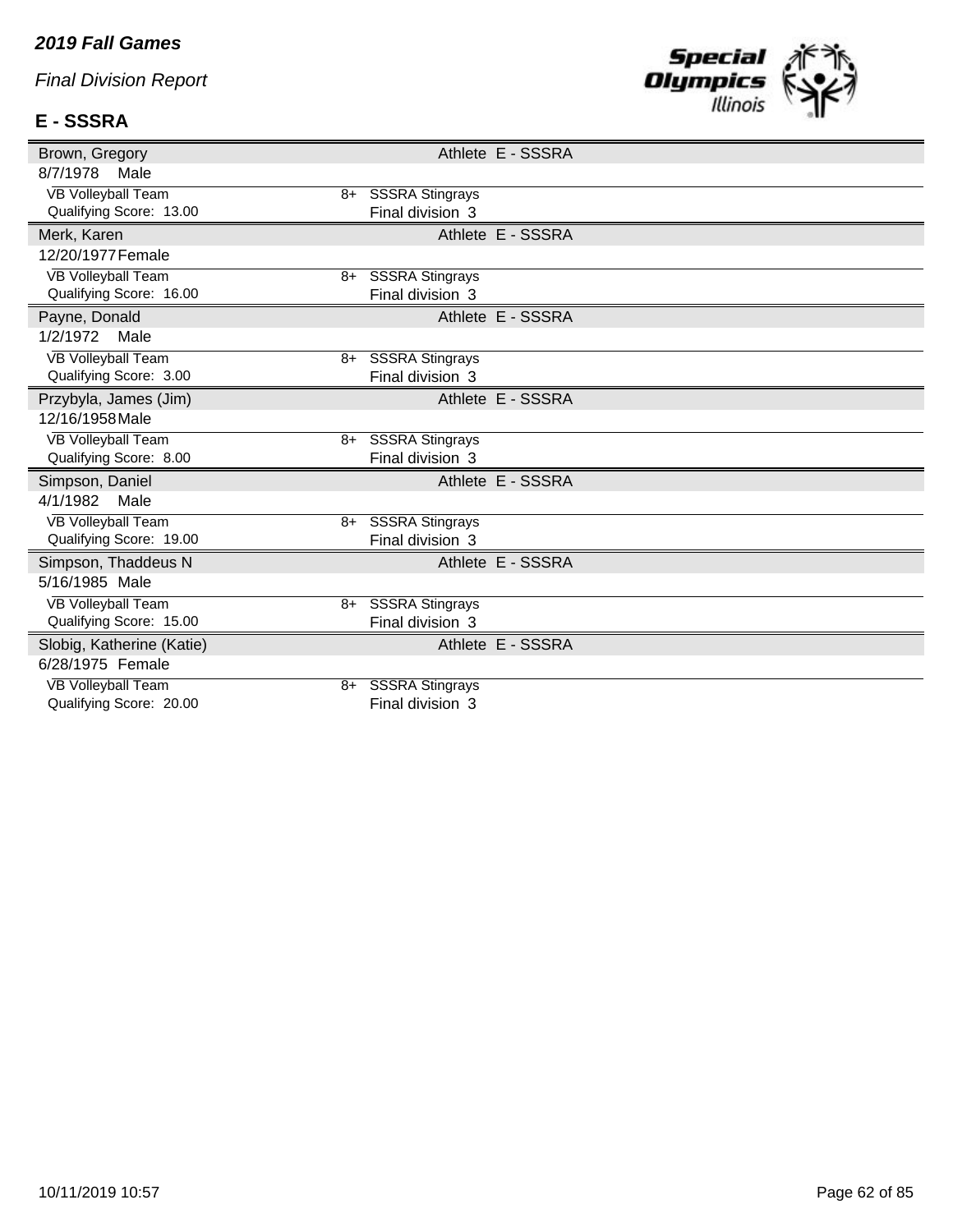*2019 Fall Games*

*Final Division Report*

**E - SSSRA**

| Name | | Role | Agency |
|---|---|---|---|
| Brown, Gregory | | Athlete | E - SSSRA |
| 8/7/1978 Male | | | |
| VB Volleyball Team | 8+ | SSSRA Stingrays | |
| Qualifying Score: 13.00 | | Final division 3 | |
| Merk, Karen | | Athlete | E - SSSRA |
| 12/20/1977 Female | | | |
| VB Volleyball Team | 8+ | SSSRA Stingrays | |
| Qualifying Score: 16.00 | | Final division 3 | |
| Payne, Donald | | Athlete | E - SSSRA |
| 1/2/1972 Male | | | |
| VB Volleyball Team | 8+ | SSSRA Stingrays | |
| Qualifying Score: 3.00 | | Final division 3 | |
| Przybyla, James (Jim) | | Athlete | E - SSSRA |
| 12/16/1958 Male | | | |
| VB Volleyball Team | 8+ | SSSRA Stingrays | |
| Qualifying Score: 8.00 | | Final division 3 | |
| Simpson, Daniel | | Athlete | E - SSSRA |
| 4/1/1982 Male | | | |
| VB Volleyball Team | 8+ | SSSRA Stingrays | |
| Qualifying Score: 19.00 | | Final division 3 | |
| Simpson, Thaddeus N | | Athlete | E - SSSRA |
| 5/16/1985 Male | | | |
| VB Volleyball Team | 8+ | SSSRA Stingrays | |
| Qualifying Score: 15.00 | | Final division 3 | |
| Slobig, Katherine (Katie) | | Athlete | E - SSSRA |
| 6/28/1975 Female | | | |
| VB Volleyball Team | 8+ | SSSRA Stingrays | |
| Qualifying Score: 20.00 | | Final division 3 | |

10/11/2019 10:57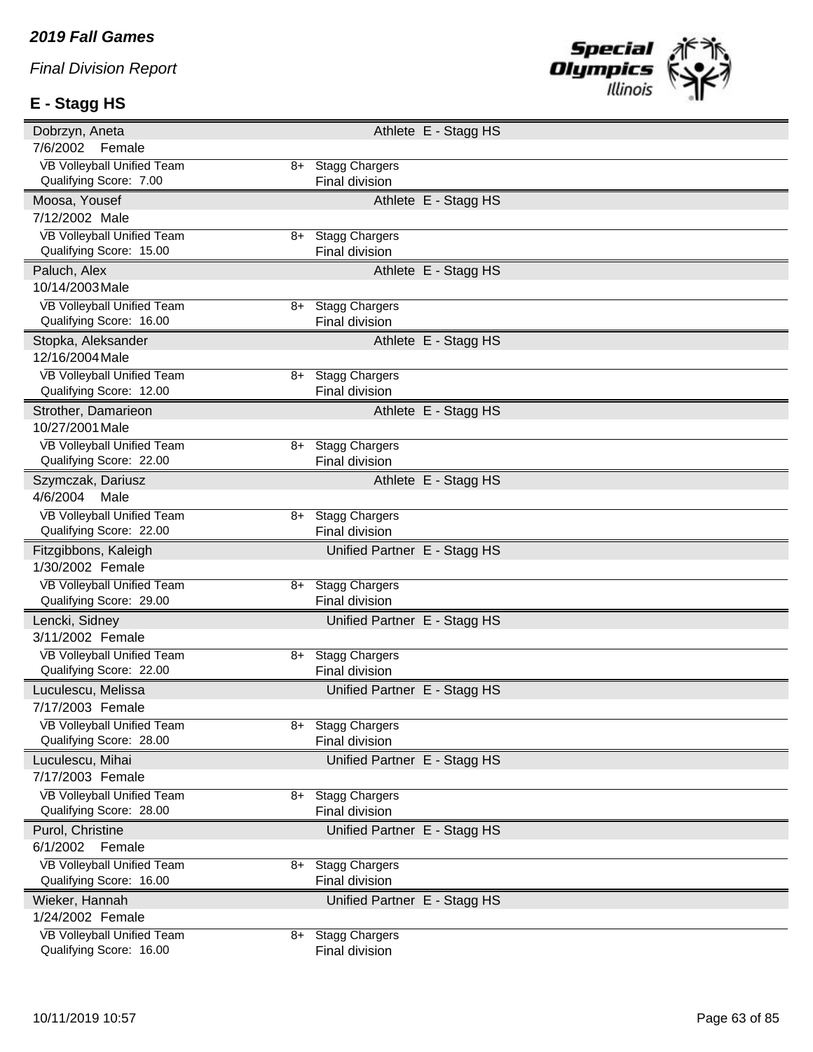*2019 Fall Games*

*Final Division Report*

## E - Stagg HS

**Dobrzyn, Aneta** — Athlete E - Stagg HS
7/6/2002 Female

VB Volleyball Unified Team — 8+ Stagg Chargers
Qualifying Score: 7.00 — Final division

**Moosa, Yousef** — Athlete E - Stagg HS
7/12/2002 Male

VB Volleyball Unified Team — 8+ Stagg Chargers
Qualifying Score: 15.00 — Final division

**Paluch, Alex** — Athlete E - Stagg HS
10/14/2003 Male

VB Volleyball Unified Team — 8+ Stagg Chargers
Qualifying Score: 16.00 — Final division

**Stopka, Aleksander** — Athlete E - Stagg HS
12/16/2004 Male

VB Volleyball Unified Team — 8+ Stagg Chargers
Qualifying Score: 12.00 — Final division

**Strother, Damarieon** — Athlete E - Stagg HS
10/27/2001 Male

VB Volleyball Unified Team — 8+ Stagg Chargers
Qualifying Score: 22.00 — Final division

**Szymczak, Dariusz** — Athlete E - Stagg HS
4/6/2004 Male

VB Volleyball Unified Team — 8+ Stagg Chargers
Qualifying Score: 22.00 — Final division

**Fitzgibbons, Kaleigh** — Unified Partner E - Stagg HS
1/30/2002 Female

VB Volleyball Unified Team — 8+ Stagg Chargers
Qualifying Score: 29.00 — Final division

**Lencki, Sidney** — Unified Partner E - Stagg HS
3/11/2002 Female

VB Volleyball Unified Team — 8+ Stagg Chargers
Qualifying Score: 22.00 — Final division

**Luculescu, Melissa** — Unified Partner E - Stagg HS
7/17/2003 Female

VB Volleyball Unified Team — 8+ Stagg Chargers
Qualifying Score: 28.00 — Final division

**Luculescu, Mihai** — Unified Partner E - Stagg HS
7/17/2003 Female

VB Volleyball Unified Team — 8+ Stagg Chargers
Qualifying Score: 28.00 — Final division

**Purol, Christine** — Unified Partner E - Stagg HS
6/1/2002 Female

VB Volleyball Unified Team — 8+ Stagg Chargers
Qualifying Score: 16.00 — Final division

**Wieker, Hannah** — Unified Partner E - Stagg HS
1/24/2002 Female

VB Volleyball Unified Team — 8+ Stagg Chargers
Qualifying Score: 16.00 — Final division

10/11/2019 10:57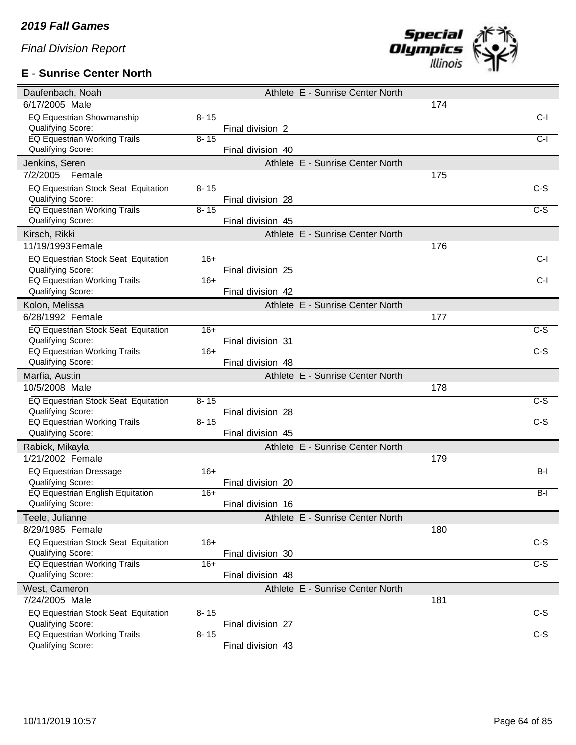*2019 Fall Games*

*Final Division Report*

## E - Sunrise Center North

| Athlete | Age Group | Division | Team | Number | Level |
|---|---|---|---|---|---|
| **Daufenbach, Noah** | | Athlete | E - Sunrise Center North | | |
| 6/17/2005 Male | | | | 174 | |
| EQ Equestrian Showmanship | 8- 15 | | | | C-I |
| Qualifying Score: | | Final division 2 | | | |
| EQ Equestrian Working Trails | 8- 15 | | | | C-I |
| Qualifying Score: | | Final division 40 | | | |
| **Jenkins, Seren** | | Athlete | E - Sunrise Center North | | |
| 7/2/2005 Female | | | | 175 | |
| EQ Equestrian Stock Seat Equitation | 8- 15 | | | | C-S |
| Qualifying Score: | | Final division 28 | | | |
| EQ Equestrian Working Trails | 8- 15 | | | | C-S |
| Qualifying Score: | | Final division 45 | | | |
| **Kirsch, Rikki** | | Athlete | E - Sunrise Center North | | |
| 11/19/1993 Female | | | | 176 | |
| EQ Equestrian Stock Seat Equitation | 16+ | | | | C-I |
| Qualifying Score: | | Final division 25 | | | |
| EQ Equestrian Working Trails | 16+ | | | | C-I |
| Qualifying Score: | | Final division 42 | | | |
| **Kolon, Melissa** | | Athlete | E - Sunrise Center North | | |
| 6/28/1992 Female | | | | 177 | |
| EQ Equestrian Stock Seat Equitation | 16+ | | | | C-S |
| Qualifying Score: | | Final division 31 | | | |
| EQ Equestrian Working Trails | 16+ | | | | C-S |
| Qualifying Score: | | Final division 48 | | | |
| **Marfia, Austin** | | Athlete | E - Sunrise Center North | | |
| 10/5/2008 Male | | | | 178 | |
| EQ Equestrian Stock Seat Equitation | 8- 15 | | | | C-S |
| Qualifying Score: | | Final division 28 | | | |
| EQ Equestrian Working Trails | 8- 15 | | | | C-S |
| Qualifying Score: | | Final division 45 | | | |
| **Rabick, Mikayla** | | Athlete | E - Sunrise Center North | | |
| 1/21/2002 Female | | | | 179 | |
| EQ Equestrian Dressage | 16+ | | | | B-I |
| Qualifying Score: | | Final division 20 | | | |
| EQ Equestrian English Equitation | 16+ | | | | B-I |
| Qualifying Score: | | Final division 16 | | | |
| **Teele, Julianne** | | Athlete | E - Sunrise Center North | | |
| 8/29/1985 Female | | | | 180 | |
| EQ Equestrian Stock Seat Equitation | 16+ | | | | C-S |
| Qualifying Score: | | Final division 30 | | | |
| EQ Equestrian Working Trails | 16+ | | | | C-S |
| Qualifying Score: | | Final division 48 | | | |
| **West, Cameron** | | Athlete | E - Sunrise Center North | | |
| 7/24/2005 Male | | | | 181 | |
| EQ Equestrian Stock Seat Equitation | 8- 15 | | | | C-S |
| Qualifying Score: | | Final division 27 | | | |
| EQ Equestrian Working Trails | 8- 15 | | | | C-S |
| Qualifying Score: | | Final division 43 | | | |

10/11/2019 10:57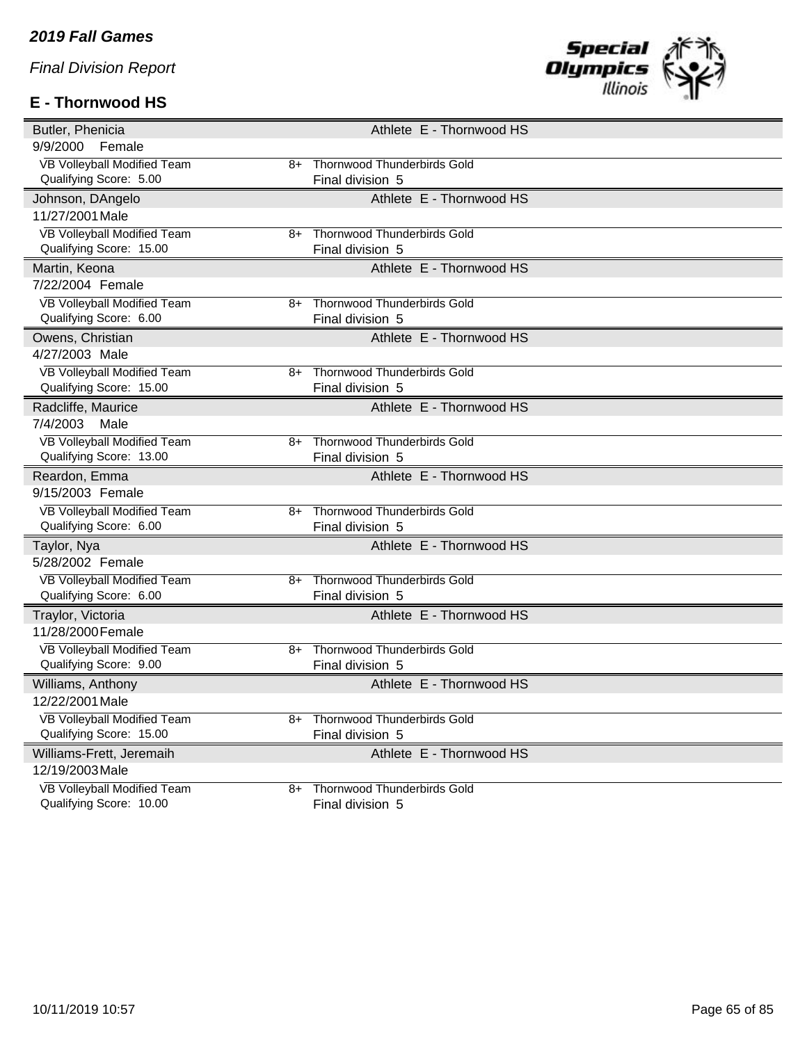*2019 Fall Games*

*Final Division Report*

**E - Thornwood HS**

| Butler, Phenicia | | Athlete E - Thornwood HS |
|---|---|---|
| 9/9/2000 Female | | |
| VB Volleyball Modified Team | 8+ | Thornwood Thunderbirds Gold |
| Qualifying Score: 5.00 | | Final division 5 |
| **Johnson, DAngelo** | | **Athlete E - Thornwood HS** |
| 11/27/2001 Male | | |
| VB Volleyball Modified Team | 8+ | Thornwood Thunderbirds Gold |
| Qualifying Score: 15.00 | | Final division 5 |
| **Martin, Keona** | | **Athlete E - Thornwood HS** |
| 7/22/2004 Female | | |
| VB Volleyball Modified Team | 8+ | Thornwood Thunderbirds Gold |
| Qualifying Score: 6.00 | | Final division 5 |
| **Owens, Christian** | | **Athlete E - Thornwood HS** |
| 4/27/2003 Male | | |
| VB Volleyball Modified Team | 8+ | Thornwood Thunderbirds Gold |
| Qualifying Score: 15.00 | | Final division 5 |
| **Radcliffe, Maurice** | | **Athlete E - Thornwood HS** |
| 7/4/2003 Male | | |
| VB Volleyball Modified Team | 8+ | Thornwood Thunderbirds Gold |
| Qualifying Score: 13.00 | | Final division 5 |
| **Reardon, Emma** | | **Athlete E - Thornwood HS** |
| 9/15/2003 Female | | |
| VB Volleyball Modified Team | 8+ | Thornwood Thunderbirds Gold |
| Qualifying Score: 6.00 | | Final division 5 |
| **Taylor, Nya** | | **Athlete E - Thornwood HS** |
| 5/28/2002 Female | | |
| VB Volleyball Modified Team | 8+ | Thornwood Thunderbirds Gold |
| Qualifying Score: 6.00 | | Final division 5 |
| **Traylor, Victoria** | | **Athlete E - Thornwood HS** |
| 11/28/2000 Female | | |
| VB Volleyball Modified Team | 8+ | Thornwood Thunderbirds Gold |
| Qualifying Score: 9.00 | | Final division 5 |
| **Williams, Anthony** | | **Athlete E - Thornwood HS** |
| 12/22/2001 Male | | |
| VB Volleyball Modified Team | 8+ | Thornwood Thunderbirds Gold |
| Qualifying Score: 15.00 | | Final division 5 |
| **Williams-Frett, Jeremaih** | | **Athlete E - Thornwood HS** |
| 12/19/2003 Male | | |
| VB Volleyball Modified Team | 8+ | Thornwood Thunderbirds Gold |
| Qualifying Score: 10.00 | | Final division 5 |

10/11/2019 10:57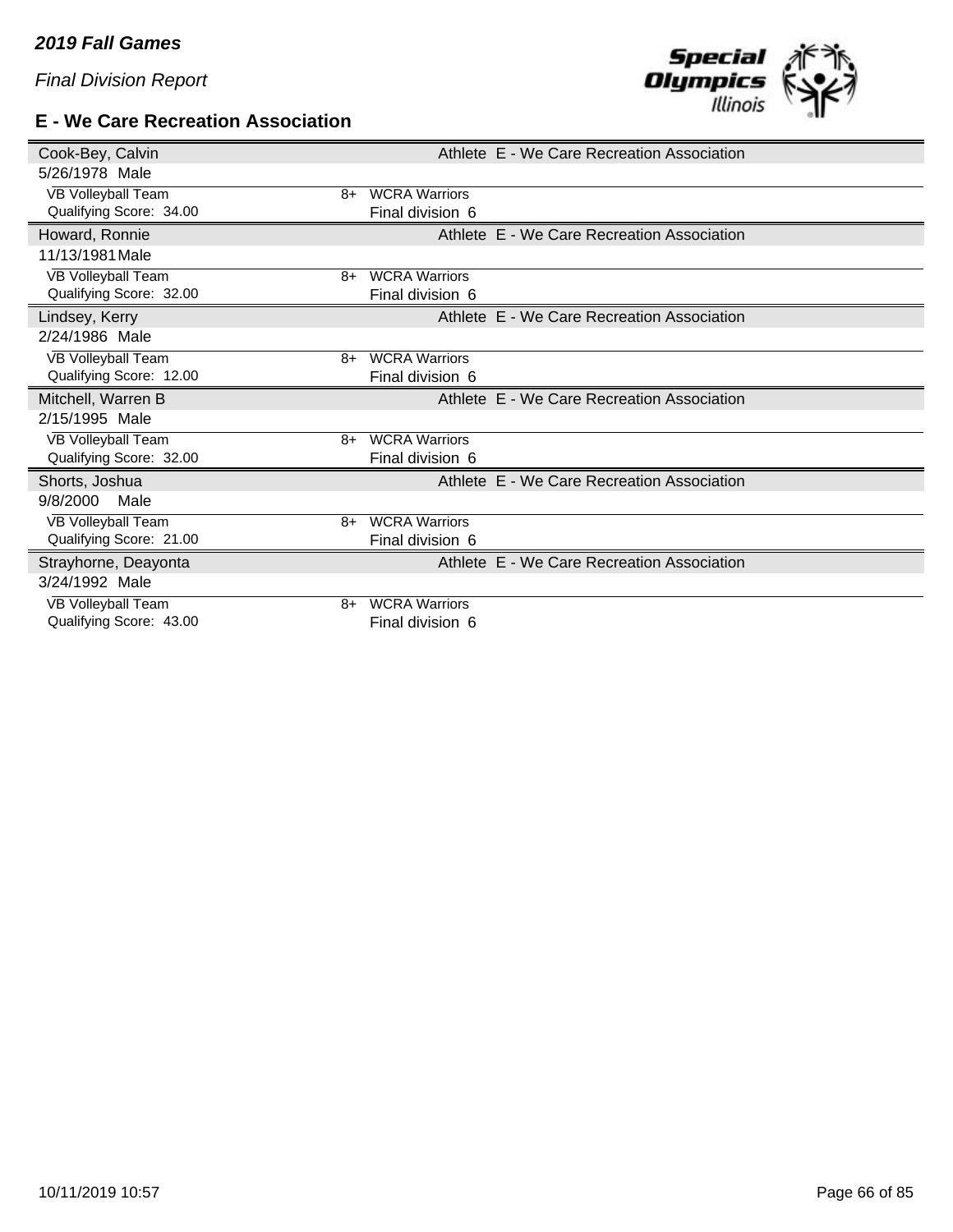*2019 Fall Games*

*Final Division Report*

## E - We Care Recreation Association

| Name | | Role |
|---|---|---|
| Cook-Bey, Calvin | | Athlete E - We Care Recreation Association |
| 5/26/1978 Male | | |
| VB Volleyball Team | 8+ | WCRA Warriors |
| Qualifying Score: 34.00 | | Final division 6 |
| Howard, Ronnie | | Athlete E - We Care Recreation Association |
| 11/13/1981 Male | | |
| VB Volleyball Team | 8+ | WCRA Warriors |
| Qualifying Score: 32.00 | | Final division 6 |
| Lindsey, Kerry | | Athlete E - We Care Recreation Association |
| 2/24/1986 Male | | |
| VB Volleyball Team | 8+ | WCRA Warriors |
| Qualifying Score: 12.00 | | Final division 6 |
| Mitchell, Warren B | | Athlete E - We Care Recreation Association |
| 2/15/1995 Male | | |
| VB Volleyball Team | 8+ | WCRA Warriors |
| Qualifying Score: 32.00 | | Final division 6 |
| Shorts, Joshua | | Athlete E - We Care Recreation Association |
| 9/8/2000 Male | | |
| VB Volleyball Team | 8+ | WCRA Warriors |
| Qualifying Score: 21.00 | | Final division 6 |
| Strayhorne, Deayonta | | Athlete E - We Care Recreation Association |
| 3/24/1992 Male | | |
| VB Volleyball Team | 8+ | WCRA Warriors |
| Qualifying Score: 43.00 | | Final division 6 |

10/11/2019 10:57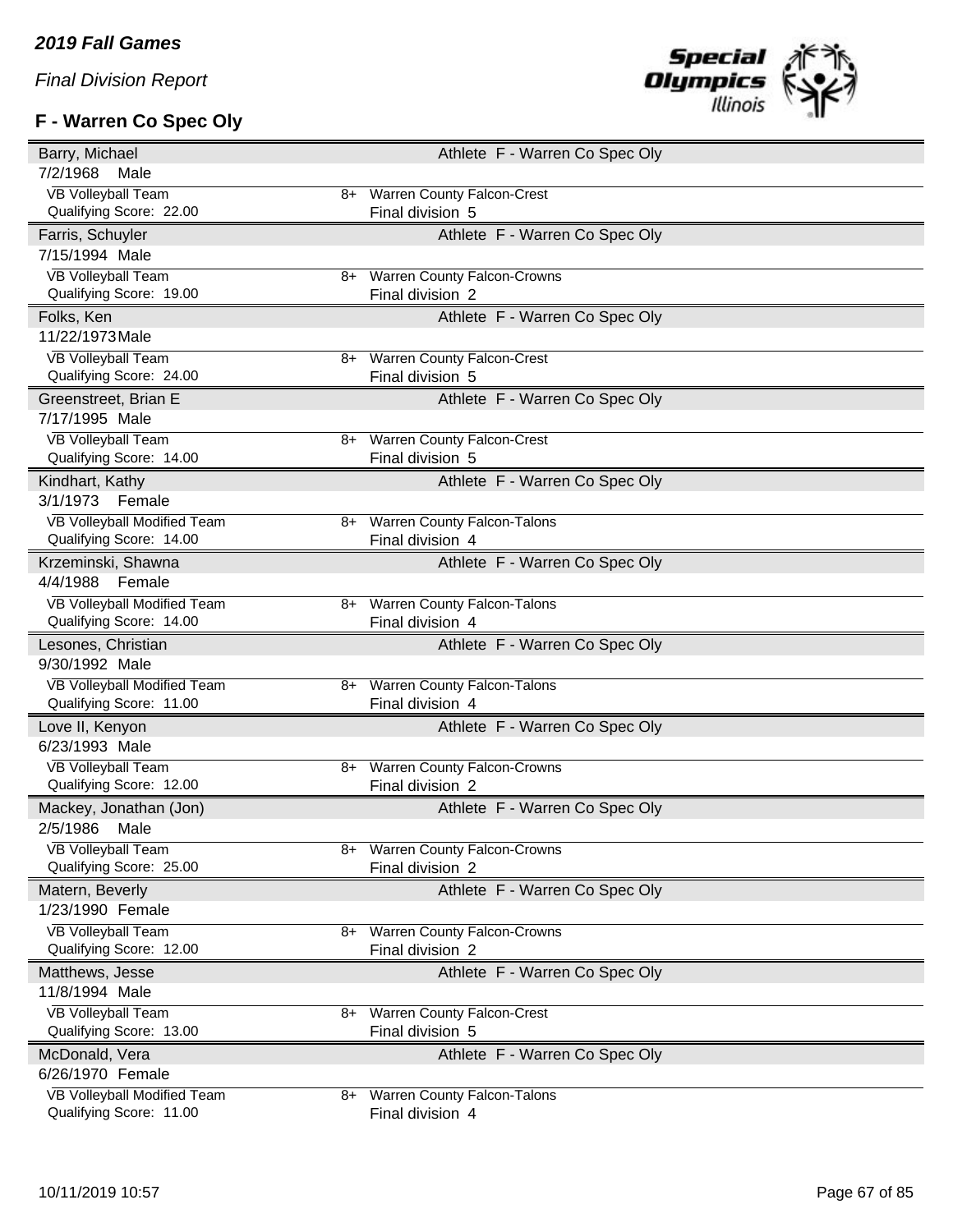*2019 Fall Games*

*Final Division Report*

## F - Warren Co Spec Oly

| Athlete | Date of Birth / Gender | Event | Qualifying Score | Age Group | Team | Final Division |
|---|---|---|---|---|---|---|
| Barry, Michael | 7/2/1968 Male | VB Volleyball Team | 22.00 | 8+ | Warren County Falcon-Crest | 5 |
| Farris, Schuyler | 7/15/1994 Male | VB Volleyball Team | 19.00 | 8+ | Warren County Falcon-Crowns | 2 |
| Folks, Ken | 11/22/1973 Male | VB Volleyball Team | 24.00 | 8+ | Warren County Falcon-Crest | 5 |
| Greenstreet, Brian E | 7/17/1995 Male | VB Volleyball Team | 14.00 | 8+ | Warren County Falcon-Crest | 5 |
| Kindhart, Kathy | 3/1/1973 Female | VB Volleyball Modified Team | 14.00 | 8+ | Warren County Falcon-Talons | 4 |
| Krzeminski, Shawna | 4/4/1988 Female | VB Volleyball Modified Team | 14.00 | 8+ | Warren County Falcon-Talons | 4 |
| Lesones, Christian | 9/30/1992 Male | VB Volleyball Modified Team | 11.00 | 8+ | Warren County Falcon-Talons | 4 |
| Love II, Kenyon | 6/23/1993 Male | VB Volleyball Team | 12.00 | 8+ | Warren County Falcon-Crowns | 2 |
| Mackey, Jonathan (Jon) | 2/5/1986 Male | VB Volleyball Team | 25.00 | 8+ | Warren County Falcon-Crowns | 2 |
| Matern, Beverly | 1/23/1990 Female | VB Volleyball Team | 12.00 | 8+ | Warren County Falcon-Crowns | 2 |
| Matthews, Jesse | 11/8/1994 Male | VB Volleyball Team | 13.00 | 8+ | Warren County Falcon-Crest | 5 |
| McDonald, Vera | 6/26/1970 Female | VB Volleyball Modified Team | 11.00 | 8+ | Warren County Falcon-Talons | 4 |

All athletes listed: Athlete F - Warren Co Spec Oly

10/11/2019 10:57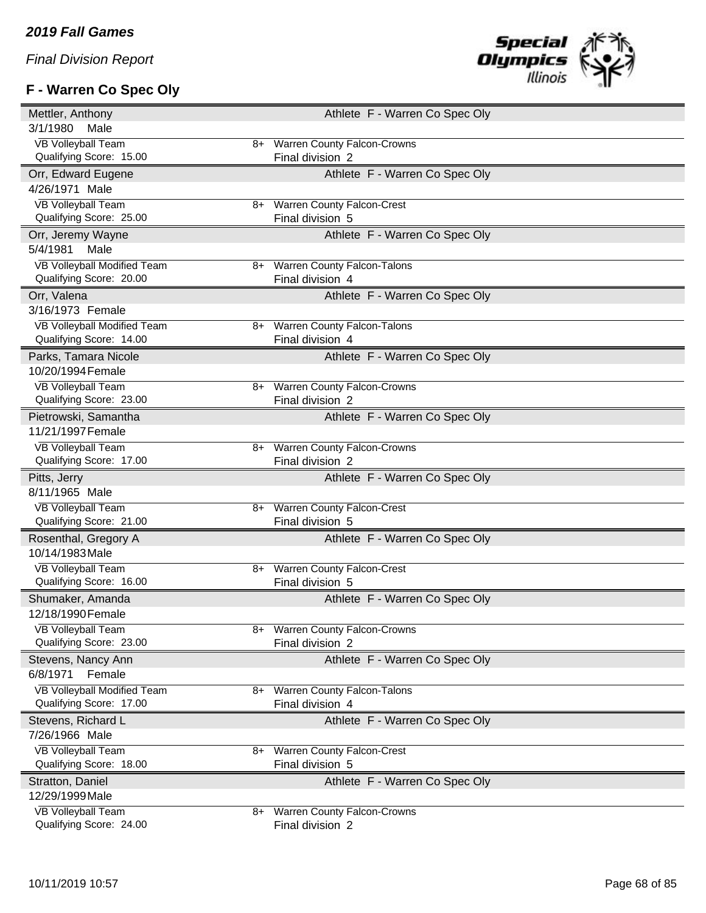*2019 Fall Games*

*Final Division Report*

## F - Warren Co Spec Oly

| Athlete | | |
|---|---|---|
| **Mettler, Anthony** — 3/1/1980 Male | | Athlete F - Warren Co Spec Oly |
| VB Volleyball Team — Qualifying Score: 15.00 | 8+ | Warren County Falcon-Crowns — Final division 2 |
| **Orr, Edward Eugene** — 4/26/1971 Male | | Athlete F - Warren Co Spec Oly |
| VB Volleyball Team — Qualifying Score: 25.00 | 8+ | Warren County Falcon-Crest — Final division 5 |
| **Orr, Jeremy Wayne** — 5/4/1981 Male | | Athlete F - Warren Co Spec Oly |
| VB Volleyball Modified Team — Qualifying Score: 20.00 | 8+ | Warren County Falcon-Talons — Final division 4 |
| **Orr, Valena** — 3/16/1973 Female | | Athlete F - Warren Co Spec Oly |
| VB Volleyball Modified Team — Qualifying Score: 14.00 | 8+ | Warren County Falcon-Talons — Final division 4 |
| **Parks, Tamara Nicole** — 10/20/1994 Female | | Athlete F - Warren Co Spec Oly |
| VB Volleyball Team — Qualifying Score: 23.00 | 8+ | Warren County Falcon-Crowns — Final division 2 |
| **Pietrowski, Samantha** — 11/21/1997 Female | | Athlete F - Warren Co Spec Oly |
| VB Volleyball Team — Qualifying Score: 17.00 | 8+ | Warren County Falcon-Crowns — Final division 2 |
| **Pitts, Jerry** — 8/11/1965 Male | | Athlete F - Warren Co Spec Oly |
| VB Volleyball Team — Qualifying Score: 21.00 | 8+ | Warren County Falcon-Crest — Final division 5 |
| **Rosenthal, Gregory A** — 10/14/1983 Male | | Athlete F - Warren Co Spec Oly |
| VB Volleyball Team — Qualifying Score: 16.00 | 8+ | Warren County Falcon-Crest — Final division 5 |
| **Shumaker, Amanda** — 12/18/1990 Female | | Athlete F - Warren Co Spec Oly |
| VB Volleyball Team — Qualifying Score: 23.00 | 8+ | Warren County Falcon-Crowns — Final division 2 |
| **Stevens, Nancy Ann** — 6/8/1971 Female | | Athlete F - Warren Co Spec Oly |
| VB Volleyball Modified Team — Qualifying Score: 17.00 | 8+ | Warren County Falcon-Talons — Final division 4 |
| **Stevens, Richard L** — 7/26/1966 Male | | Athlete F - Warren Co Spec Oly |
| VB Volleyball Team — Qualifying Score: 18.00 | 8+ | Warren County Falcon-Crest — Final division 5 |
| **Stratton, Daniel** — 12/29/1999 Male | | Athlete F - Warren Co Spec Oly |
| VB Volleyball Team — Qualifying Score: 24.00 | 8+ | Warren County Falcon-Crowns — Final division 2 |

10/11/2019 10:57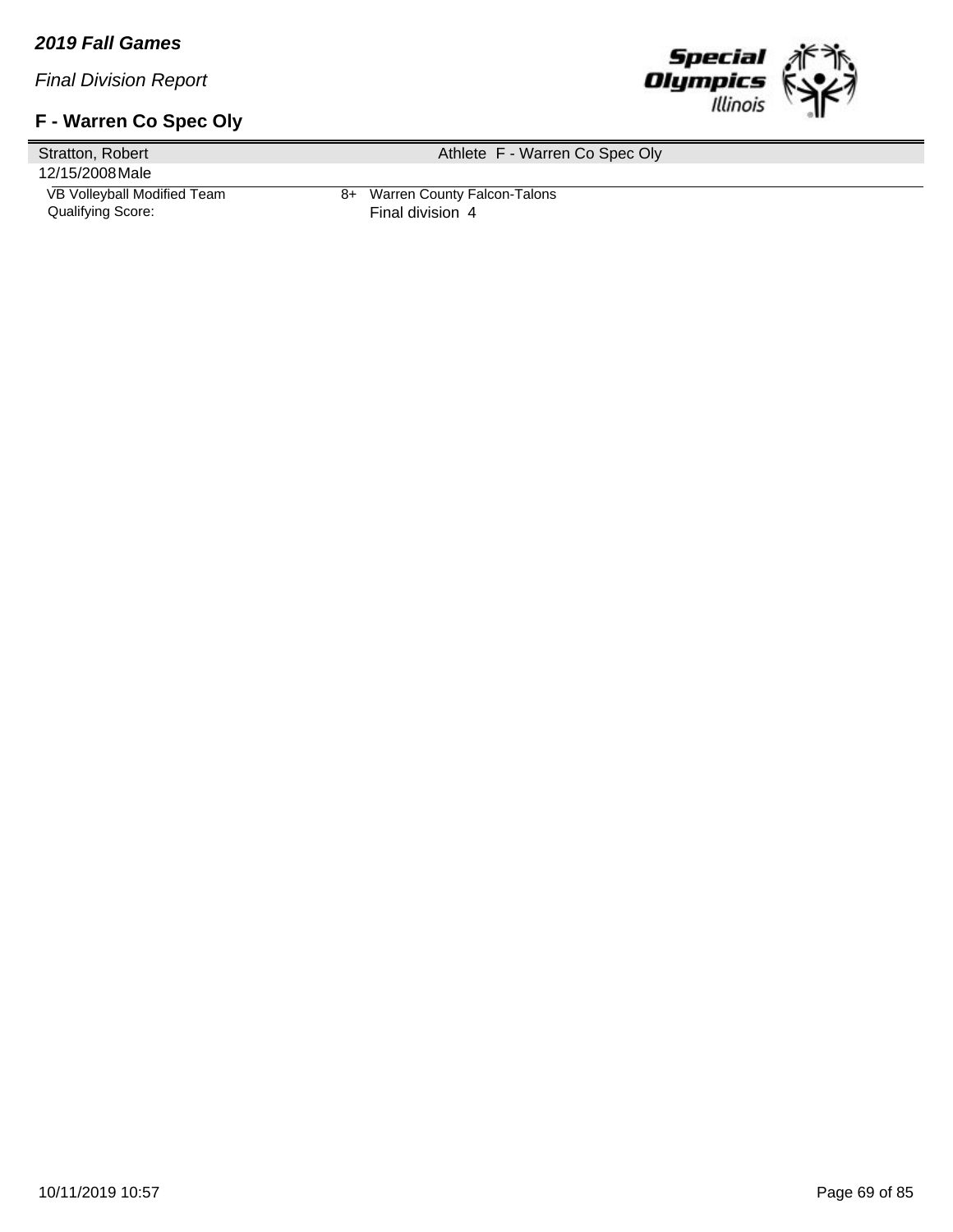***2019 Fall Games***

*Final Division Report*

### F - Warren Co Spec Oly

| Stratton, Robert | | Athlete F - Warren Co Spec Oly |
|---|---|---|
| 12/15/2008 Male | | |
| VB Volleyball Modified Team | 8+ | Warren County Falcon-Talons |
| Qualifying Score: | | Final division 4 |

10/11/2019 10:57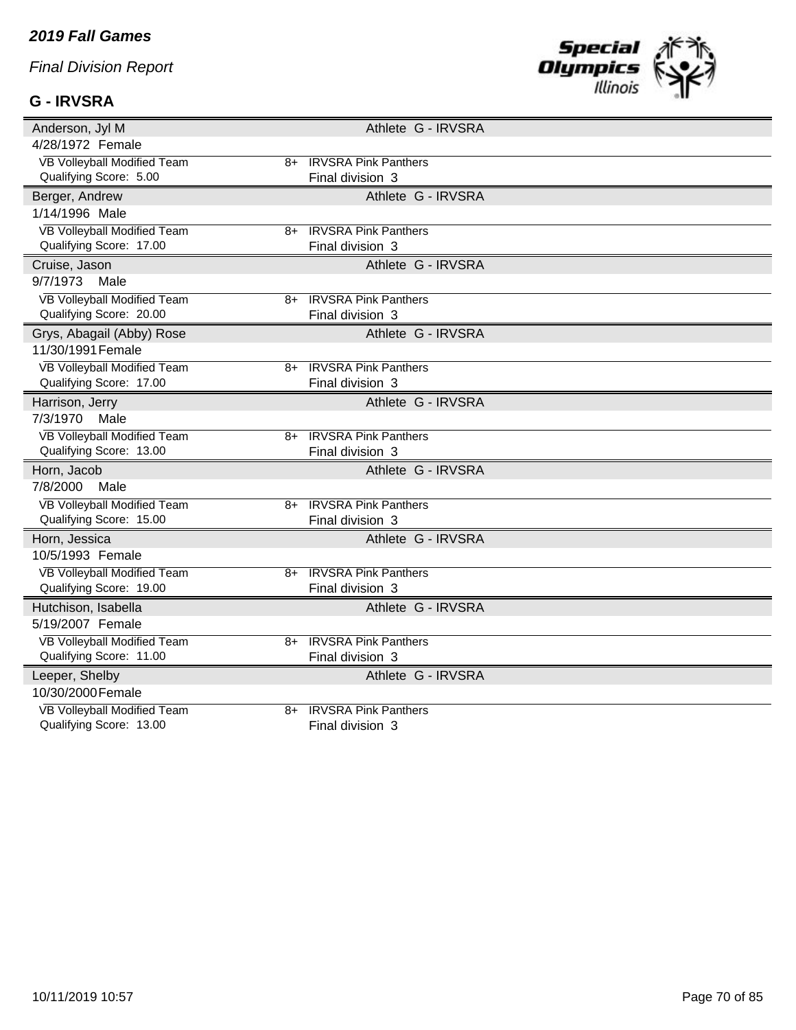*2019 Fall Games*

*Final Division Report*

**G - IRVSRA**

| Anderson, Jyl M | | Athlete G - IRVSRA |
|---|---|---|
| 4/28/1972 Female | | |
| VB Volleyball Modified Team | 8+ | IRVSRA Pink Panthers |
| Qualifying Score: 5.00 | | Final division 3 |
| **Berger, Andrew** | | **Athlete G - IRVSRA** |
| 1/14/1996 Male | | |
| VB Volleyball Modified Team | 8+ | IRVSRA Pink Panthers |
| Qualifying Score: 17.00 | | Final division 3 |
| **Cruise, Jason** | | **Athlete G - IRVSRA** |
| 9/7/1973 Male | | |
| VB Volleyball Modified Team | 8+ | IRVSRA Pink Panthers |
| Qualifying Score: 20.00 | | Final division 3 |
| **Grys, Abagail (Abby) Rose** | | **Athlete G - IRVSRA** |
| 11/30/1991 Female | | |
| VB Volleyball Modified Team | 8+ | IRVSRA Pink Panthers |
| Qualifying Score: 17.00 | | Final division 3 |
| **Harrison, Jerry** | | **Athlete G - IRVSRA** |
| 7/3/1970 Male | | |
| VB Volleyball Modified Team | 8+ | IRVSRA Pink Panthers |
| Qualifying Score: 13.00 | | Final division 3 |
| **Horn, Jacob** | | **Athlete G - IRVSRA** |
| 7/8/2000 Male | | |
| VB Volleyball Modified Team | 8+ | IRVSRA Pink Panthers |
| Qualifying Score: 15.00 | | Final division 3 |
| **Horn, Jessica** | | **Athlete G - IRVSRA** |
| 10/5/1993 Female | | |
| VB Volleyball Modified Team | 8+ | IRVSRA Pink Panthers |
| Qualifying Score: 19.00 | | Final division 3 |
| **Hutchison, Isabella** | | **Athlete G - IRVSRA** |
| 5/19/2007 Female | | |
| VB Volleyball Modified Team | 8+ | IRVSRA Pink Panthers |
| Qualifying Score: 11.00 | | Final division 3 |
| **Leeper, Shelby** | | **Athlete G - IRVSRA** |
| 10/30/2000 Female | | |
| VB Volleyball Modified Team | 8+ | IRVSRA Pink Panthers |
| Qualifying Score: 13.00 | | Final division 3 |

10/11/2019 10:57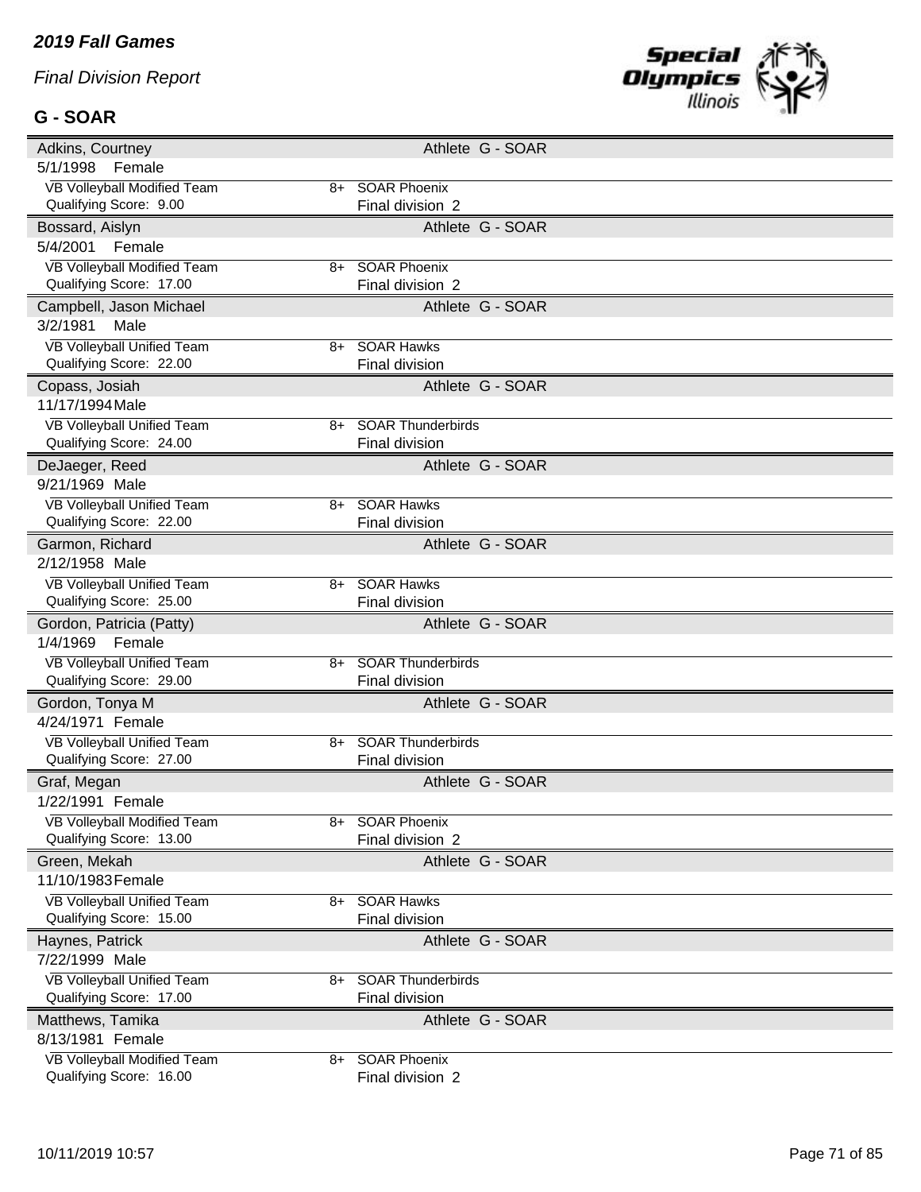*2019 Fall Games*

*Final Division Report*

## G - SOAR

| Name | | Athlete |
|---|---|---|
| **Adkins, Courtney** | | Athlete G - SOAR |
| 5/1/1998 Female | | |
| VB Volleyball Modified Team | 8+ | SOAR Phoenix |
| Qualifying Score: 9.00 | | Final division 2 |
| **Bossard, Aislyn** | | Athlete G - SOAR |
| 5/4/2001 Female | | |
| VB Volleyball Modified Team | 8+ | SOAR Phoenix |
| Qualifying Score: 17.00 | | Final division 2 |
| **Campbell, Jason Michael** | | Athlete G - SOAR |
| 3/2/1981 Male | | |
| VB Volleyball Unified Team | 8+ | SOAR Hawks |
| Qualifying Score: 22.00 | | Final division |
| **Copass, Josiah** | | Athlete G - SOAR |
| 11/17/1994 Male | | |
| VB Volleyball Unified Team | 8+ | SOAR Thunderbirds |
| Qualifying Score: 24.00 | | Final division |
| **DeJaeger, Reed** | | Athlete G - SOAR |
| 9/21/1969 Male | | |
| VB Volleyball Unified Team | 8+ | SOAR Hawks |
| Qualifying Score: 22.00 | | Final division |
| **Garmon, Richard** | | Athlete G - SOAR |
| 2/12/1958 Male | | |
| VB Volleyball Unified Team | 8+ | SOAR Hawks |
| Qualifying Score: 25.00 | | Final division |
| **Gordon, Patricia (Patty)** | | Athlete G - SOAR |
| 1/4/1969 Female | | |
| VB Volleyball Unified Team | 8+ | SOAR Thunderbirds |
| Qualifying Score: 29.00 | | Final division |
| **Gordon, Tonya M** | | Athlete G - SOAR |
| 4/24/1971 Female | | |
| VB Volleyball Unified Team | 8+ | SOAR Thunderbirds |
| Qualifying Score: 27.00 | | Final division |
| **Graf, Megan** | | Athlete G - SOAR |
| 1/22/1991 Female | | |
| VB Volleyball Modified Team | 8+ | SOAR Phoenix |
| Qualifying Score: 13.00 | | Final division 2 |
| **Green, Mekah** | | Athlete G - SOAR |
| 11/10/1983 Female | | |
| VB Volleyball Unified Team | 8+ | SOAR Hawks |
| Qualifying Score: 15.00 | | Final division |
| **Haynes, Patrick** | | Athlete G - SOAR |
| 7/22/1999 Male | | |
| VB Volleyball Unified Team | 8+ | SOAR Thunderbirds |
| Qualifying Score: 17.00 | | Final division |
| **Matthews, Tamika** | | Athlete G - SOAR |
| 8/13/1981 Female | | |
| VB Volleyball Modified Team | 8+ | SOAR Phoenix |
| Qualifying Score: 16.00 | | Final division 2 |

10/11/2019 10:57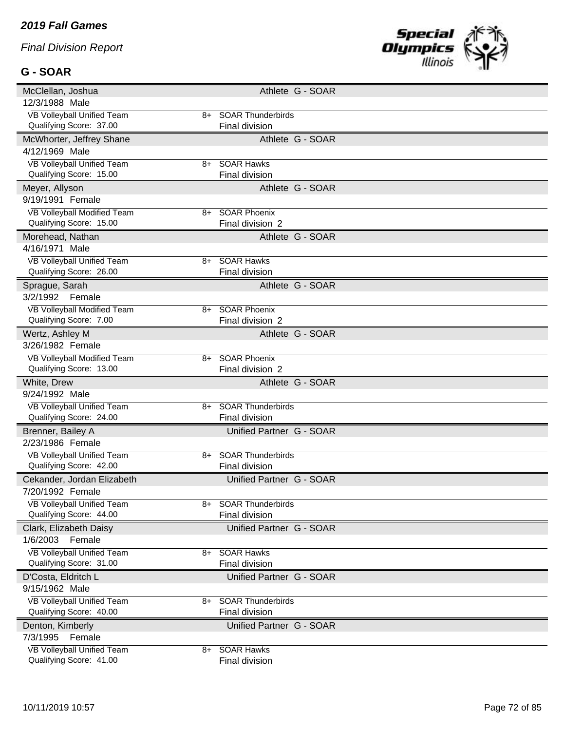*2019 Fall Games*

*Final Division Report*

**G - SOAR**

| Name | Role | Delegation |
|---|---|---|
| McClellan, Joshua | Athlete | G - SOAR |
| 12/3/1988 Male | | |
| VB Volleyball Unified Team | 8+ | SOAR Thunderbirds |
| Qualifying Score: 37.00 | | Final division |
| McWhorter, Jeffrey Shane | Athlete | G - SOAR |
| 4/12/1969 Male | | |
| VB Volleyball Unified Team | 8+ | SOAR Hawks |
| Qualifying Score: 15.00 | | Final division |
| Meyer, Allyson | Athlete | G - SOAR |
| 9/19/1991 Female | | |
| VB Volleyball Modified Team | 8+ | SOAR Phoenix |
| Qualifying Score: 15.00 | | Final division 2 |
| Morehead, Nathan | Athlete | G - SOAR |
| 4/16/1971 Male | | |
| VB Volleyball Unified Team | 8+ | SOAR Hawks |
| Qualifying Score: 26.00 | | Final division |
| Sprague, Sarah | Athlete | G - SOAR |
| 3/2/1992 Female | | |
| VB Volleyball Modified Team | 8+ | SOAR Phoenix |
| Qualifying Score: 7.00 | | Final division 2 |
| Wertz, Ashley M | Athlete | G - SOAR |
| 3/26/1982 Female | | |
| VB Volleyball Modified Team | 8+ | SOAR Phoenix |
| Qualifying Score: 13.00 | | Final division 2 |
| White, Drew | Athlete | G - SOAR |
| 9/24/1992 Male | | |
| VB Volleyball Unified Team | 8+ | SOAR Thunderbirds |
| Qualifying Score: 24.00 | | Final division |
| Brenner, Bailey A | Unified Partner | G - SOAR |
| 2/23/1986 Female | | |
| VB Volleyball Unified Team | 8+ | SOAR Thunderbirds |
| Qualifying Score: 42.00 | | Final division |
| Cekander, Jordan Elizabeth | Unified Partner | G - SOAR |
| 7/20/1992 Female | | |
| VB Volleyball Unified Team | 8+ | SOAR Thunderbirds |
| Qualifying Score: 44.00 | | Final division |
| Clark, Elizabeth Daisy | Unified Partner | G - SOAR |
| 1/6/2003 Female | | |
| VB Volleyball Unified Team | 8+ | SOAR Hawks |
| Qualifying Score: 31.00 | | Final division |
| D'Costa, Eldritch L | Unified Partner | G - SOAR |
| 9/15/1962 Male | | |
| VB Volleyball Unified Team | 8+ | SOAR Thunderbirds |
| Qualifying Score: 40.00 | | Final division |
| Denton, Kimberly | Unified Partner | G - SOAR |
| 7/3/1995 Female | | |
| VB Volleyball Unified Team | 8+ | SOAR Hawks |
| Qualifying Score: 41.00 | | Final division |

10/11/2019 10:57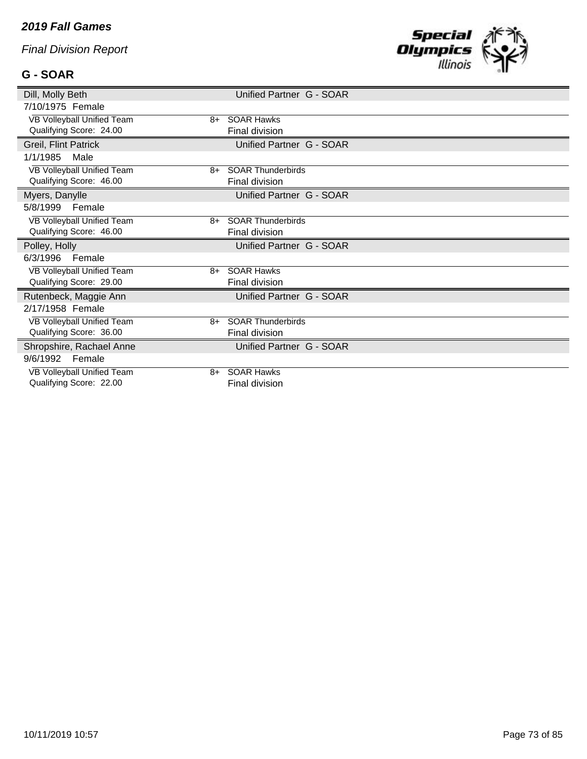*2019 Fall Games*

*Final Division Report*

## G - SOAR

| Dill, Molly Beth | | Unified Partner G - SOAR |
|---|---|---|
| 7/10/1975 Female | | |
| VB Volleyball Unified Team | 8+ | SOAR Hawks |
| Qualifying Score: 24.00 | | Final division |
| **Greil, Flint Patrick** | | **Unified Partner G - SOAR** |
| 1/1/1985 Male | | |
| VB Volleyball Unified Team | 8+ | SOAR Thunderbirds |
| Qualifying Score: 46.00 | | Final division |
| **Myers, Danylle** | | **Unified Partner G - SOAR** |
| 5/8/1999 Female | | |
| VB Volleyball Unified Team | 8+ | SOAR Thunderbirds |
| Qualifying Score: 46.00 | | Final division |
| **Polley, Holly** | | **Unified Partner G - SOAR** |
| 6/3/1996 Female | | |
| VB Volleyball Unified Team | 8+ | SOAR Hawks |
| Qualifying Score: 29.00 | | Final division |
| **Rutenbeck, Maggie Ann** | | **Unified Partner G - SOAR** |
| 2/17/1958 Female | | |
| VB Volleyball Unified Team | 8+ | SOAR Thunderbirds |
| Qualifying Score: 36.00 | | Final division |
| **Shropshire, Rachael Anne** | | **Unified Partner G - SOAR** |
| 9/6/1992 Female | | |
| VB Volleyball Unified Team | 8+ | SOAR Hawks |
| Qualifying Score: 22.00 | | Final division |

10/11/2019 10:57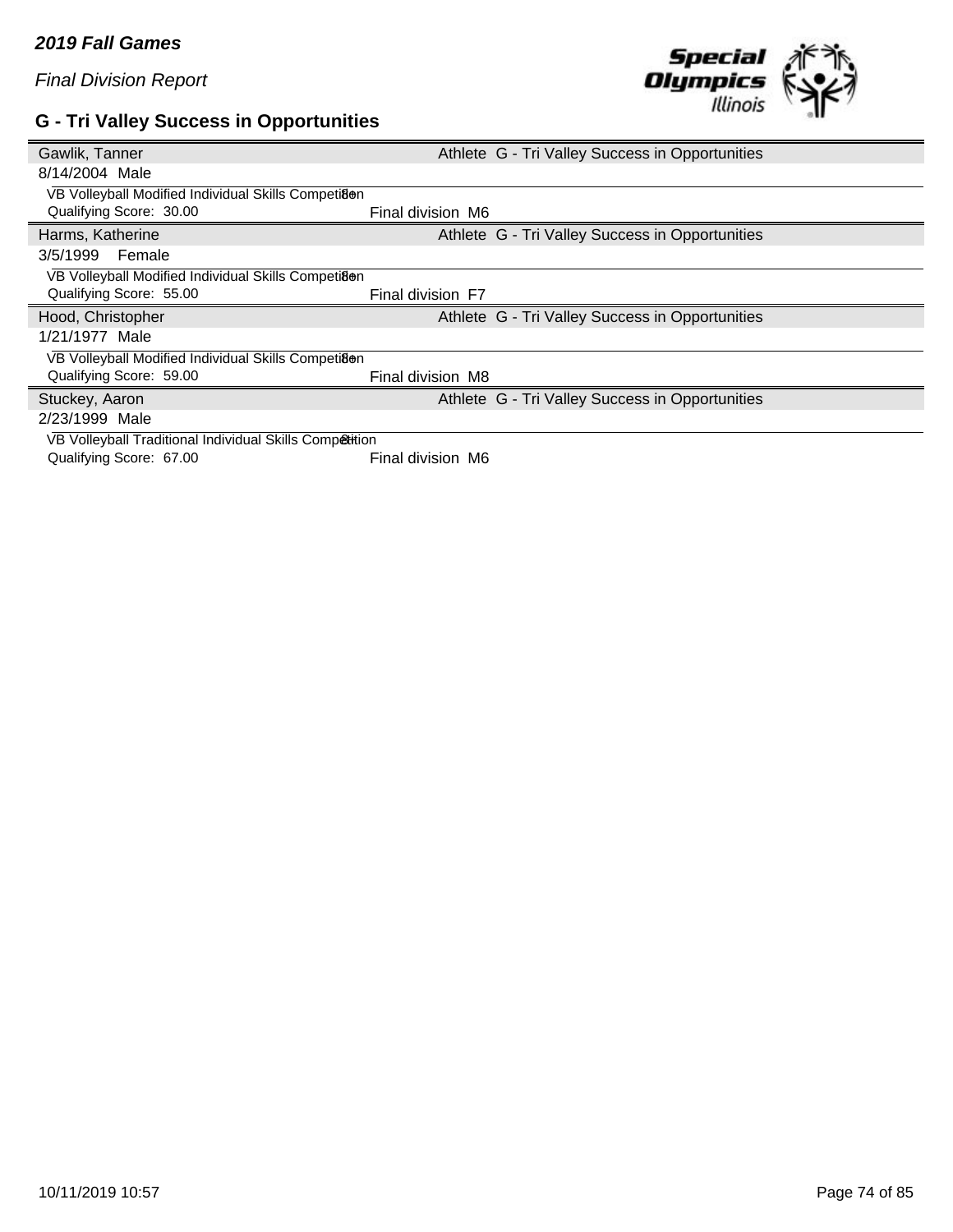*2019 Fall Games*

*Final Division Report*

## G - Tri Valley Success in Opportunities

Gawlik, Tanner — Athlete G - Tri Valley Success in Opportunities

8/14/2004 Male

VB Volleyball Modified Individual Skills Competition 8+

Qualifying Score: 30.00 — Final division M6

Harms, Katherine — Athlete G - Tri Valley Success in Opportunities

3/5/1999 Female

VB Volleyball Modified Individual Skills Competition 8+

Qualifying Score: 55.00 — Final division F7

Hood, Christopher — Athlete G - Tri Valley Success in Opportunities

1/21/1977 Male

VB Volleyball Modified Individual Skills Competition 8+

Qualifying Score: 59.00 — Final division M8

Stuckey, Aaron — Athlete G - Tri Valley Success in Opportunities

2/23/1999 Male

VB Volleyball Traditional Individual Skills Competition 8+

Qualifying Score: 67.00 — Final division M6

10/11/2019 10:57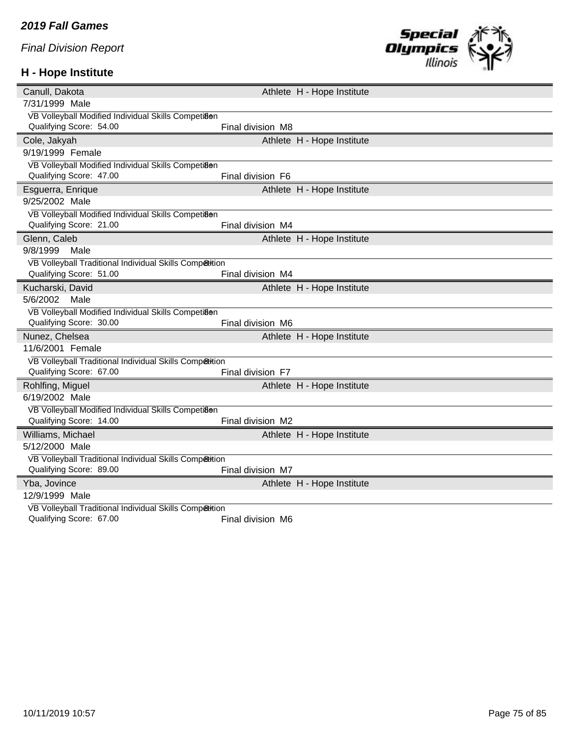*2019 Fall Games*

*Final Division Report*

## H - Hope Institute

**Canull, Dakota** — Athlete H - Hope Institute
7/31/1999 Male
VB Volleyball Modified Individual Skills Competition 8+
Qualifying Score: 54.00 — Final division M8

**Cole, Jakyah** — Athlete H - Hope Institute
9/19/1999 Female
VB Volleyball Modified Individual Skills Competition 8+
Qualifying Score: 47.00 — Final division F6

**Esguerra, Enrique** — Athlete H - Hope Institute
9/25/2002 Male
VB Volleyball Modified Individual Skills Competition 8+
Qualifying Score: 21.00 — Final division M4

**Glenn, Caleb** — Athlete H - Hope Institute
9/8/1999 Male
VB Volleyball Traditional Individual Skills Competition 8+
Qualifying Score: 51.00 — Final division M4

**Kucharski, David** — Athlete H - Hope Institute
5/6/2002 Male
VB Volleyball Modified Individual Skills Competition 8+
Qualifying Score: 30.00 — Final division M6

**Nunez, Chelsea** — Athlete H - Hope Institute
11/6/2001 Female
VB Volleyball Traditional Individual Skills Competition 8+
Qualifying Score: 67.00 — Final division F7

**Rohlfing, Miguel** — Athlete H - Hope Institute
6/19/2002 Male
VB Volleyball Modified Individual Skills Competition 8+
Qualifying Score: 14.00 — Final division M2

**Williams, Michael** — Athlete H - Hope Institute
5/12/2000 Male
VB Volleyball Traditional Individual Skills Competition 8+
Qualifying Score: 89.00 — Final division M7

**Yba, Jovince** — Athlete H - Hope Institute
12/9/1999 Male
VB Volleyball Traditional Individual Skills Competition 8+
Qualifying Score: 67.00 — Final division M6

10/11/2019 10:57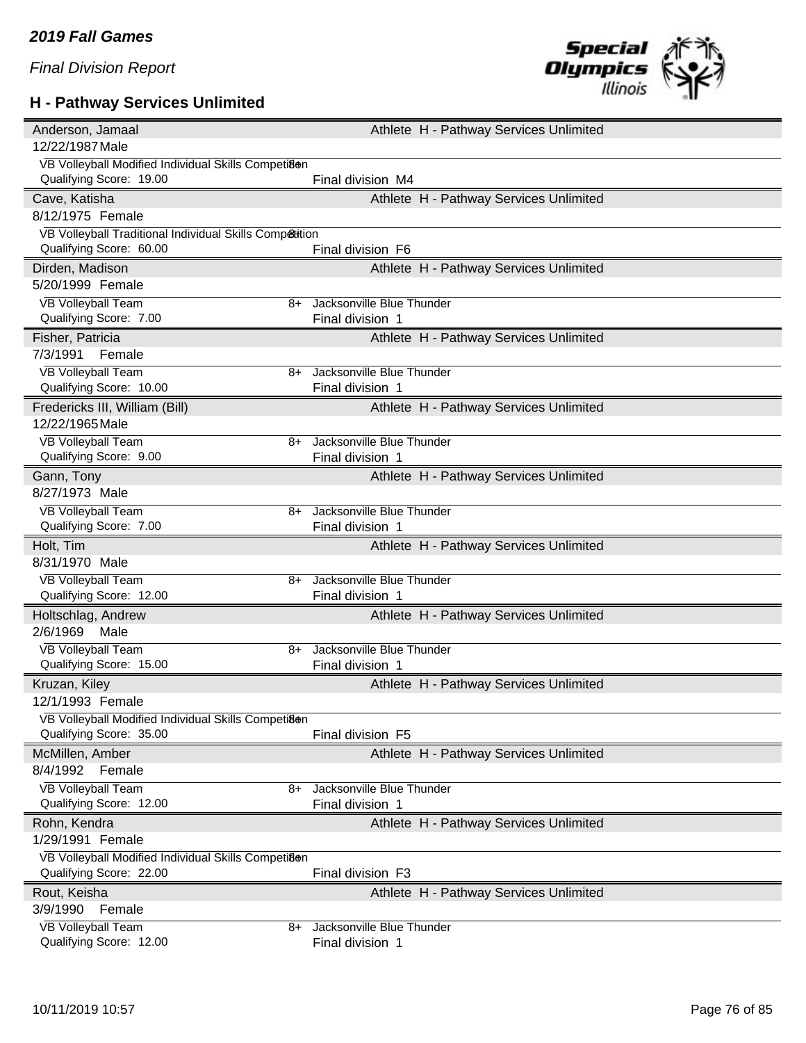*2019 Fall Games*

*Final Division Report*

## H - Pathway Services Unlimited

| Athlete | | | |
|---|---|---|---|
| Anderson, Jamaal | | Athlete | H - Pathway Services Unlimited |
| 12/22/1987 Male | | | |
| VB Volleyball Modified Individual Skills Competition | 8+ | | |
| Qualifying Score: 19.00 | | Final division M4 | |
| Cave, Katisha | | Athlete | H - Pathway Services Unlimited |
| 8/12/1975 Female | | | |
| VB Volleyball Traditional Individual Skills Competition | 8+ | | |
| Qualifying Score: 60.00 | | Final division F6 | |
| Dirden, Madison | | Athlete | H - Pathway Services Unlimited |
| 5/20/1999 Female | | | |
| VB Volleyball Team | 8+ | Jacksonville Blue Thunder | |
| Qualifying Score: 7.00 | | Final division 1 | |
| Fisher, Patricia | | Athlete | H - Pathway Services Unlimited |
| 7/3/1991 Female | | | |
| VB Volleyball Team | 8+ | Jacksonville Blue Thunder | |
| Qualifying Score: 10.00 | | Final division 1 | |
| Fredericks III, William (Bill) | | Athlete | H - Pathway Services Unlimited |
| 12/22/1965 Male | | | |
| VB Volleyball Team | 8+ | Jacksonville Blue Thunder | |
| Qualifying Score: 9.00 | | Final division 1 | |
| Gann, Tony | | Athlete | H - Pathway Services Unlimited |
| 8/27/1973 Male | | | |
| VB Volleyball Team | 8+ | Jacksonville Blue Thunder | |
| Qualifying Score: 7.00 | | Final division 1 | |
| Holt, Tim | | Athlete | H - Pathway Services Unlimited |
| 8/31/1970 Male | | | |
| VB Volleyball Team | 8+ | Jacksonville Blue Thunder | |
| Qualifying Score: 12.00 | | Final division 1 | |
| Holtschlag, Andrew | | Athlete | H - Pathway Services Unlimited |
| 2/6/1969 Male | | | |
| VB Volleyball Team | 8+ | Jacksonville Blue Thunder | |
| Qualifying Score: 15.00 | | Final division 1 | |
| Kruzan, Kiley | | Athlete | H - Pathway Services Unlimited |
| 12/1/1993 Female | | | |
| VB Volleyball Modified Individual Skills Competition | 8+ | | |
| Qualifying Score: 35.00 | | Final division F5 | |
| McMillen, Amber | | Athlete | H - Pathway Services Unlimited |
| 8/4/1992 Female | | | |
| VB Volleyball Team | 8+ | Jacksonville Blue Thunder | |
| Qualifying Score: 12.00 | | Final division 1 | |
| Rohn, Kendra | | Athlete | H - Pathway Services Unlimited |
| 1/29/1991 Female | | | |
| VB Volleyball Modified Individual Skills Competition | 8+ | | |
| Qualifying Score: 22.00 | | Final division F3 | |
| Rout, Keisha | | Athlete | H - Pathway Services Unlimited |
| 3/9/1990 Female | | | |
| VB Volleyball Team | 8+ | Jacksonville Blue Thunder | |
| Qualifying Score: 12.00 | | Final division 1 | |

10/11/2019 10:57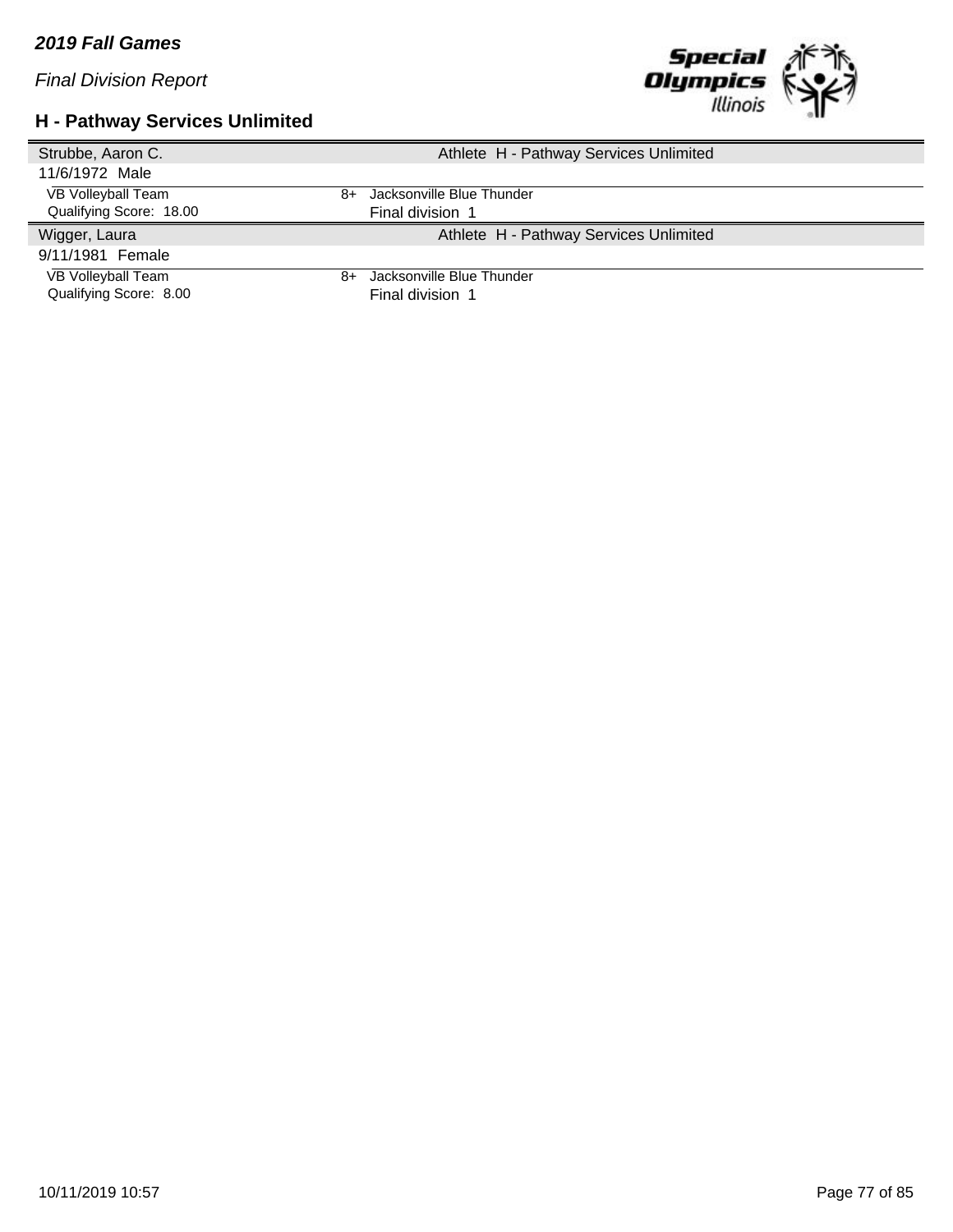*2019 Fall Games*

*Final Division Report*

## H - Pathway Services Unlimited

| Strubbe, Aaron C. | | Athlete H - Pathway Services Unlimited |
|---|---|---|
| 11/6/1972 Male | | |
| VB Volleyball Team | 8+ | Jacksonville Blue Thunder |
| Qualifying Score: 18.00 | | Final division 1 |

| Wigger, Laura | | Athlete H - Pathway Services Unlimited |
|---|---|---|
| 9/11/1981 Female | | |
| VB Volleyball Team | 8+ | Jacksonville Blue Thunder |
| Qualifying Score: 8.00 | | Final division 1 |

10/11/2019 10:57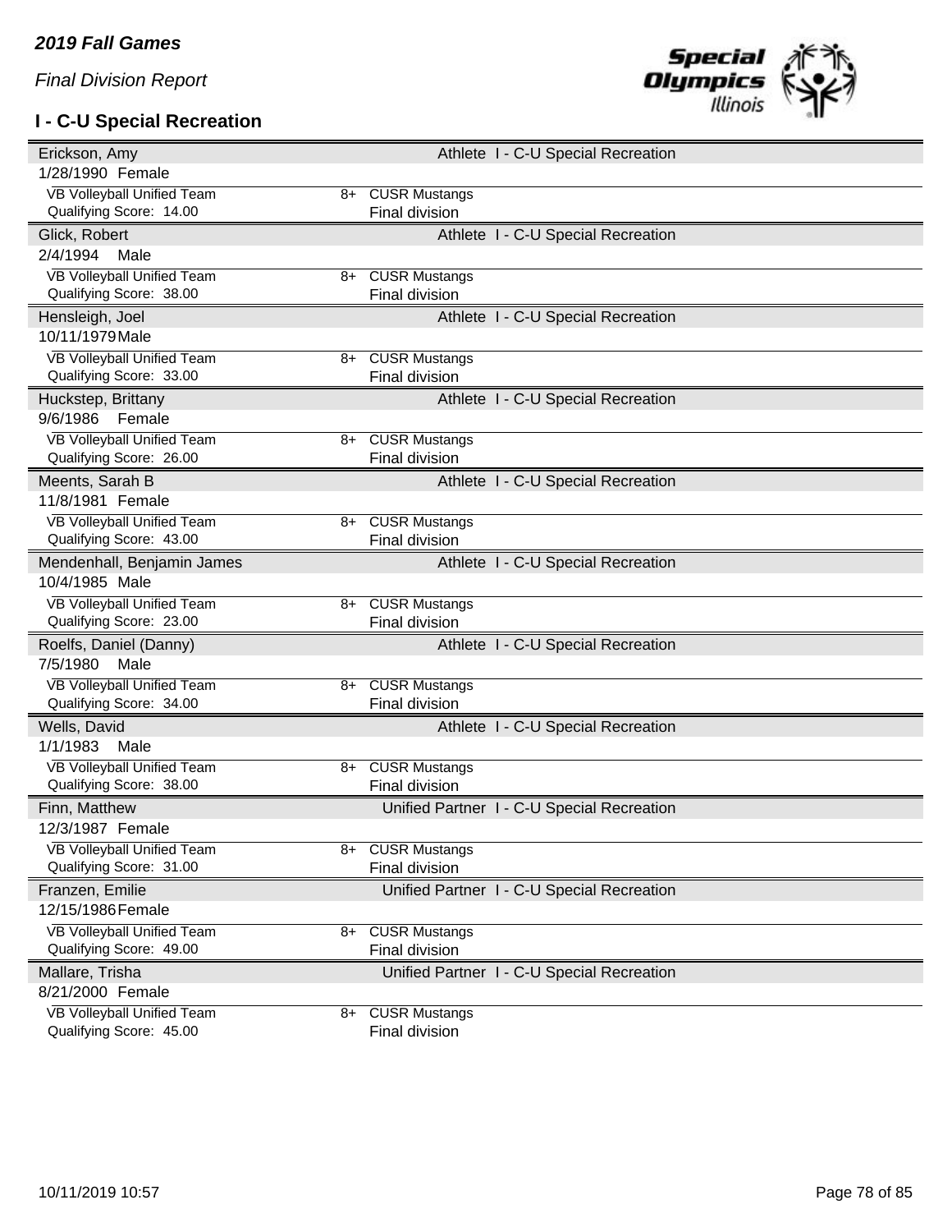*2019 Fall Games*

*Final Division Report*

### I - C-U Special Recreation

| Name | | Role / Agency |
|---|---|---|
| Erickson, Amy | | Athlete I - C-U Special Recreation |
| 1/28/1990 Female | | |
| VB Volleyball Unified Team | 8+ | CUSR Mustangs |
| Qualifying Score: 14.00 | | Final division |
| Glick, Robert | | Athlete I - C-U Special Recreation |
| 2/4/1994 Male | | |
| VB Volleyball Unified Team | 8+ | CUSR Mustangs |
| Qualifying Score: 38.00 | | Final division |
| Hensleigh, Joel | | Athlete I - C-U Special Recreation |
| 10/11/1979 Male | | |
| VB Volleyball Unified Team | 8+ | CUSR Mustangs |
| Qualifying Score: 33.00 | | Final division |
| Huckstep, Brittany | | Athlete I - C-U Special Recreation |
| 9/6/1986 Female | | |
| VB Volleyball Unified Team | 8+ | CUSR Mustangs |
| Qualifying Score: 26.00 | | Final division |
| Meents, Sarah B | | Athlete I - C-U Special Recreation |
| 11/8/1981 Female | | |
| VB Volleyball Unified Team | 8+ | CUSR Mustangs |
| Qualifying Score: 43.00 | | Final division |
| Mendenhall, Benjamin James | | Athlete I - C-U Special Recreation |
| 10/4/1985 Male | | |
| VB Volleyball Unified Team | 8+ | CUSR Mustangs |
| Qualifying Score: 23.00 | | Final division |
| Roelfs, Daniel (Danny) | | Athlete I - C-U Special Recreation |
| 7/5/1980 Male | | |
| VB Volleyball Unified Team | 8+ | CUSR Mustangs |
| Qualifying Score: 34.00 | | Final division |
| Wells, David | | Athlete I - C-U Special Recreation |
| 1/1/1983 Male | | |
| VB Volleyball Unified Team | 8+ | CUSR Mustangs |
| Qualifying Score: 38.00 | | Final division |
| Finn, Matthew | | Unified Partner I - C-U Special Recreation |
| 12/3/1987 Female | | |
| VB Volleyball Unified Team | 8+ | CUSR Mustangs |
| Qualifying Score: 31.00 | | Final division |
| Franzen, Emilie | | Unified Partner I - C-U Special Recreation |
| 12/15/1986 Female | | |
| VB Volleyball Unified Team | 8+ | CUSR Mustangs |
| Qualifying Score: 49.00 | | Final division |
| Mallare, Trisha | | Unified Partner I - C-U Special Recreation |
| 8/21/2000 Female | | |
| VB Volleyball Unified Team | 8+ | CUSR Mustangs |
| Qualifying Score: 45.00 | | Final division |

10/11/2019 10:57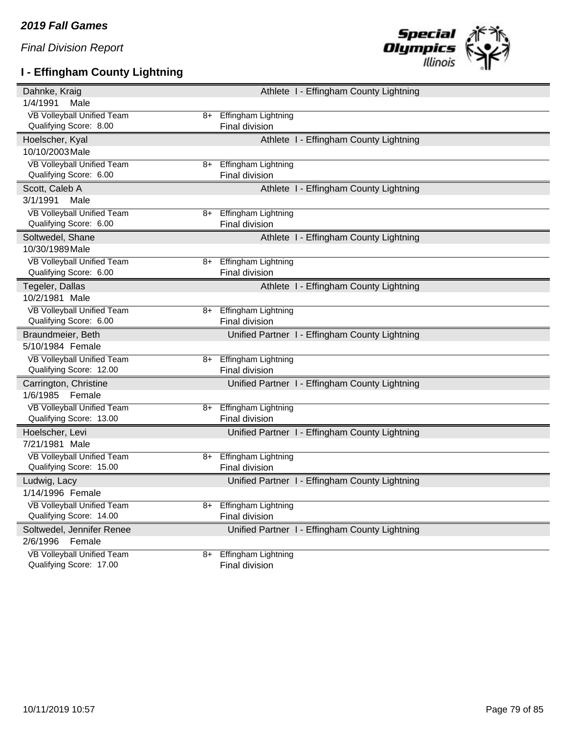*2019 Fall Games*

*Final Division Report*

## I - Effingham County Lightning

| Name | | Role |
|---|---|---|
| Dahnke, Kraig | | Athlete I - Effingham County Lightning |
| 1/4/1991 Male | | |
| VB Volleyball Unified Team | 8+ | Effingham Lightning |
| Qualifying Score: 8.00 | | Final division |
| Hoelscher, Kyal | | Athlete I - Effingham County Lightning |
| 10/10/2003 Male | | |
| VB Volleyball Unified Team | 8+ | Effingham Lightning |
| Qualifying Score: 6.00 | | Final division |
| Scott, Caleb A | | Athlete I - Effingham County Lightning |
| 3/1/1991 Male | | |
| VB Volleyball Unified Team | 8+ | Effingham Lightning |
| Qualifying Score: 6.00 | | Final division |
| Soltwedel, Shane | | Athlete I - Effingham County Lightning |
| 10/30/1989 Male | | |
| VB Volleyball Unified Team | 8+ | Effingham Lightning |
| Qualifying Score: 6.00 | | Final division |
| Tegeler, Dallas | | Athlete I - Effingham County Lightning |
| 10/2/1981 Male | | |
| VB Volleyball Unified Team | 8+ | Effingham Lightning |
| Qualifying Score: 6.00 | | Final division |
| Braundmeier, Beth | | Unified Partner I - Effingham County Lightning |
| 5/10/1984 Female | | |
| VB Volleyball Unified Team | 8+ | Effingham Lightning |
| Qualifying Score: 12.00 | | Final division |
| Carrington, Christine | | Unified Partner I - Effingham County Lightning |
| 1/6/1985 Female | | |
| VB Volleyball Unified Team | 8+ | Effingham Lightning |
| Qualifying Score: 13.00 | | Final division |
| Hoelscher, Levi | | Unified Partner I - Effingham County Lightning |
| 7/21/1981 Male | | |
| VB Volleyball Unified Team | 8+ | Effingham Lightning |
| Qualifying Score: 15.00 | | Final division |
| Ludwig, Lacy | | Unified Partner I - Effingham County Lightning |
| 1/14/1996 Female | | |
| VB Volleyball Unified Team | 8+ | Effingham Lightning |
| Qualifying Score: 14.00 | | Final division |
| Soltwedel, Jennifer Renee | | Unified Partner I - Effingham County Lightning |
| 2/6/1996 Female | | |
| VB Volleyball Unified Team | 8+ | Effingham Lightning |
| Qualifying Score: 17.00 | | Final division |

10/11/2019 10:57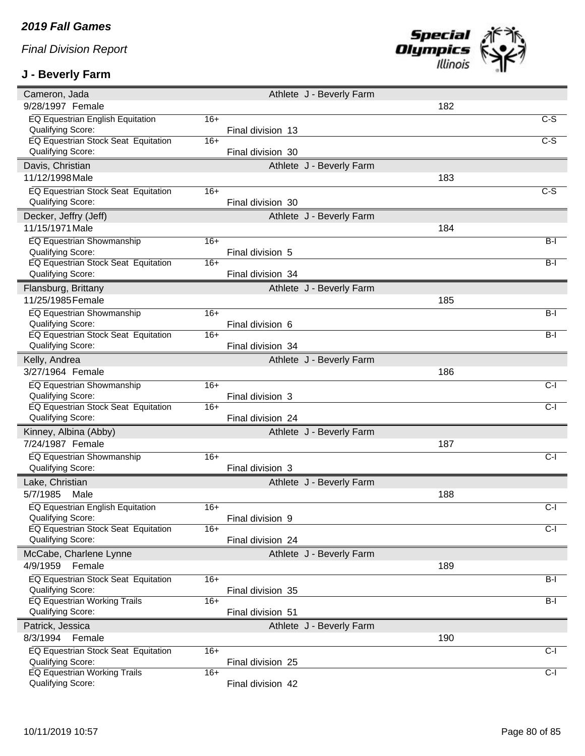## 2019 Fall Games

*Final Division Report*

### J - Beverly Farm

| Athlete | Details | | Division | Number | Level |
|---|---|---|---|---|---|
| **Cameron, Jada** | | Athlete J - Beverly Farm | | | |
| 9/28/1997 Female | | | | 182 | |
| EQ Equestrian English Equitation | 16+ | | | | C-S |
| Qualifying Score: | | | Final division 13 | | |
| EQ Equestrian Stock Seat Equitation | 16+ | | | | C-S |
| Qualifying Score: | | | Final division 30 | | |
| **Davis, Christian** | | Athlete J - Beverly Farm | | | |
| 11/12/1998 Male | | | | 183 | |
| EQ Equestrian Stock Seat Equitation | 16+ | | | | C-S |
| Qualifying Score: | | | Final division 30 | | |
| **Decker, Jeffry (Jeff)** | | Athlete J - Beverly Farm | | | |
| 11/15/1971 Male | | | | 184 | |
| EQ Equestrian Showmanship | 16+ | | | | B-I |
| Qualifying Score: | | | Final division 5 | | |
| EQ Equestrian Stock Seat Equitation | 16+ | | | | B-I |
| Qualifying Score: | | | Final division 34 | | |
| **Flansburg, Brittany** | | Athlete J - Beverly Farm | | | |
| 11/25/1985 Female | | | | 185 | |
| EQ Equestrian Showmanship | 16+ | | | | B-I |
| Qualifying Score: | | | Final division 6 | | |
| EQ Equestrian Stock Seat Equitation | 16+ | | | | B-I |
| Qualifying Score: | | | Final division 34 | | |
| **Kelly, Andrea** | | Athlete J - Beverly Farm | | | |
| 3/27/1964 Female | | | | 186 | |
| EQ Equestrian Showmanship | 16+ | | | | C-I |
| Qualifying Score: | | | Final division 3 | | |
| EQ Equestrian Stock Seat Equitation | 16+ | | | | C-I |
| Qualifying Score: | | | Final division 24 | | |
| **Kinney, Albina (Abby)** | | Athlete J - Beverly Farm | | | |
| 7/24/1987 Female | | | | 187 | |
| EQ Equestrian Showmanship | 16+ | | | | C-I |
| Qualifying Score: | | | Final division 3 | | |
| **Lake, Christian** | | Athlete J - Beverly Farm | | | |
| 5/7/1985 Male | | | | 188 | |
| EQ Equestrian English Equitation | 16+ | | | | C-I |
| Qualifying Score: | | | Final division 9 | | |
| EQ Equestrian Stock Seat Equitation | 16+ | | | | C-I |
| Qualifying Score: | | | Final division 24 | | |
| **McCabe, Charlene Lynne** | | Athlete J - Beverly Farm | | | |
| 4/9/1959 Female | | | | 189 | |
| EQ Equestrian Stock Seat Equitation | 16+ | | | | B-I |
| Qualifying Score: | | | Final division 35 | | |
| EQ Equestrian Working Trails | 16+ | | | | B-I |
| Qualifying Score: | | | Final division 51 | | |
| **Patrick, Jessica** | | Athlete J - Beverly Farm | | | |
| 8/3/1994 Female | | | | 190 | |
| EQ Equestrian Stock Seat Equitation | 16+ | | | | C-I |
| Qualifying Score: | | | Final division 25 | | |
| EQ Equestrian Working Trails | 16+ | | | | C-I |
| Qualifying Score: | | | Final division 42 | | |

10/11/2019 10:57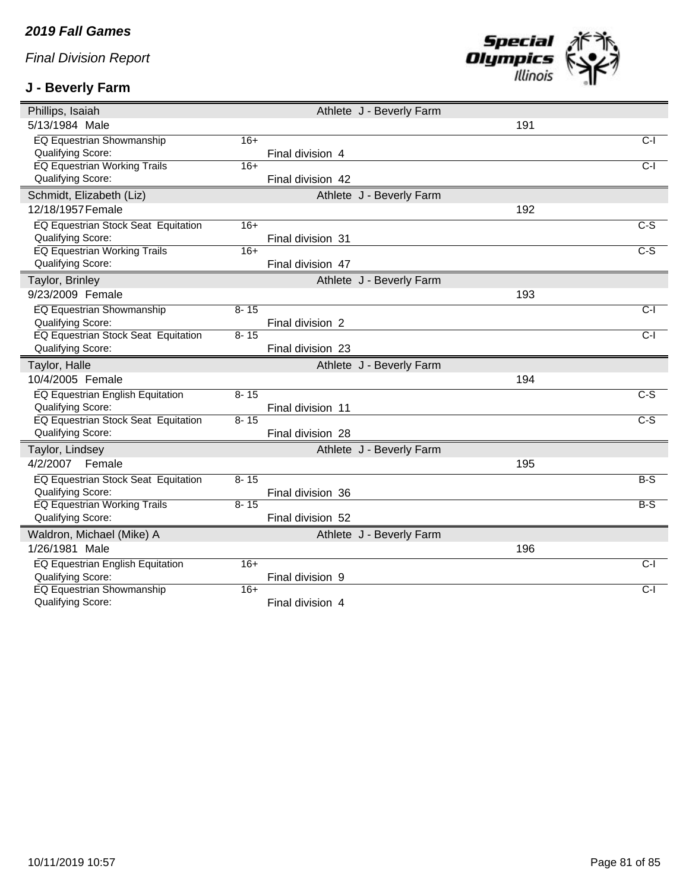*2019 Fall Games*

*Final Division Report*

## J - Beverly Farm

| Phillips, Isaiah | | Athlete J - Beverly Farm | | |
|---|---|---|---|---|
| 5/13/1984 Male | | | 191 | |
| EQ Equestrian Showmanship | 16+ | | | C-I |
| Qualifying Score: | | Final division 4 | | |
| EQ Equestrian Working Trails | 16+ | | | C-I |
| Qualifying Score: | | Final division 42 | | |

| Schmidt, Elizabeth (Liz) | | Athlete J - Beverly Farm | | |
|---|---|---|---|---|
| 12/18/1957 Female | | | 192 | |
| EQ Equestrian Stock Seat Equitation | 16+ | | | C-S |
| Qualifying Score: | | Final division 31 | | |
| EQ Equestrian Working Trails | 16+ | | | C-S |
| Qualifying Score: | | Final division 47 | | |

| Taylor, Brinley | | Athlete J - Beverly Farm | | |
|---|---|---|---|---|
| 9/23/2009 Female | | | 193 | |
| EQ Equestrian Showmanship | 8- 15 | | | C-I |
| Qualifying Score: | | Final division 2 | | |
| EQ Equestrian Stock Seat Equitation | 8- 15 | | | C-I |
| Qualifying Score: | | Final division 23 | | |

| Taylor, Halle | | Athlete J - Beverly Farm | | |
|---|---|---|---|---|
| 10/4/2005 Female | | | 194 | |
| EQ Equestrian English Equitation | 8- 15 | | | C-S |
| Qualifying Score: | | Final division 11 | | |
| EQ Equestrian Stock Seat Equitation | 8- 15 | | | C-S |
| Qualifying Score: | | Final division 28 | | |

| Taylor, Lindsey | | Athlete J - Beverly Farm | | |
|---|---|---|---|---|
| 4/2/2007 Female | | | 195 | |
| EQ Equestrian Stock Seat Equitation | 8- 15 | | | B-S |
| Qualifying Score: | | Final division 36 | | |
| EQ Equestrian Working Trails | 8- 15 | | | B-S |
| Qualifying Score: | | Final division 52 | | |

| Waldron, Michael (Mike) A | | Athlete J - Beverly Farm | | |
|---|---|---|---|---|
| 1/26/1981 Male | | | 196 | |
| EQ Equestrian English Equitation | 16+ | | | C-I |
| Qualifying Score: | | Final division 9 | | |
| EQ Equestrian Showmanship | 16+ | | | C-I |
| Qualifying Score: | | Final division 4 | | |

10/11/2019 10:57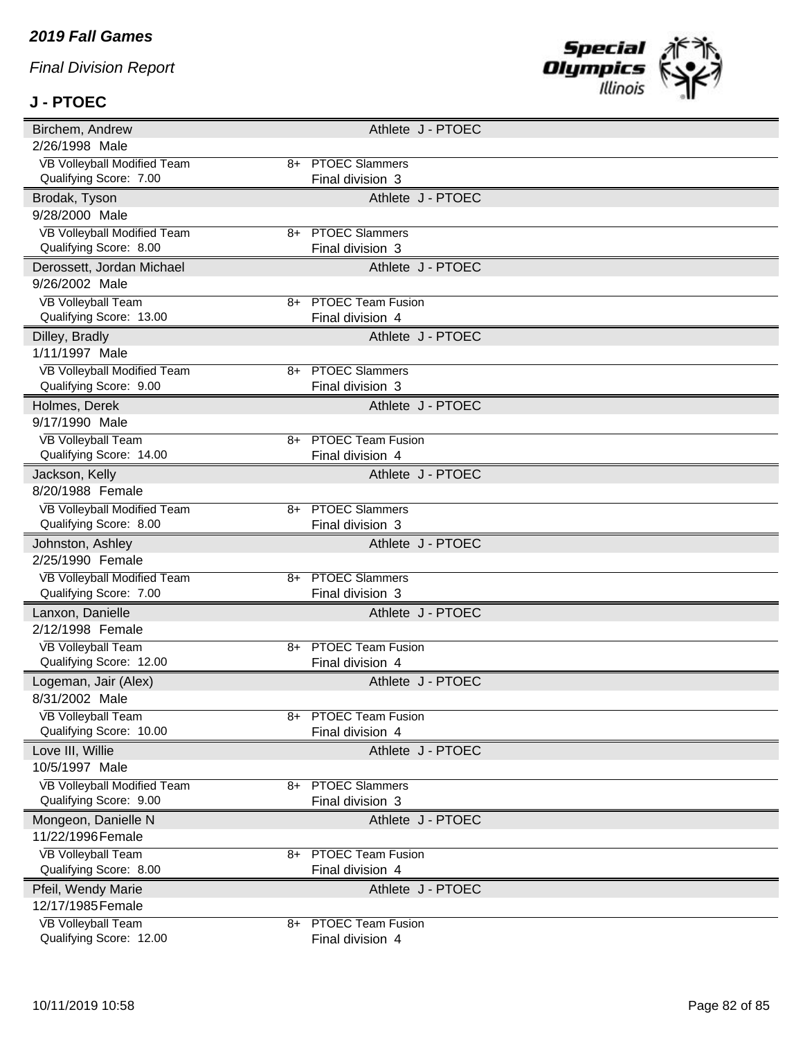*2019 Fall Games*

*Final Division Report*

**J - PTOEC**

| Athlete | | | |
|---|---|---|---|
| Birchem, Andrew | | Athlete J - PTOEC | |
| 2/26/1998 Male | | | |
| VB Volleyball Modified Team | 8+ | PTOEC Slammers | |
| Qualifying Score: 7.00 | | Final division 3 | |
| Brodak, Tyson | | Athlete J - PTOEC | |
| 9/28/2000 Male | | | |
| VB Volleyball Modified Team | 8+ | PTOEC Slammers | |
| Qualifying Score: 8.00 | | Final division 3 | |
| Derossett, Jordan Michael | | Athlete J - PTOEC | |
| 9/26/2002 Male | | | |
| VB Volleyball Team | 8+ | PTOEC Team Fusion | |
| Qualifying Score: 13.00 | | Final division 4 | |
| Dilley, Bradly | | Athlete J - PTOEC | |
| 1/11/1997 Male | | | |
| VB Volleyball Modified Team | 8+ | PTOEC Slammers | |
| Qualifying Score: 9.00 | | Final division 3 | |
| Holmes, Derek | | Athlete J - PTOEC | |
| 9/17/1990 Male | | | |
| VB Volleyball Team | 8+ | PTOEC Team Fusion | |
| Qualifying Score: 14.00 | | Final division 4 | |
| Jackson, Kelly | | Athlete J - PTOEC | |
| 8/20/1988 Female | | | |
| VB Volleyball Modified Team | 8+ | PTOEC Slammers | |
| Qualifying Score: 8.00 | | Final division 3 | |
| Johnston, Ashley | | Athlete J - PTOEC | |
| 2/25/1990 Female | | | |
| VB Volleyball Modified Team | 8+ | PTOEC Slammers | |
| Qualifying Score: 7.00 | | Final division 3 | |
| Lanxon, Danielle | | Athlete J - PTOEC | |
| 2/12/1998 Female | | | |
| VB Volleyball Team | 8+ | PTOEC Team Fusion | |
| Qualifying Score: 12.00 | | Final division 4 | |
| Logeman, Jair (Alex) | | Athlete J - PTOEC | |
| 8/31/2002 Male | | | |
| VB Volleyball Team | 8+ | PTOEC Team Fusion | |
| Qualifying Score: 10.00 | | Final division 4 | |
| Love III, Willie | | Athlete J - PTOEC | |
| 10/5/1997 Male | | | |
| VB Volleyball Modified Team | 8+ | PTOEC Slammers | |
| Qualifying Score: 9.00 | | Final division 3 | |
| Mongeon, Danielle N | | Athlete J - PTOEC | |
| 11/22/1996 Female | | | |
| VB Volleyball Team | 8+ | PTOEC Team Fusion | |
| Qualifying Score: 8.00 | | Final division 4 | |
| Pfeil, Wendy Marie | | Athlete J - PTOEC | |
| 12/17/1985 Female | | | |
| VB Volleyball Team | 8+ | PTOEC Team Fusion | |
| Qualifying Score: 12.00 | | Final division 4 | |

10/11/2019 10:58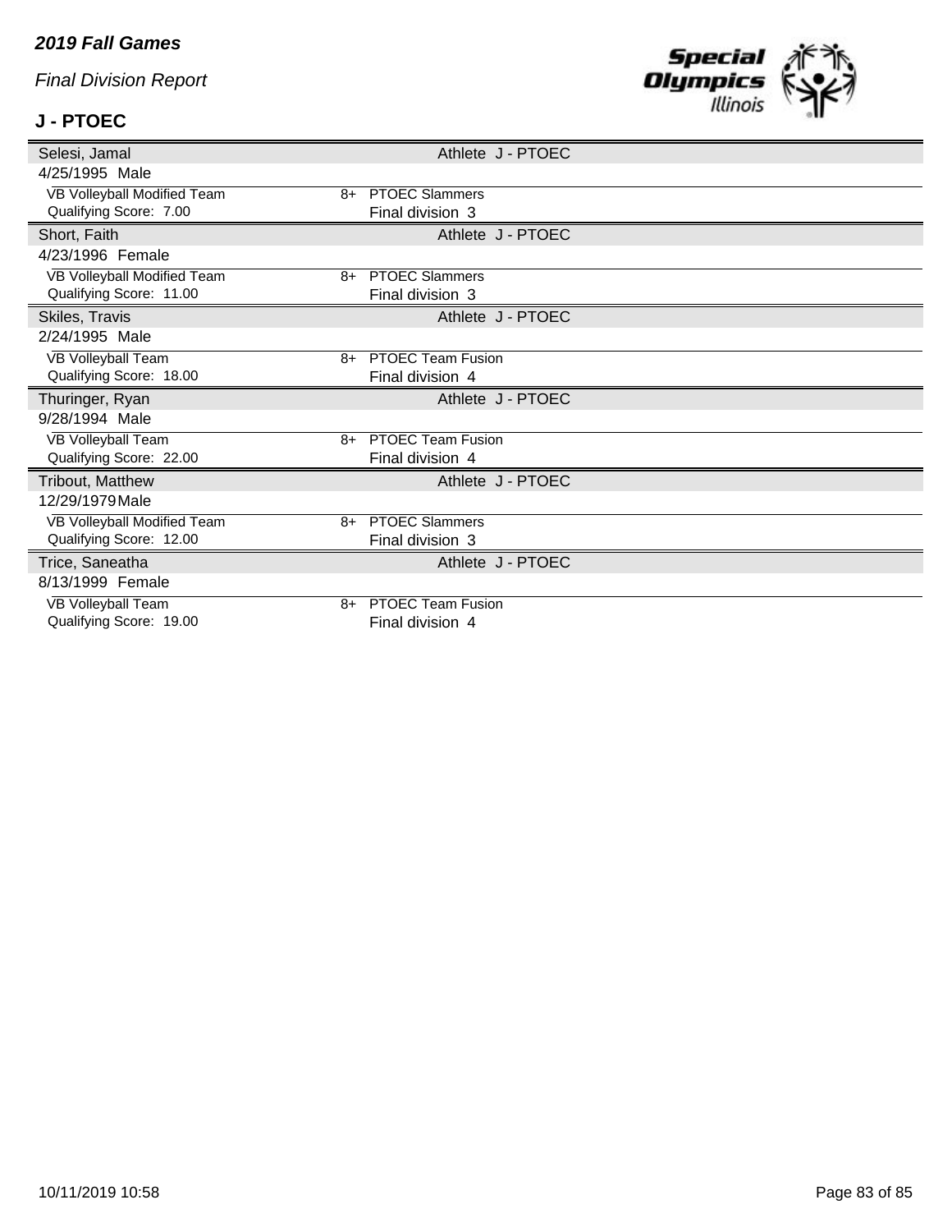*2019 Fall Games*

*Final Division Report*

**J - PTOEC**

| Athlete | | Details |
|---|---|---|
| Selesi, Jamal | | Athlete J - PTOEC |
| 4/25/1995 Male | | |
| VB Volleyball Modified Team | 8+ | PTOEC Slammers |
| Qualifying Score: 7.00 | | Final division 3 |
| Short, Faith | | Athlete J - PTOEC |
| 4/23/1996 Female | | |
| VB Volleyball Modified Team | 8+ | PTOEC Slammers |
| Qualifying Score: 11.00 | | Final division 3 |
| Skiles, Travis | | Athlete J - PTOEC |
| 2/24/1995 Male | | |
| VB Volleyball Team | 8+ | PTOEC Team Fusion |
| Qualifying Score: 18.00 | | Final division 4 |
| Thuringer, Ryan | | Athlete J - PTOEC |
| 9/28/1994 Male | | |
| VB Volleyball Team | 8+ | PTOEC Team Fusion |
| Qualifying Score: 22.00 | | Final division 4 |
| Tribout, Matthew | | Athlete J - PTOEC |
| 12/29/1979 Male | | |
| VB Volleyball Modified Team | 8+ | PTOEC Slammers |
| Qualifying Score: 12.00 | | Final division 3 |
| Trice, Saneatha | | Athlete J - PTOEC |
| 8/13/1999 Female | | |
| VB Volleyball Team | 8+ | PTOEC Team Fusion |
| Qualifying Score: 19.00 | | Final division 4 |

10/11/2019 10:58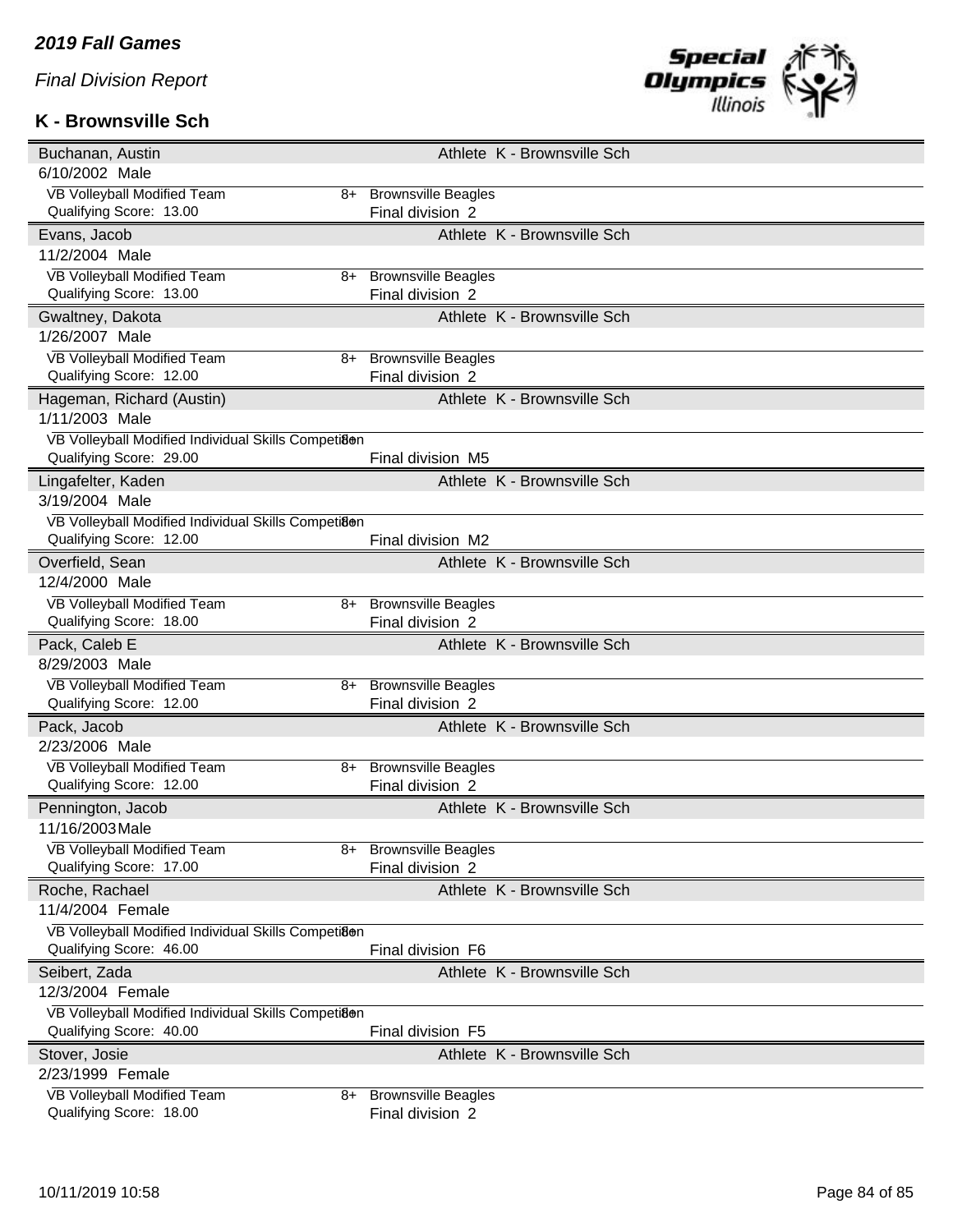*2019 Fall Games*

*Final Division Report*

**K - Brownsville Sch**

| Athlete | | Info |
|---|---|---|
| Buchanan, Austin | | Athlete K - Brownsville Sch |
| 6/10/2002 Male | | |
| VB Volleyball Modified Team | 8+ | Brownsville Beagles |
| Qualifying Score: 13.00 | | Final division 2 |
| Evans, Jacob | | Athlete K - Brownsville Sch |
| 11/2/2004 Male | | |
| VB Volleyball Modified Team | 8+ | Brownsville Beagles |
| Qualifying Score: 13.00 | | Final division 2 |
| Gwaltney, Dakota | | Athlete K - Brownsville Sch |
| 1/26/2007 Male | | |
| VB Volleyball Modified Team | 8+ | Brownsville Beagles |
| Qualifying Score: 12.00 | | Final division 2 |
| Hageman, Richard (Austin) | | Athlete K - Brownsville Sch |
| 1/11/2003 Male | | |
| VB Volleyball Modified Individual Skills Competition | 8+ | |
| Qualifying Score: 29.00 | | Final division M5 |
| Lingafelter, Kaden | | Athlete K - Brownsville Sch |
| 3/19/2004 Male | | |
| VB Volleyball Modified Individual Skills Competition | 8+ | |
| Qualifying Score: 12.00 | | Final division M2 |
| Overfield, Sean | | Athlete K - Brownsville Sch |
| 12/4/2000 Male | | |
| VB Volleyball Modified Team | 8+ | Brownsville Beagles |
| Qualifying Score: 18.00 | | Final division 2 |
| Pack, Caleb E | | Athlete K - Brownsville Sch |
| 8/29/2003 Male | | |
| VB Volleyball Modified Team | 8+ | Brownsville Beagles |
| Qualifying Score: 12.00 | | Final division 2 |
| Pack, Jacob | | Athlete K - Brownsville Sch |
| 2/23/2006 Male | | |
| VB Volleyball Modified Team | 8+ | Brownsville Beagles |
| Qualifying Score: 12.00 | | Final division 2 |
| Pennington, Jacob | | Athlete K - Brownsville Sch |
| 11/16/2003 Male | | |
| VB Volleyball Modified Team | 8+ | Brownsville Beagles |
| Qualifying Score: 17.00 | | Final division 2 |
| Roche, Rachael | | Athlete K - Brownsville Sch |
| 11/4/2004 Female | | |
| VB Volleyball Modified Individual Skills Competition | 8+ | |
| Qualifying Score: 46.00 | | Final division F6 |
| Seibert, Zada | | Athlete K - Brownsville Sch |
| 12/3/2004 Female | | |
| VB Volleyball Modified Individual Skills Competition | 8+ | |
| Qualifying Score: 40.00 | | Final division F5 |
| Stover, Josie | | Athlete K - Brownsville Sch |
| 2/23/1999 Female | | |
| VB Volleyball Modified Team | 8+ | Brownsville Beagles |
| Qualifying Score: 18.00 | | Final division 2 |

10/11/2019 10:58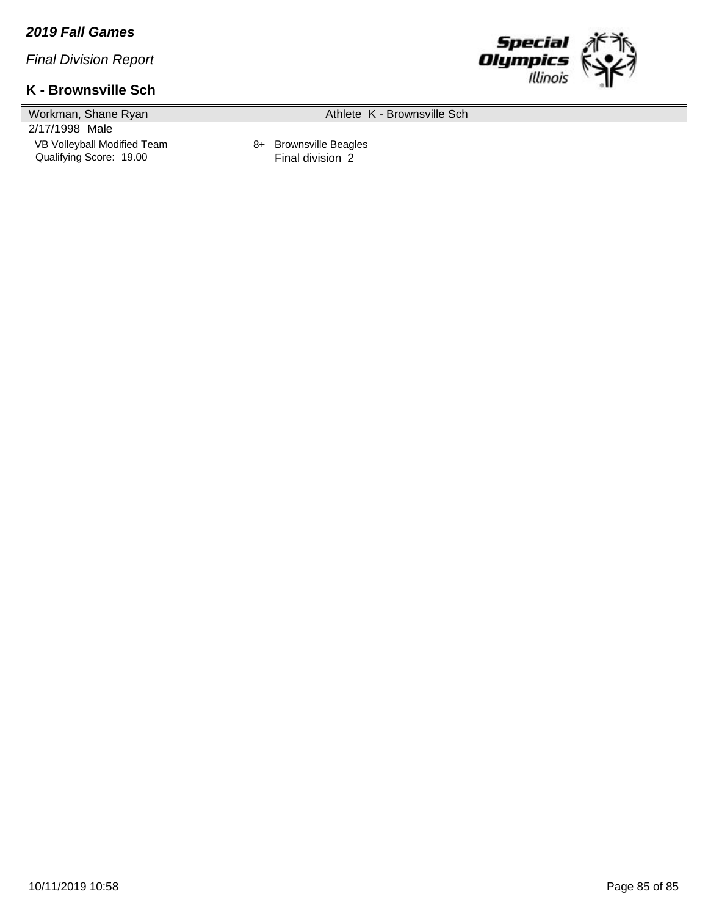*2019 Fall Games*

*Final Division Report*

**K - Brownsville Sch**

Workman, Shane Ryan — Athlete K - Brownsville Sch

2/17/1998 Male

| | | |
|---|---|---|
| VB Volleyball Modified Team | 8+ | Brownsville Beagles |
| Qualifying Score: 19.00 | | Final division 2 |